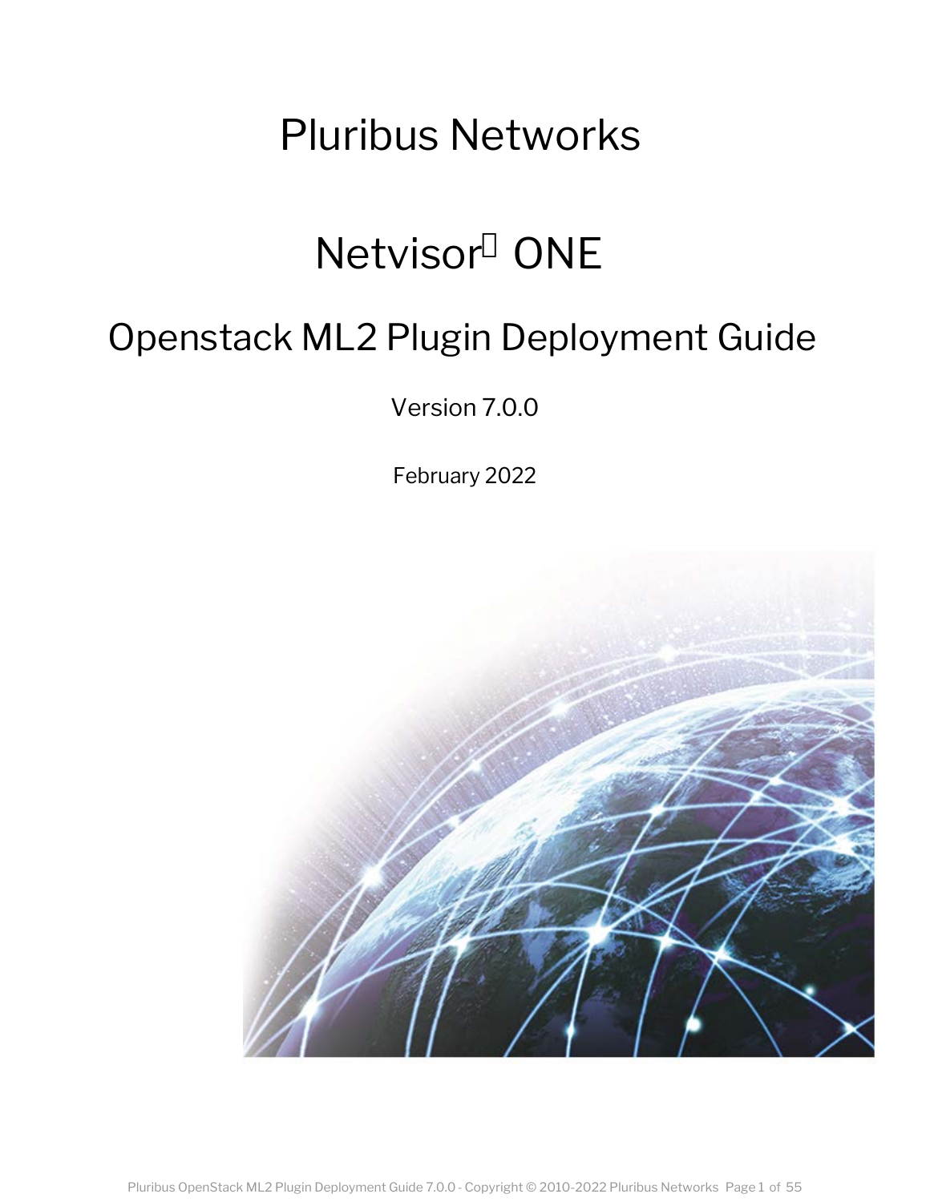# Pluribus Networks

# Netvisor ONE

## Openstack ML2 Plugin Deployment Guide

Version 7.0.0

February 2022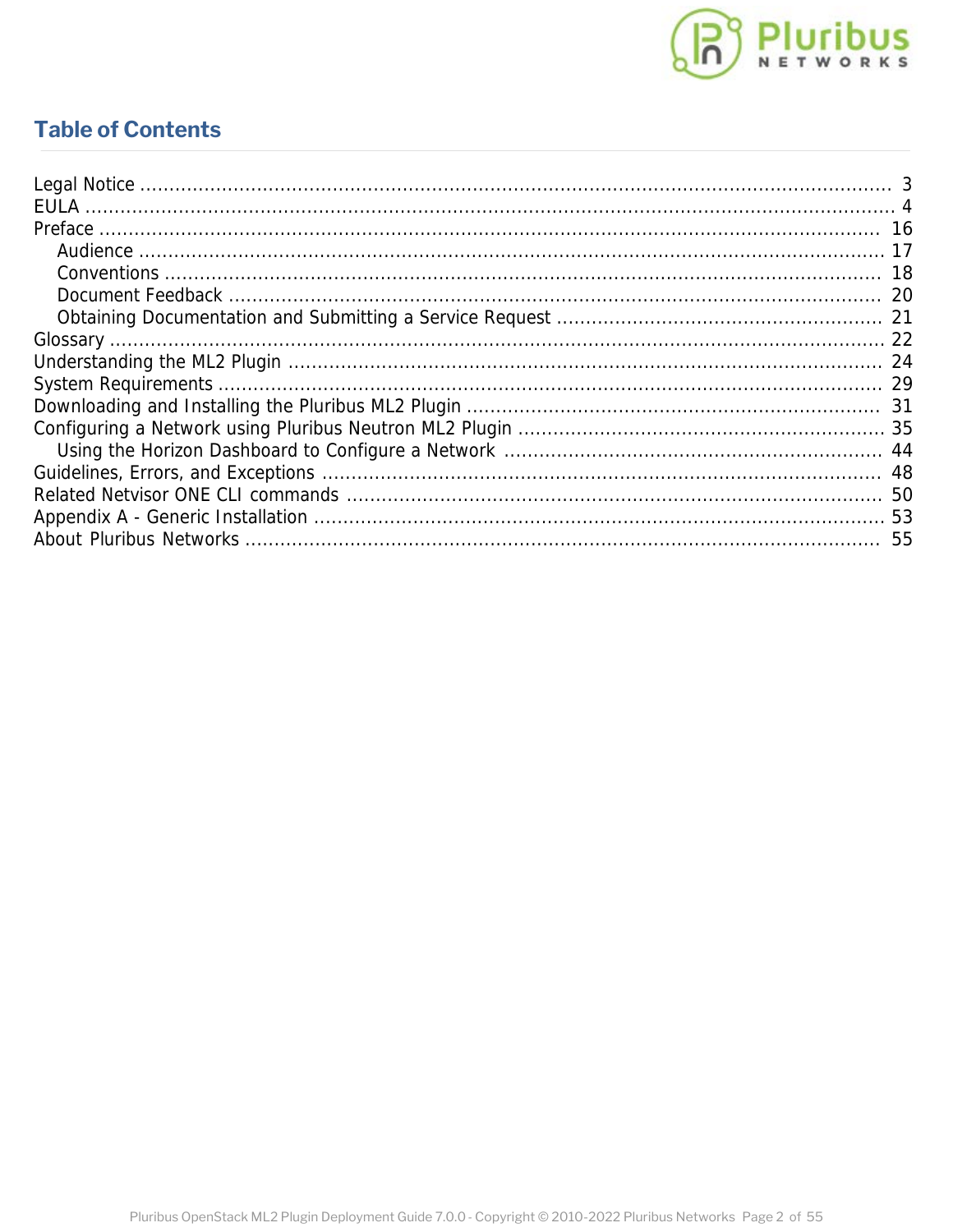# Table of Contents

- Legal Notice ... 3
- EULA ... 4
- Preface ... 16
  - Audience ... 17
  - Conventions ... 18
  - Document Feedback ... 20
  - Obtaining Documentation and Submitting a Service Request ... 21
- Glossary ... 22
- Understanding the ML2 Plugin ... 24
- System Requirements ... 29
- Downloading and Installing the Pluribus ML2 Plugin ... 31
- Configuring a Network using Pluribus Neutron ML2 Plugin ... 35
  - Using the Horizon Dashboard to Configure a Network ... 44
- Guidelines, Errors, and Exceptions ... 48
- Related Netvisor ONE CLI commands ... 50
- Appendix A - Generic Installation ... 53
- About Pluribus Networks ... 55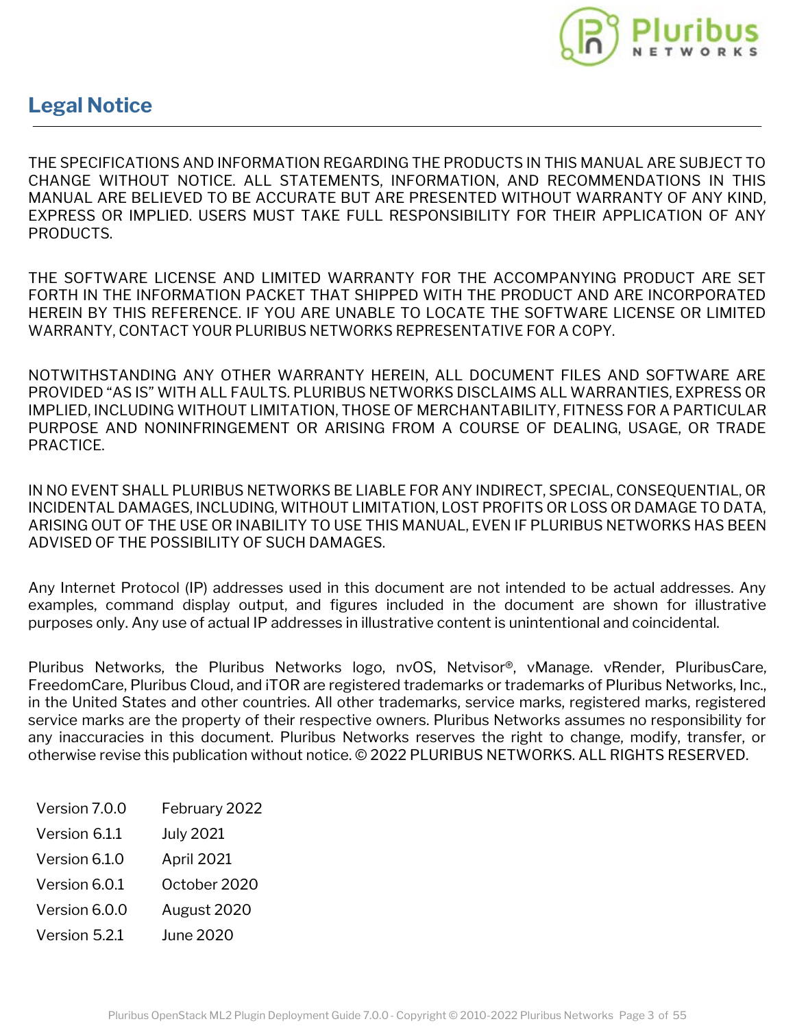# Legal Notice

THE SPECIFICATIONS AND INFORMATION REGARDING THE PRODUCTS IN THIS MANUAL ARE SUBJECT TO CHANGE WITHOUT NOTICE. ALL STATEMENTS, INFORMATION, AND RECOMMENDATIONS IN THIS MANUAL ARE BELIEVED TO BE ACCURATE BUT ARE PRESENTED WITHOUT WARRANTY OF ANY KIND, EXPRESS OR IMPLIED. USERS MUST TAKE FULL RESPONSIBILITY FOR THEIR APPLICATION OF ANY PRODUCTS.

THE SOFTWARE LICENSE AND LIMITED WARRANTY FOR THE ACCOMPANYING PRODUCT ARE SET FORTH IN THE INFORMATION PACKET THAT SHIPPED WITH THE PRODUCT AND ARE INCORPORATED HEREIN BY THIS REFERENCE. IF YOU ARE UNABLE TO LOCATE THE SOFTWARE LICENSE OR LIMITED WARRANTY, CONTACT YOUR PLURIBUS NETWORKS REPRESENTATIVE FOR A COPY.

NOTWITHSTANDING ANY OTHER WARRANTY HEREIN, ALL DOCUMENT FILES AND SOFTWARE ARE PROVIDED "AS IS" WITH ALL FAULTS. PLURIBUS NETWORKS DISCLAIMS ALL WARRANTIES, EXPRESS OR IMPLIED, INCLUDING WITHOUT LIMITATION, THOSE OF MERCHANTABILITY, FITNESS FOR A PARTICULAR PURPOSE AND NONINFRINGEMENT OR ARISING FROM A COURSE OF DEALING, USAGE, OR TRADE PRACTICE.

IN NO EVENT SHALL PLURIBUS NETWORKS BE LIABLE FOR ANY INDIRECT, SPECIAL, CONSEQUENTIAL, OR INCIDENTAL DAMAGES, INCLUDING, WITHOUT LIMITATION, LOST PROFITS OR LOSS OR DAMAGE TO DATA, ARISING OUT OF THE USE OR INABILITY TO USE THIS MANUAL, EVEN IF PLURIBUS NETWORKS HAS BEEN ADVISED OF THE POSSIBILITY OF SUCH DAMAGES.

Any Internet Protocol (IP) addresses used in this document are not intended to be actual addresses. Any examples, command display output, and figures included in the document are shown for illustrative purposes only. Any use of actual IP addresses in illustrative content is unintentional and coincidental.

Pluribus Networks, the Pluribus Networks logo, nvOS, Netvisor®, vManage. vRender, PluribusCare, FreedomCare, Pluribus Cloud, and iTOR are registered trademarks or trademarks of Pluribus Networks, Inc., in the United States and other countries. All other trademarks, service marks, registered marks, registered service marks are the property of their respective owners. Pluribus Networks assumes no responsibility for any inaccuracies in this document. Pluribus Networks reserves the right to change, modify, transfer, or otherwise revise this publication without notice. © 2022 PLURIBUS NETWORKS. ALL RIGHTS RESERVED.

| | |
|---|---|
| Version 7.0.0 | February 2022 |
| Version 6.1.1 | July 2021 |
| Version 6.1.0 | April 2021 |
| Version 6.0.1 | October 2020 |
| Version 6.0.0 | August 2020 |
| Version 5.2.1 | June 2020 |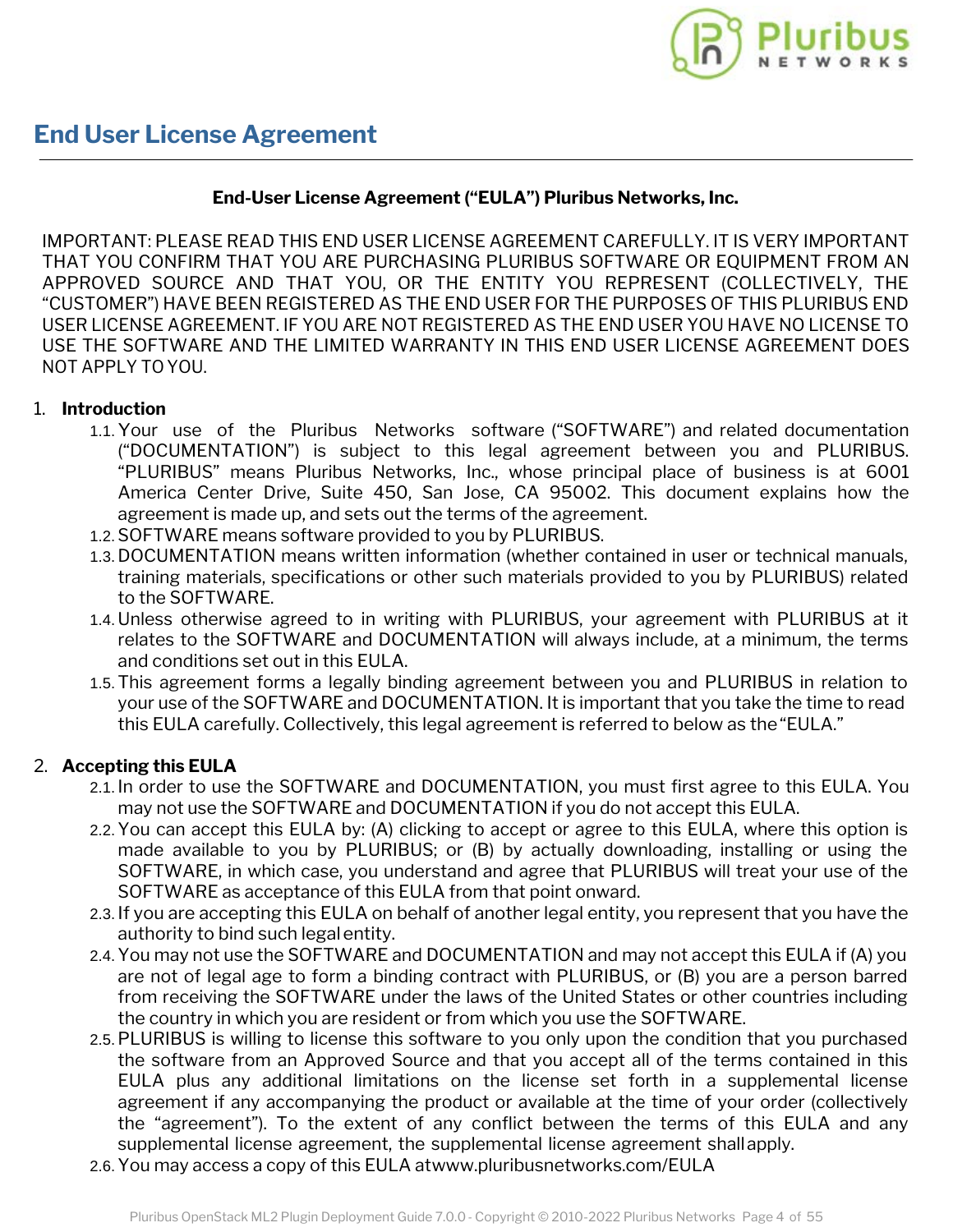# End User License Agreement

**End-User License Agreement ("EULA") Pluribus Networks, Inc.**

IMPORTANT: PLEASE READ THIS END USER LICENSE AGREEMENT CAREFULLY. IT IS VERY IMPORTANT THAT YOU CONFIRM THAT YOU ARE PURCHASING PLURIBUS SOFTWARE OR EQUIPMENT FROM AN APPROVED SOURCE AND THAT YOU, OR THE ENTITY YOU REPRESENT (COLLECTIVELY, THE "CUSTOMER") HAVE BEEN REGISTERED AS THE END USER FOR THE PURPOSES OF THIS PLURIBUS END USER LICENSE AGREEMENT. IF YOU ARE NOT REGISTERED AS THE END USER YOU HAVE NO LICENSE TO USE THE SOFTWARE AND THE LIMITED WARRANTY IN THIS END USER LICENSE AGREEMENT DOES NOT APPLY TO YOU.

1. **Introduction**
   - 1.1. Your use of the Pluribus Networks software ("SOFTWARE") and related documentation ("DOCUMENTATION") is subject to this legal agreement between you and PLURIBUS. "PLURIBUS" means Pluribus Networks, Inc., whose principal place of business is at 6001 America Center Drive, Suite 450, San Jose, CA 95002. This document explains how the agreement is made up, and sets out the terms of the agreement.
   - 1.2. SOFTWARE means software provided to you by PLURIBUS.
   - 1.3. DOCUMENTATION means written information (whether contained in user or technical manuals, training materials, specifications or other such materials provided to you by PLURIBUS) related to the SOFTWARE.
   - 1.4. Unless otherwise agreed to in writing with PLURIBUS, your agreement with PLURIBUS at it relates to the SOFTWARE and DOCUMENTATION will always include, at a minimum, the terms and conditions set out in this EULA.
   - 1.5. This agreement forms a legally binding agreement between you and PLURIBUS in relation to your use of the SOFTWARE and DOCUMENTATION. It is important that you take the time to read this EULA carefully. Collectively, this legal agreement is referred to below as the "EULA."

2. **Accepting this EULA**
   - 2.1. In order to use the SOFTWARE and DOCUMENTATION, you must first agree to this EULA. You may not use the SOFTWARE and DOCUMENTATION if you do not accept this EULA.
   - 2.2. You can accept this EULA by: (A) clicking to accept or agree to this EULA, where this option is made available to you by PLURIBUS; or (B) by actually downloading, installing or using the SOFTWARE, in which case, you understand and agree that PLURIBUS will treat your use of the SOFTWARE as acceptance of this EULA from that point onward.
   - 2.3. If you are accepting this EULA on behalf of another legal entity, you represent that you have the authority to bind such legal entity.
   - 2.4. You may not use the SOFTWARE and DOCUMENTATION and may not accept this EULA if (A) you are not of legal age to form a binding contract with PLURIBUS, or (B) you are a person barred from receiving the SOFTWARE under the laws of the United States or other countries including the country in which you are resident or from which you use the SOFTWARE.
   - 2.5. PLURIBUS is willing to license this software to you only upon the condition that you purchased the software from an Approved Source and that you accept all of the terms contained in this EULA plus any additional limitations on the license set forth in a supplemental license agreement if any accompanying the product or available at the time of your order (collectively the "agreement"). To the extent of any conflict between the terms of this EULA and any supplemental license agreement, the supplemental license agreement shall apply.
   - 2.6. You may access a copy of this EULA atwww.pluribusnetworks.com/EULA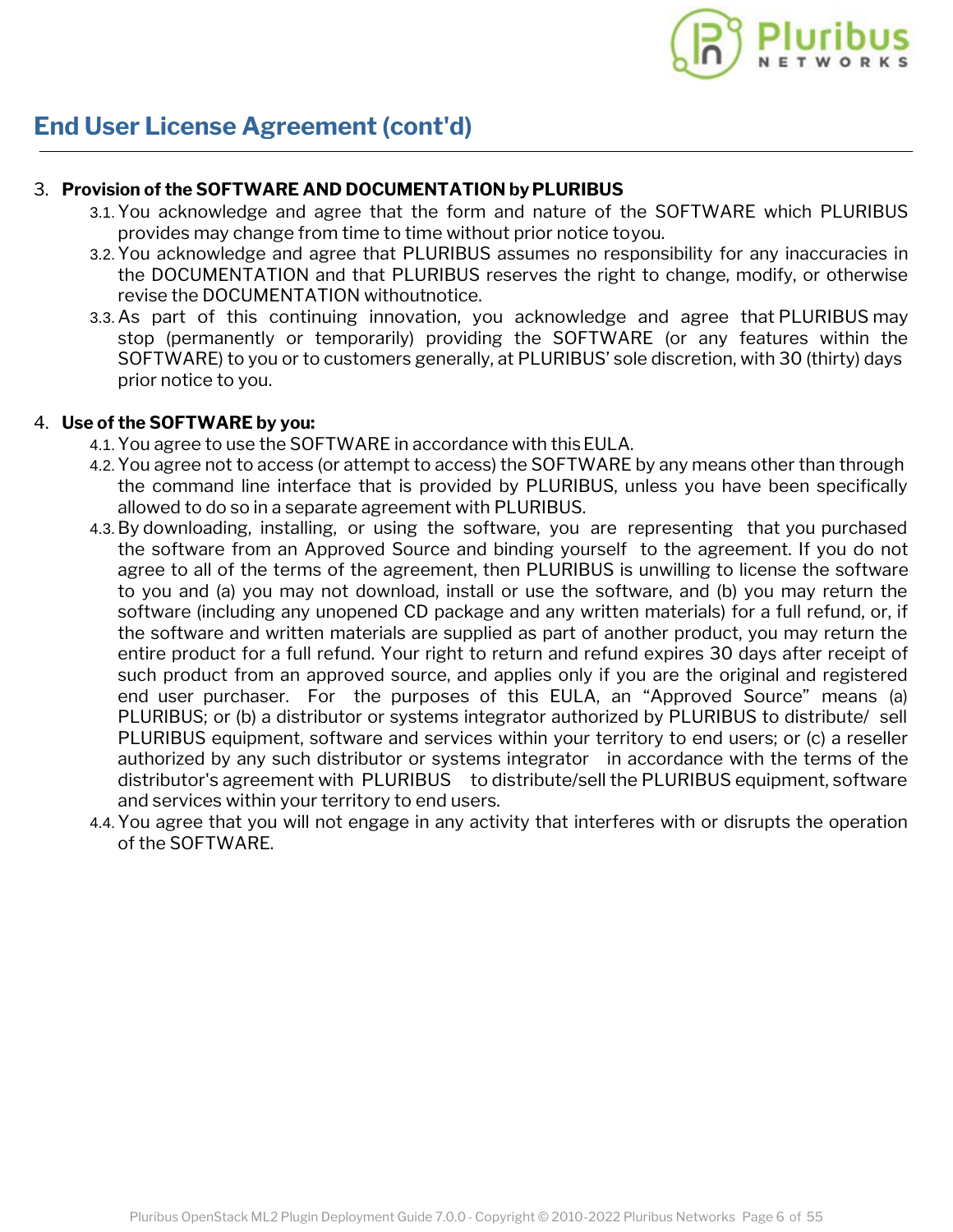## End User License Agreement (cont'd)

3. **Provision of the SOFTWARE AND DOCUMENTATION by PLURIBUS**
   - 3.1. You acknowledge and agree that the form and nature of the SOFTWARE which PLURIBUS provides may change from time to time without prior notice toyou.
   - 3.2. You acknowledge and agree that PLURIBUS assumes no responsibility for any inaccuracies in the DOCUMENTATION and that PLURIBUS reserves the right to change, modify, or otherwise revise the DOCUMENTATION withoutnotice.
   - 3.3. As part of this continuing innovation, you acknowledge and agree that PLURIBUS may stop (permanently or temporarily) providing the SOFTWARE (or any features within the SOFTWARE) to you or to customers generally, at PLURIBUS' sole discretion, with 30 (thirty) days prior notice to you.

4. **Use of the SOFTWARE by you:**
   - 4.1. You agree to use the SOFTWARE in accordance with this EULA.
   - 4.2. You agree not to access (or attempt to access) the SOFTWARE by any means other than through the command line interface that is provided by PLURIBUS, unless you have been specifically allowed to do so in a separate agreement with PLURIBUS.
   - 4.3. By downloading, installing, or using the software, you are representing that you purchased the software from an Approved Source and binding yourself to the agreement. If you do not agree to all of the terms of the agreement, then PLURIBUS is unwilling to license the software to you and (a) you may not download, install or use the software, and (b) you may return the software (including any unopened CD package and any written materials) for a full refund, or, if the software and written materials are supplied as part of another product, you may return the entire product for a full refund. Your right to return and refund expires 30 days after receipt of such product from an approved source, and applies only if you are the original and registered end user purchaser. For the purposes of this EULA, an "Approved Source" means (a) PLURIBUS; or (b) a distributor or systems integrator authorized by PLURIBUS to distribute/ sell PLURIBUS equipment, software and services within your territory to end users; or (c) a reseller authorized by any such distributor or systems integrator in accordance with the terms of the distributor's agreement with PLURIBUS to distribute/sell the PLURIBUS equipment, software and services within your territory to end users.
   - 4.4. You agree that you will not engage in any activity that interferes with or disrupts the operation of the SOFTWARE.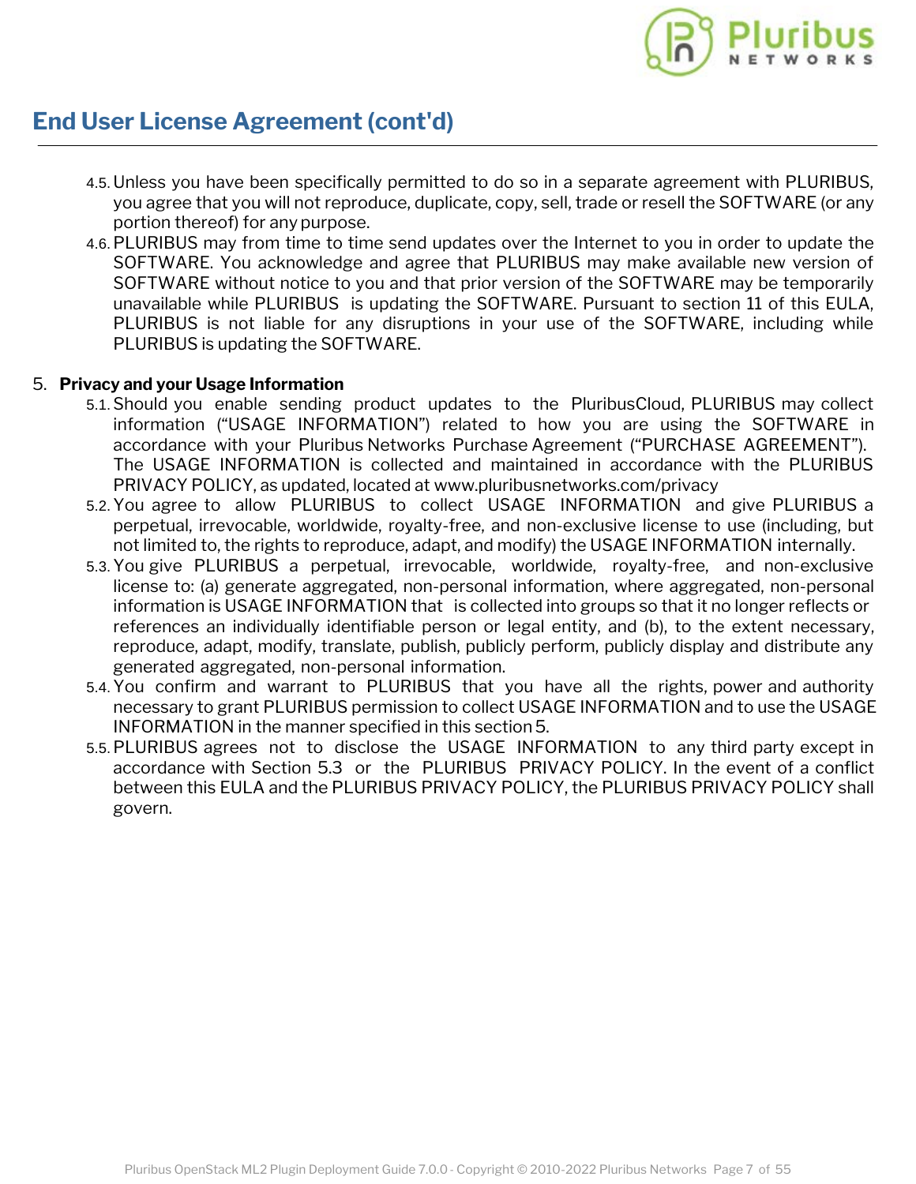## End User License Agreement (cont'd)

4.5. Unless you have been specifically permitted to do so in a separate agreement with PLURIBUS, you agree that you will not reproduce, duplicate, copy, sell, trade or resell the SOFTWARE (or any portion thereof) for any purpose.

4.6. PLURIBUS may from time to time send updates over the Internet to you in order to update the SOFTWARE. You acknowledge and agree that PLURIBUS may make available new version of SOFTWARE without notice to you and that prior version of the SOFTWARE may be temporarily unavailable while PLURIBUS is updating the SOFTWARE. Pursuant to section 11 of this EULA, PLURIBUS is not liable for any disruptions in your use of the SOFTWARE, including while PLURIBUS is updating the SOFTWARE.

5. **Privacy and your Usage Information**

5.1. Should you enable sending product updates to the PluribusCloud, PLURIBUS may collect information ("USAGE INFORMATION") related to how you are using the SOFTWARE in accordance with your Pluribus Networks Purchase Agreement ("PURCHASE AGREEMENT"). The USAGE INFORMATION is collected and maintained in accordance with the PLURIBUS PRIVACY POLICY, as updated, located at www.pluribusnetworks.com/privacy

5.2. You agree to allow PLURIBUS to collect USAGE INFORMATION and give PLURIBUS a perpetual, irrevocable, worldwide, royalty-free, and non-exclusive license to use (including, but not limited to, the rights to reproduce, adapt, and modify) the USAGE INFORMATION internally.

5.3. You give PLURIBUS a perpetual, irrevocable, worldwide, royalty-free, and non-exclusive license to: (a) generate aggregated, non-personal information, where aggregated, non-personal information is USAGE INFORMATION that is collected into groups so that it no longer reflects or references an individually identifiable person or legal entity, and (b), to the extent necessary, reproduce, adapt, modify, translate, publish, publicly perform, publicly display and distribute any generated aggregated, non-personal information.

5.4. You confirm and warrant to PLURIBUS that you have all the rights, power and authority necessary to grant PLURIBUS permission to collect USAGE INFORMATION and to use the USAGE INFORMATION in the manner specified in this section 5.

5.5. PLURIBUS agrees not to disclose the USAGE INFORMATION to any third party except in accordance with Section 5.3 or the PLURIBUS PRIVACY POLICY. In the event of a conflict between this EULA and the PLURIBUS PRIVACY POLICY, the PLURIBUS PRIVACY POLICY shall govern.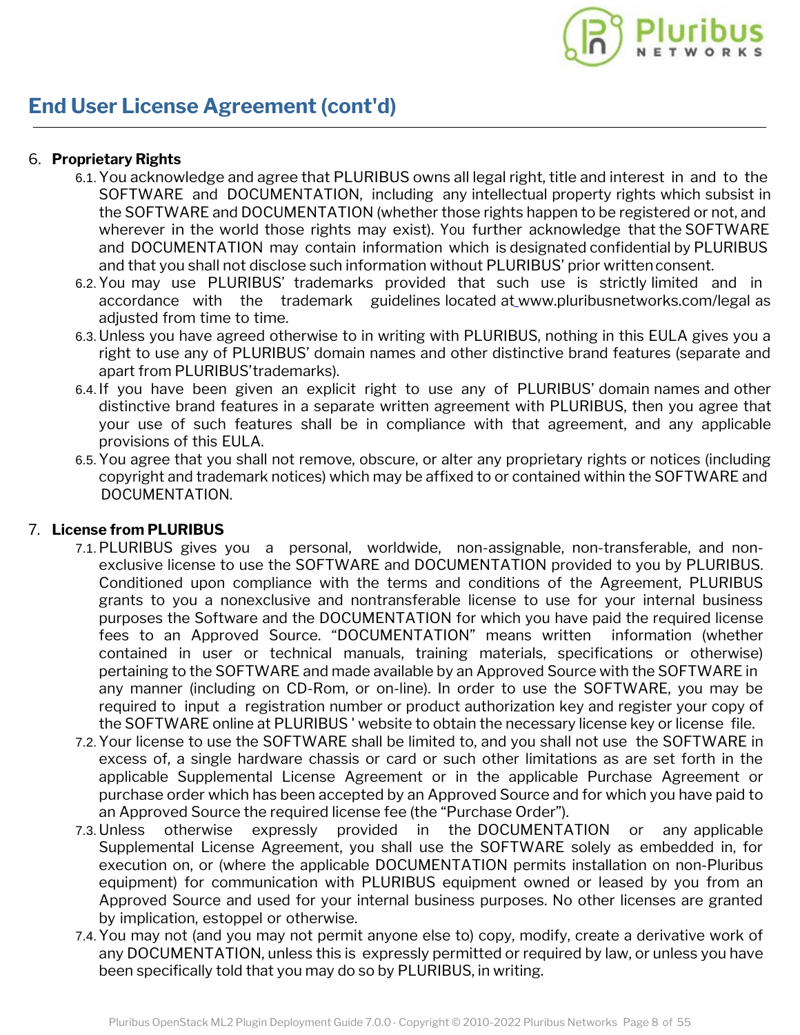## End User License Agreement (cont'd)

6. **Proprietary Rights**
   - 6.1. You acknowledge and agree that PLURIBUS owns all legal right, title and interest in and to the SOFTWARE and DOCUMENTATION, including any intellectual property rights which subsist in the SOFTWARE and DOCUMENTATION (whether those rights happen to be registered or not, and wherever in the world those rights may exist). You further acknowledge that the SOFTWARE and DOCUMENTATION may contain information which is designated confidential by PLURIBUS and that you shall not disclose such information without PLURIBUS' prior written consent.
   - 6.2. You may use PLURIBUS' trademarks provided that such use is strictly limited and in accordance with the trademark guidelines located at www.pluribusnetworks.com/legal as adjusted from time to time.
   - 6.3. Unless you have agreed otherwise to in writing with PLURIBUS, nothing in this EULA gives you a right to use any of PLURIBUS' domain names and other distinctive brand features (separate and apart from PLURIBUS'trademarks).
   - 6.4. If you have been given an explicit right to use any of PLURIBUS' domain names and other distinctive brand features in a separate written agreement with PLURIBUS, then you agree that your use of such features shall be in compliance with that agreement, and any applicable provisions of this EULA.
   - 6.5. You agree that you shall not remove, obscure, or alter any proprietary rights or notices (including copyright and trademark notices) which may be affixed to or contained within the SOFTWARE and DOCUMENTATION.

7. **License from PLURIBUS**
   - 7.1. PLURIBUS gives you a personal, worldwide, non-assignable, non-transferable, and non-exclusive license to use the SOFTWARE and DOCUMENTATION provided to you by PLURIBUS. Conditioned upon compliance with the terms and conditions of the Agreement, PLURIBUS grants to you a nonexclusive and nontransferable license to use for your internal business purposes the Software and the DOCUMENTATION for which you have paid the required license fees to an Approved Source. "DOCUMENTATION" means written information (whether contained in user or technical manuals, training materials, specifications or otherwise) pertaining to the SOFTWARE and made available by an Approved Source with the SOFTWARE in any manner (including on CD-Rom, or on-line). In order to use the SOFTWARE, you may be required to input a registration number or product authorization key and register your copy of the SOFTWARE online at PLURIBUS ' website to obtain the necessary license key or license file.
   - 7.2. Your license to use the SOFTWARE shall be limited to, and you shall not use the SOFTWARE in excess of, a single hardware chassis or card or such other limitations as are set forth in the applicable Supplemental License Agreement or in the applicable Purchase Agreement or purchase order which has been accepted by an Approved Source and for which you have paid to an Approved Source the required license fee (the "Purchase Order").
   - 7.3. Unless otherwise expressly provided in the DOCUMENTATION or any applicable Supplemental License Agreement, you shall use the SOFTWARE solely as embedded in, for execution on, or (where the applicable DOCUMENTATION permits installation on non-Pluribus equipment) for communication with PLURIBUS equipment owned or leased by you from an Approved Source and used for your internal business purposes. No other licenses are granted by implication, estoppel or otherwise.
   - 7.4. You may not (and you may not permit anyone else to) copy, modify, create a derivative work of any DOCUMENTATION, unless this is expressly permitted or required by law, or unless you have been specifically told that you may do so by PLURIBUS, in writing.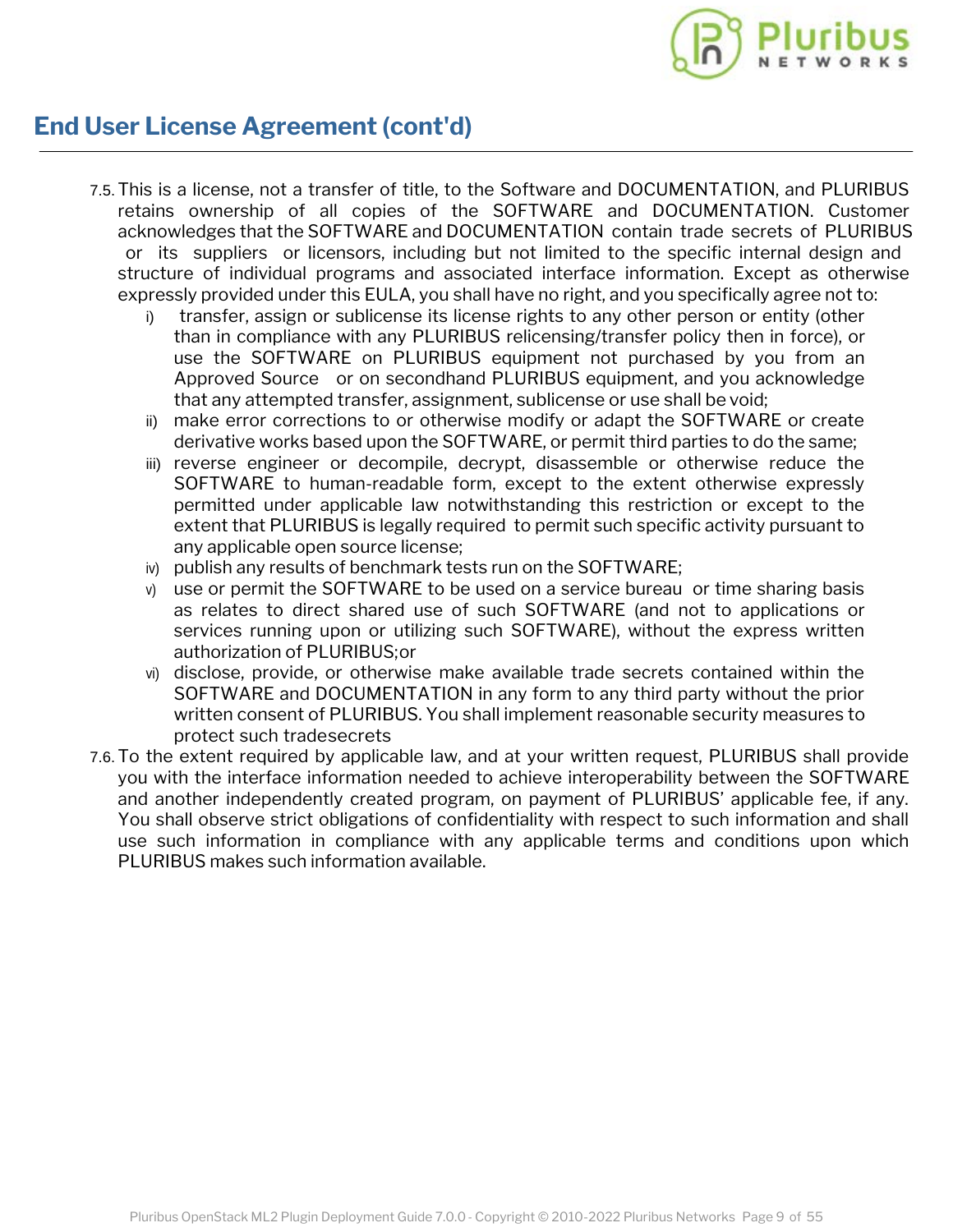## End User License Agreement (cont'd)

7.5. This is a license, not a transfer of title, to the Software and DOCUMENTATION, and PLURIBUS retains ownership of all copies of the SOFTWARE and DOCUMENTATION. Customer acknowledges that the SOFTWARE and DOCUMENTATION contain trade secrets of PLURIBUS or its suppliers or licensors, including but not limited to the specific internal design and structure of individual programs and associated interface information. Except as otherwise expressly provided under this EULA, you shall have no right, and you specifically agree not to:

   i) transfer, assign or sublicense its license rights to any other person or entity (other than in compliance with any PLURIBUS relicensing/transfer policy then in force), or use the SOFTWARE on PLURIBUS equipment not purchased by you from an Approved Source or on secondhand PLURIBUS equipment, and you acknowledge that any attempted transfer, assignment, sublicense or use shall be void;
   ii) make error corrections to or otherwise modify or adapt the SOFTWARE or create derivative works based upon the SOFTWARE, or permit third parties to do the same;
   iii) reverse engineer or decompile, decrypt, disassemble or otherwise reduce the SOFTWARE to human-readable form, except to the extent otherwise expressly permitted under applicable law notwithstanding this restriction or except to the extent that PLURIBUS is legally required to permit such specific activity pursuant to any applicable open source license;
   iv) publish any results of benchmark tests run on the SOFTWARE;
   v) use or permit the SOFTWARE to be used on a service bureau or time sharing basis as relates to direct shared use of such SOFTWARE (and not to applications or services running upon or utilizing such SOFTWARE), without the express written authorization of PLURIBUS;or
   vi) disclose, provide, or otherwise make available trade secrets contained within the SOFTWARE and DOCUMENTATION in any form to any third party without the prior written consent of PLURIBUS. You shall implement reasonable security measures to protect such tradesecrets

7.6. To the extent required by applicable law, and at your written request, PLURIBUS shall provide you with the interface information needed to achieve interoperability between the SOFTWARE and another independently created program, on payment of PLURIBUS' applicable fee, if any. You shall observe strict obligations of confidentiality with respect to such information and shall use such information in compliance with any applicable terms and conditions upon which PLURIBUS makes such information available.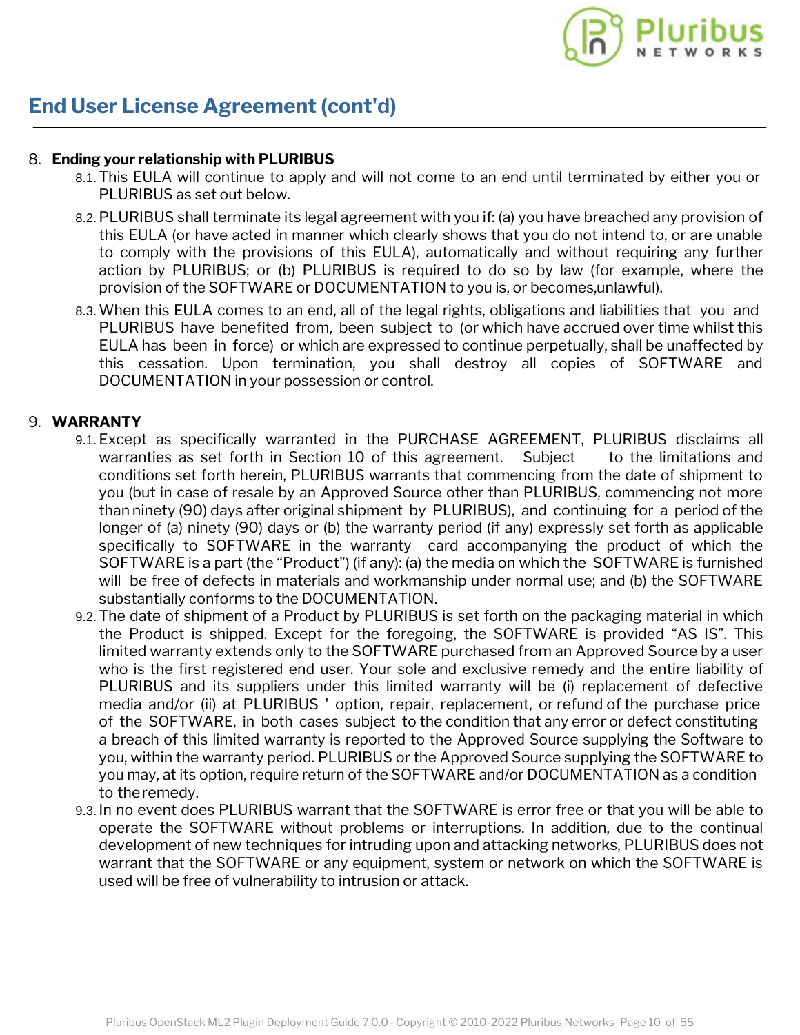## End User License Agreement (cont'd)

8. **Ending your relationship with PLURIBUS**
   - 8.1. This EULA will continue to apply and will not come to an end until terminated by either you or PLURIBUS as set out below.
   - 8.2. PLURIBUS shall terminate its legal agreement with you if: (a) you have breached any provision of this EULA (or have acted in manner which clearly shows that you do not intend to, or are unable to comply with the provisions of this EULA), automatically and without requiring any further action by PLURIBUS; or (b) PLURIBUS is required to do so by law (for example, where the provision of the SOFTWARE or DOCUMENTATION to you is, or becomes,unlawful).
   - 8.3. When this EULA comes to an end, all of the legal rights, obligations and liabilities that you and PLURIBUS have benefited from, been subject to (or which have accrued over time whilst this EULA has been in force) or which are expressed to continue perpetually, shall be unaffected by this cessation. Upon termination, you shall destroy all copies of SOFTWARE and DOCUMENTATION in your possession or control.

9. **WARRANTY**
   - 9.1. Except as specifically warranted in the PURCHASE AGREEMENT, PLURIBUS disclaims all warranties as set forth in Section 10 of this agreement. Subject to the limitations and conditions set forth herein, PLURIBUS warrants that commencing from the date of shipment to you (but in case of resale by an Approved Source other than PLURIBUS, commencing not more than ninety (90) days after original shipment by PLURIBUS), and continuing for a period of the longer of (a) ninety (90) days or (b) the warranty period (if any) expressly set forth as applicable specifically to SOFTWARE in the warranty card accompanying the product of which the SOFTWARE is a part (the “Product”) (if any): (a) the media on which the SOFTWARE is furnished will be free of defects in materials and workmanship under normal use; and (b) the SOFTWARE substantially conforms to the DOCUMENTATION.
   - 9.2. The date of shipment of a Product by PLURIBUS is set forth on the packaging material in which the Product is shipped. Except for the foregoing, the SOFTWARE is provided “AS IS”. This limited warranty extends only to the SOFTWARE purchased from an Approved Source by a user who is the first registered end user. Your sole and exclusive remedy and the entire liability of PLURIBUS and its suppliers under this limited warranty will be (i) replacement of defective media and/or (ii) at PLURIBUS ' option, repair, replacement, or refund of the purchase price of the SOFTWARE, in both cases subject to the condition that any error or defect constituting a breach of this limited warranty is reported to the Approved Source supplying the Software to you, within the warranty period. PLURIBUS or the Approved Source supplying the SOFTWARE to you may, at its option, require return of the SOFTWARE and/or DOCUMENTATION as a condition to the remedy.
   - 9.3. In no event does PLURIBUS warrant that the SOFTWARE is error free or that you will be able to operate the SOFTWARE without problems or interruptions. In addition, due to the continual development of new techniques for intruding upon and attacking networks, PLURIBUS does not warrant that the SOFTWARE or any equipment, system or network on which the SOFTWARE is used will be free of vulnerability to intrusion or attack.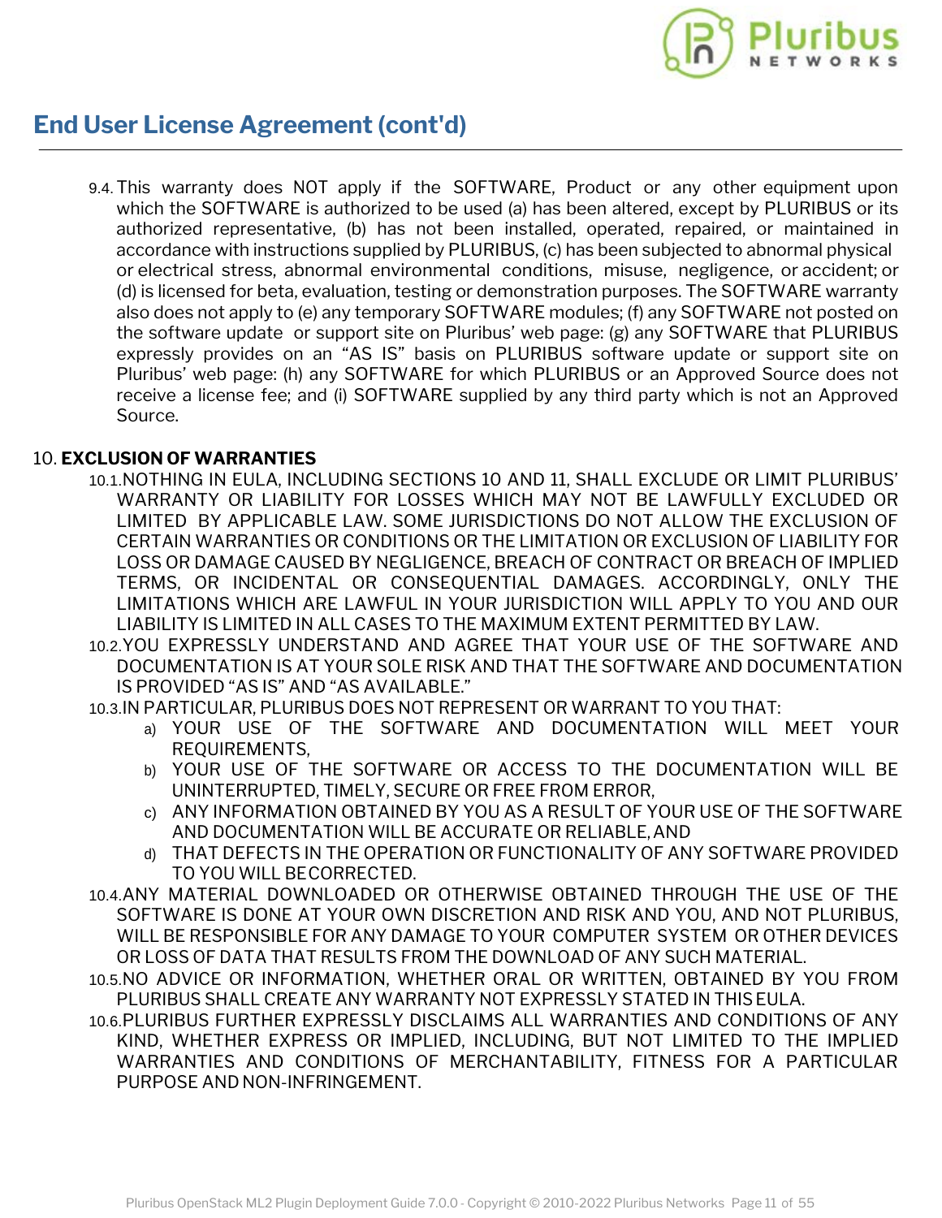## End User License Agreement (cont'd)

9.4. This warranty does NOT apply if the SOFTWARE, Product or any other equipment upon which the SOFTWARE is authorized to be used (a) has been altered, except by PLURIBUS or its authorized representative, (b) has not been installed, operated, repaired, or maintained in accordance with instructions supplied by PLURIBUS, (c) has been subjected to abnormal physical or electrical stress, abnormal environmental conditions, misuse, negligence, or accident; or (d) is licensed for beta, evaluation, testing or demonstration purposes. The SOFTWARE warranty also does not apply to (e) any temporary SOFTWARE modules; (f) any SOFTWARE not posted on the software update or support site on Pluribus' web page: (g) any SOFTWARE that PLURIBUS expressly provides on an "AS IS" basis on PLURIBUS software update or support site on Pluribus' web page: (h) any SOFTWARE for which PLURIBUS or an Approved Source does not receive a license fee; and (i) SOFTWARE supplied by any third party which is not an Approved Source.

10. **EXCLUSION OF WARRANTIES**

10.1. NOTHING IN EULA, INCLUDING SECTIONS 10 AND 11, SHALL EXCLUDE OR LIMIT PLURIBUS' WARRANTY OR LIABILITY FOR LOSSES WHICH MAY NOT BE LAWFULLY EXCLUDED OR LIMITED BY APPLICABLE LAW. SOME JURISDICTIONS DO NOT ALLOW THE EXCLUSION OF CERTAIN WARRANTIES OR CONDITIONS OR THE LIMITATION OR EXCLUSION OF LIABILITY FOR LOSS OR DAMAGE CAUSED BY NEGLIGENCE, BREACH OF CONTRACT OR BREACH OF IMPLIED TERMS, OR INCIDENTAL OR CONSEQUENTIAL DAMAGES. ACCORDINGLY, ONLY THE LIMITATIONS WHICH ARE LAWFUL IN YOUR JURISDICTION WILL APPLY TO YOU AND OUR LIABILITY IS LIMITED IN ALL CASES TO THE MAXIMUM EXTENT PERMITTED BY LAW.

10.2. YOU EXPRESSLY UNDERSTAND AND AGREE THAT YOUR USE OF THE SOFTWARE AND DOCUMENTATION IS AT YOUR SOLE RISK AND THAT THE SOFTWARE AND DOCUMENTATION IS PROVIDED "AS IS" AND "AS AVAILABLE."

10.3. IN PARTICULAR, PLURIBUS DOES NOT REPRESENT OR WARRANT TO YOU THAT:

a) YOUR USE OF THE SOFTWARE AND DOCUMENTATION WILL MEET YOUR REQUIREMENTS,

b) YOUR USE OF THE SOFTWARE OR ACCESS TO THE DOCUMENTATION WILL BE UNINTERRUPTED, TIMELY, SECURE OR FREE FROM ERROR,

c) ANY INFORMATION OBTAINED BY YOU AS A RESULT OF YOUR USE OF THE SOFTWARE AND DOCUMENTATION WILL BE ACCURATE OR RELIABLE, AND

d) THAT DEFECTS IN THE OPERATION OR FUNCTIONALITY OF ANY SOFTWARE PROVIDED TO YOU WILL BE CORRECTED.

10.4. ANY MATERIAL DOWNLOADED OR OTHERWISE OBTAINED THROUGH THE USE OF THE SOFTWARE IS DONE AT YOUR OWN DISCRETION AND RISK AND YOU, AND NOT PLURIBUS, WILL BE RESPONSIBLE FOR ANY DAMAGE TO YOUR COMPUTER SYSTEM OR OTHER DEVICES OR LOSS OF DATA THAT RESULTS FROM THE DOWNLOAD OF ANY SUCH MATERIAL.

10.5. NO ADVICE OR INFORMATION, WHETHER ORAL OR WRITTEN, OBTAINED BY YOU FROM PLURIBUS SHALL CREATE ANY WARRANTY NOT EXPRESSLY STATED IN THIS EULA.

10.6. PLURIBUS FURTHER EXPRESSLY DISCLAIMS ALL WARRANTIES AND CONDITIONS OF ANY KIND, WHETHER EXPRESS OR IMPLIED, INCLUDING, BUT NOT LIMITED TO THE IMPLIED WARRANTIES AND CONDITIONS OF MERCHANTABILITY, FITNESS FOR A PARTICULAR PURPOSE AND NON-INFRINGEMENT.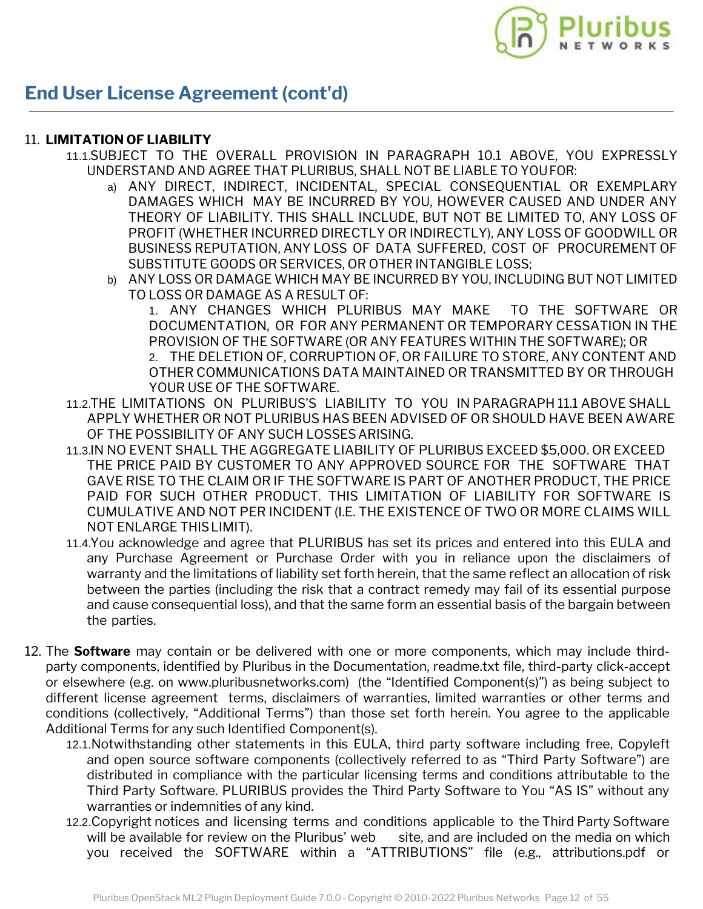## End User License Agreement (cont'd)

11. **LIMITATION OF LIABILITY**

    11.1. SUBJECT TO THE OVERALL PROVISION IN PARAGRAPH 10.1 ABOVE, YOU EXPRESSLY UNDERSTAND AND AGREE THAT PLURIBUS, SHALL NOT BE LIABLE TO YOU FOR:

    a) ANY DIRECT, INDIRECT, INCIDENTAL, SPECIAL CONSEQUENTIAL OR EXEMPLARY DAMAGES WHICH MAY BE INCURRED BY YOU, HOWEVER CAUSED AND UNDER ANY THEORY OF LIABILITY. THIS SHALL INCLUDE, BUT NOT BE LIMITED TO, ANY LOSS OF PROFIT (WHETHER INCURRED DIRECTLY OR INDIRECTLY), ANY LOSS OF GOODWILL OR BUSINESS REPUTATION, ANY LOSS OF DATA SUFFERED, COST OF PROCUREMENT OF SUBSTITUTE GOODS OR SERVICES, OR OTHER INTANGIBLE LOSS;

    b) ANY LOSS OR DAMAGE WHICH MAY BE INCURRED BY YOU, INCLUDING BUT NOT LIMITED TO LOSS OR DAMAGE AS A RESULT OF:

       1. ANY CHANGES WHICH PLURIBUS MAY MAKE TO THE SOFTWARE OR DOCUMENTATION, OR FOR ANY PERMANENT OR TEMPORARY CESSATION IN THE PROVISION OF THE SOFTWARE (OR ANY FEATURES WITHIN THE SOFTWARE); OR
       2. THE DELETION OF, CORRUPTION OF, OR FAILURE TO STORE, ANY CONTENT AND OTHER COMMUNICATIONS DATA MAINTAINED OR TRANSMITTED BY OR THROUGH YOUR USE OF THE SOFTWARE.

    11.2. THE LIMITATIONS ON PLURIBUS'S LIABILITY TO YOU IN PARAGRAPH 11.1 ABOVE SHALL APPLY WHETHER OR NOT PLURIBUS HAS BEEN ADVISED OF OR SHOULD HAVE BEEN AWARE OF THE POSSIBILITY OF ANY SUCH LOSSES ARISING.

    11.3. IN NO EVENT SHALL THE AGGREGATE LIABILITY OF PLURIBUS EXCEED $5,000. OR EXCEED THE PRICE PAID BY CUSTOMER TO ANY APPROVED SOURCE FOR THE SOFTWARE THAT GAVE RISE TO THE CLAIM OR IF THE SOFTWARE IS PART OF ANOTHER PRODUCT, THE PRICE PAID FOR SUCH OTHER PRODUCT. THIS LIMITATION OF LIABILITY FOR SOFTWARE IS CUMULATIVE AND NOT PER INCIDENT (I.E. THE EXISTENCE OF TWO OR MORE CLAIMS WILL NOT ENLARGE THIS LIMIT).

    11.4. You acknowledge and agree that PLURIBUS has set its prices and entered into this EULA and any Purchase Agreement or Purchase Order with you in reliance upon the disclaimers of warranty and the limitations of liability set forth herein, that the same reflect an allocation of risk between the parties (including the risk that a contract remedy may fail of its essential purpose and cause consequential loss), and that the same form an essential basis of the bargain between the parties.

12. The **Software** may contain or be delivered with one or more components, which may include third-party components, identified by Pluribus in the Documentation, readme.txt file, third-party click-accept or elsewhere (e.g. on www.pluribusnetworks.com) (the "Identified Component(s)") as being subject to different license agreement terms, disclaimers of warranties, limited warranties or other terms and conditions (collectively, "Additional Terms") than those set forth herein. You agree to the applicable Additional Terms for any such Identified Component(s).

    12.1. Notwithstanding other statements in this EULA, third party software including free, Copyleft and open source software components (collectively referred to as "Third Party Software") are distributed in compliance with the particular licensing terms and conditions attributable to the Third Party Software. PLURIBUS provides the Third Party Software to You "AS IS" without any warranties or indemnities of any kind.

    12.2. Copyright notices and licensing terms and conditions applicable to the Third Party Software will be available for review on the Pluribus' web site, and are included on the media on which you received the SOFTWARE within a "ATTRIBUTIONS" file (e.g., attributions.pdf or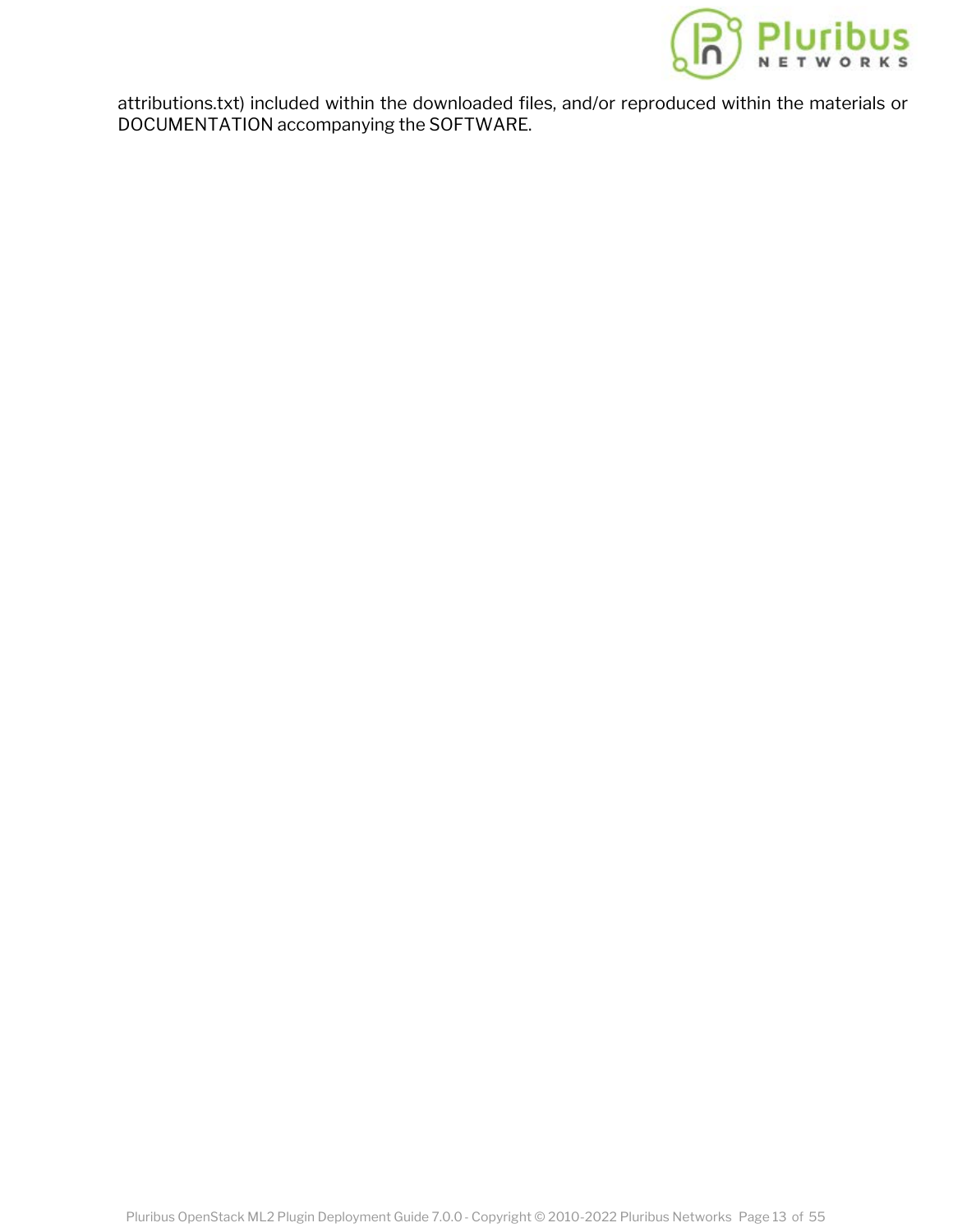attributions.txt) included within the downloaded files, and/or reproduced within the materials or DOCUMENTATION accompanying the SOFTWARE.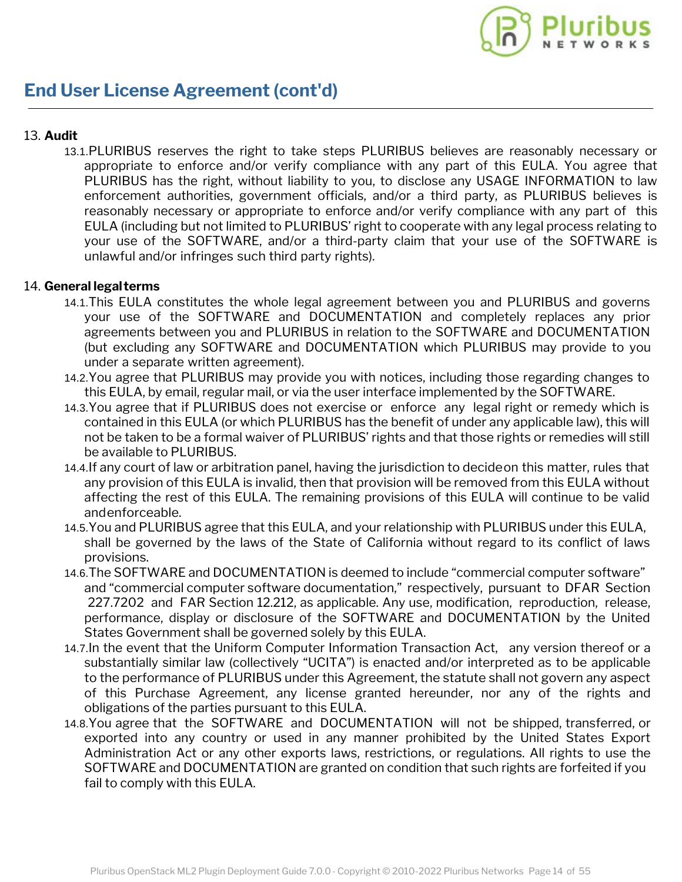## End User License Agreement (cont'd)

13. **Audit**
    - 13.1. PLURIBUS reserves the right to take steps PLURIBUS believes are reasonably necessary or appropriate to enforce and/or verify compliance with any part of this EULA. You agree that PLURIBUS has the right, without liability to you, to disclose any USAGE INFORMATION to law enforcement authorities, government officials, and/or a third party, as PLURIBUS believes is reasonably necessary or appropriate to enforce and/or verify compliance with any part of this EULA (including but not limited to PLURIBUS' right to cooperate with any legal process relating to your use of the SOFTWARE, and/or a third-party claim that your use of the SOFTWARE is unlawful and/or infringes such third party rights).

14. **General legal terms**
    - 14.1. This EULA constitutes the whole legal agreement between you and PLURIBUS and governs your use of the SOFTWARE and DOCUMENTATION and completely replaces any prior agreements between you and PLURIBUS in relation to the SOFTWARE and DOCUMENTATION (but excluding any SOFTWARE and DOCUMENTATION which PLURIBUS may provide to you under a separate written agreement).
    - 14.2. You agree that PLURIBUS may provide you with notices, including those regarding changes to this EULA, by email, regular mail, or via the user interface implemented by the SOFTWARE.
    - 14.3. You agree that if PLURIBUS does not exercise or enforce any legal right or remedy which is contained in this EULA (or which PLURIBUS has the benefit of under any applicable law), this will not be taken to be a formal waiver of PLURIBUS' rights and that those rights or remedies will still be available to PLURIBUS.
    - 14.4. If any court of law or arbitration panel, having the jurisdiction to decide on this matter, rules that any provision of this EULA is invalid, then that provision will be removed from this EULA without affecting the rest of this EULA. The remaining provisions of this EULA will continue to be valid and enforceable.
    - 14.5. You and PLURIBUS agree that this EULA, and your relationship with PLURIBUS under this EULA, shall be governed by the laws of the State of California without regard to its conflict of laws provisions.
    - 14.6. The SOFTWARE and DOCUMENTATION is deemed to include "commercial computer software" and "commercial computer software documentation," respectively, pursuant to DFAR Section 227.7202 and FAR Section 12.212, as applicable. Any use, modification, reproduction, release, performance, display or disclosure of the SOFTWARE and DOCUMENTATION by the United States Government shall be governed solely by this EULA.
    - 14.7. In the event that the Uniform Computer Information Transaction Act, any version thereof or a substantially similar law (collectively "UCITA") is enacted and/or interpreted as to be applicable to the performance of PLURIBUS under this Agreement, the statute shall not govern any aspect of this Purchase Agreement, any license granted hereunder, nor any of the rights and obligations of the parties pursuant to this EULA.
    - 14.8. You agree that the SOFTWARE and DOCUMENTATION will not be shipped, transferred, or exported into any country or used in any manner prohibited by the United States Export Administration Act or any other exports laws, restrictions, or regulations. All rights to use the SOFTWARE and DOCUMENTATION are granted on condition that such rights are forfeited if you fail to comply with this EULA.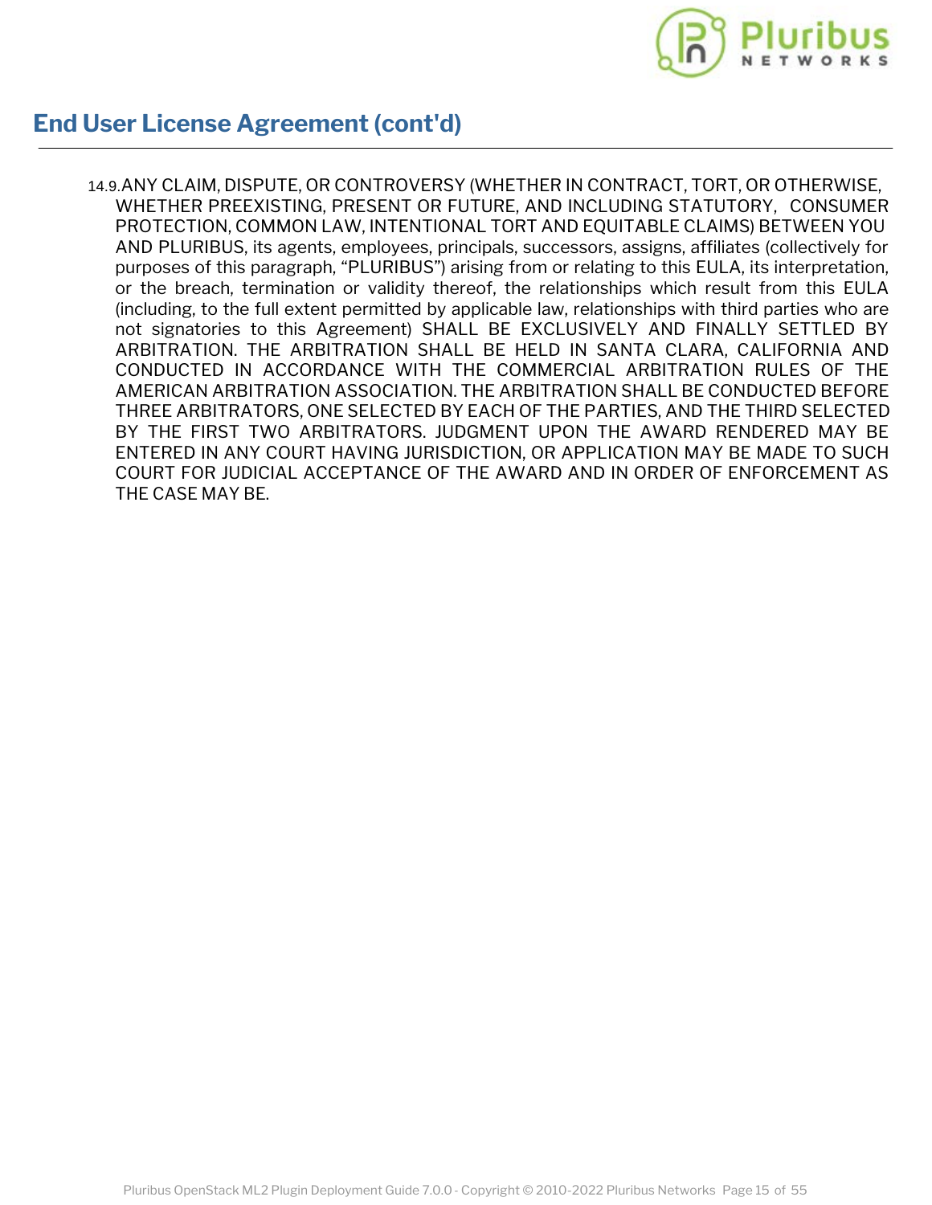## End User License Agreement (cont'd)

14.9. ANY CLAIM, DISPUTE, OR CONTROVERSY (WHETHER IN CONTRACT, TORT, OR OTHERWISE, WHETHER PREEXISTING, PRESENT OR FUTURE, AND INCLUDING STATUTORY, CONSUMER PROTECTION, COMMON LAW, INTENTIONAL TORT AND EQUITABLE CLAIMS) BETWEEN YOU AND PLURIBUS, its agents, employees, principals, successors, assigns, affiliates (collectively for purposes of this paragraph, "PLURIBUS") arising from or relating to this EULA, its interpretation, or the breach, termination or validity thereof, the relationships which result from this EULA (including, to the full extent permitted by applicable law, relationships with third parties who are not signatories to this Agreement) SHALL BE EXCLUSIVELY AND FINALLY SETTLED BY ARBITRATION. THE ARBITRATION SHALL BE HELD IN SANTA CLARA, CALIFORNIA AND CONDUCTED IN ACCORDANCE WITH THE COMMERCIAL ARBITRATION RULES OF THE AMERICAN ARBITRATION ASSOCIATION. THE ARBITRATION SHALL BE CONDUCTED BEFORE THREE ARBITRATORS, ONE SELECTED BY EACH OF THE PARTIES, AND THE THIRD SELECTED BY THE FIRST TWO ARBITRATORS. JUDGMENT UPON THE AWARD RENDERED MAY BE ENTERED IN ANY COURT HAVING JURISDICTION, OR APPLICATION MAY BE MADE TO SUCH COURT FOR JUDICIAL ACCEPTANCE OF THE AWARD AND IN ORDER OF ENFORCEMENT AS THE CASE MAY BE.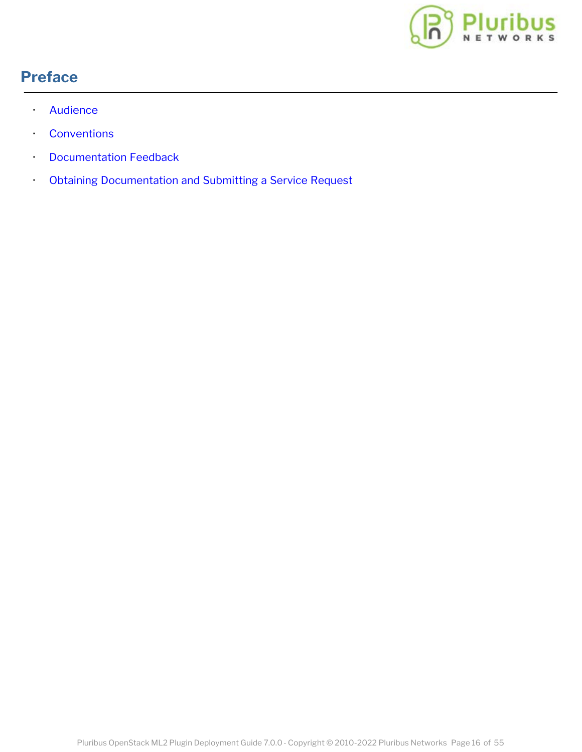# Preface

- Audience
- Conventions
- Documentation Feedback
- Obtaining Documentation and Submitting a Service Request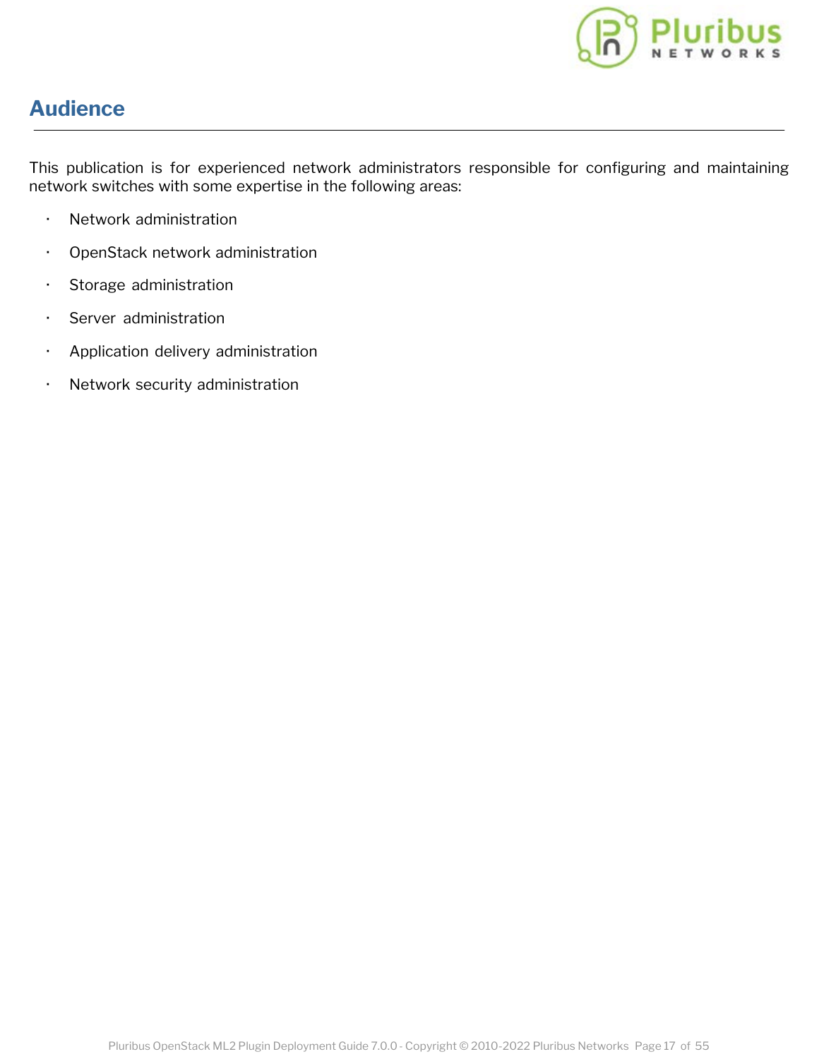## Audience

This publication is for experienced network administrators responsible for configuring and maintaining network switches with some expertise in the following areas:

- Network administration
- OpenStack network administration
- Storage administration
- Server administration
- Application delivery administration
- Network security administration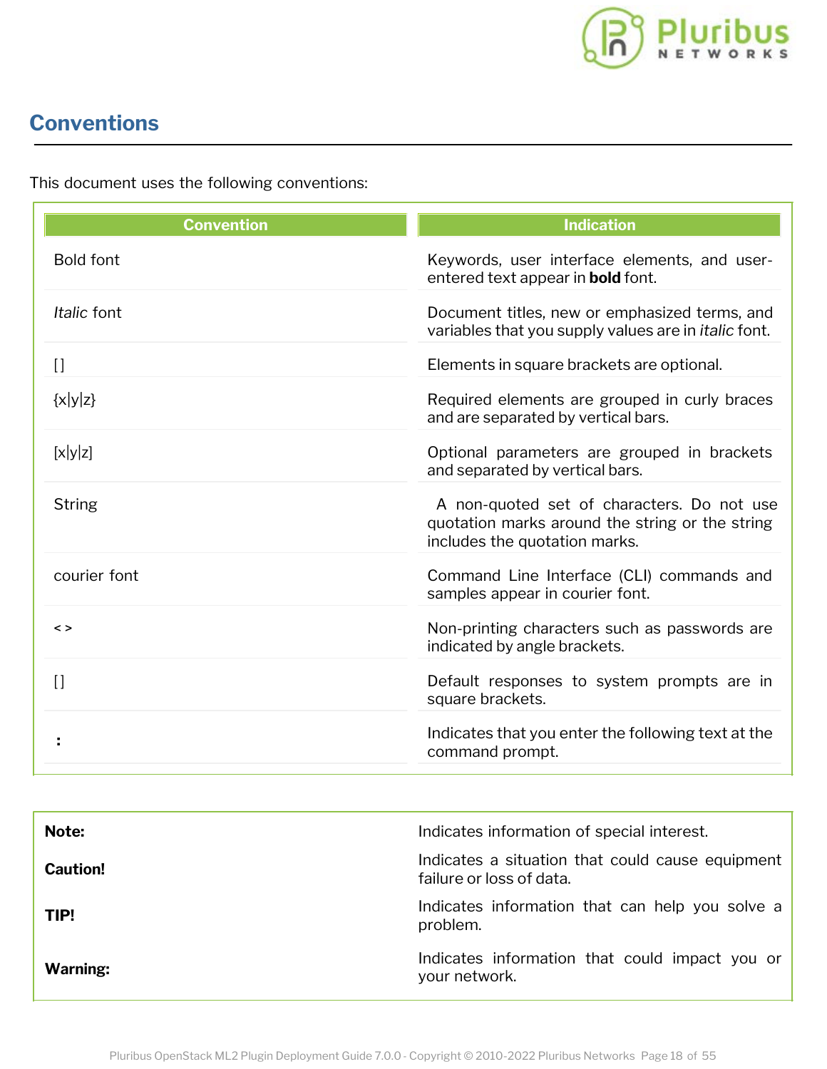# Conventions

This document uses the following conventions:

| Convention | Indication |
|---|---|
| Bold font | Keywords, user interface elements, and user-entered text appear in **bold** font. |
| *Italic* font | Document titles, new or emphasized terms, and variables that you supply values are in *italic* font. |
| [ ] | Elements in square brackets are optional. |
| {x\|y\|z} | Required elements are grouped in curly braces and are separated by vertical bars. |
| [x\|y\|z] | Optional parameters are grouped in brackets and separated by vertical bars. |
| String | A non-quoted set of characters. Do not use quotation marks around the string or the string includes the quotation marks. |
| courier font | Command Line Interface (CLI) commands and samples appear in courier font. |
| < > | Non-printing characters such as passwords are indicated by angle brackets. |
| [ ] | Default responses to system prompts are in square brackets. |
| **:** | Indicates that you enter the following text at the command prompt. |

| | |
|---|---|
| **Note:** | Indicates information of special interest. |
| **Caution!** | Indicates a situation that could cause equipment failure or loss of data. |
| **TIP!** | Indicates information that can help you solve a problem. |
| **Warning:** | Indicates information that could impact you or your network. |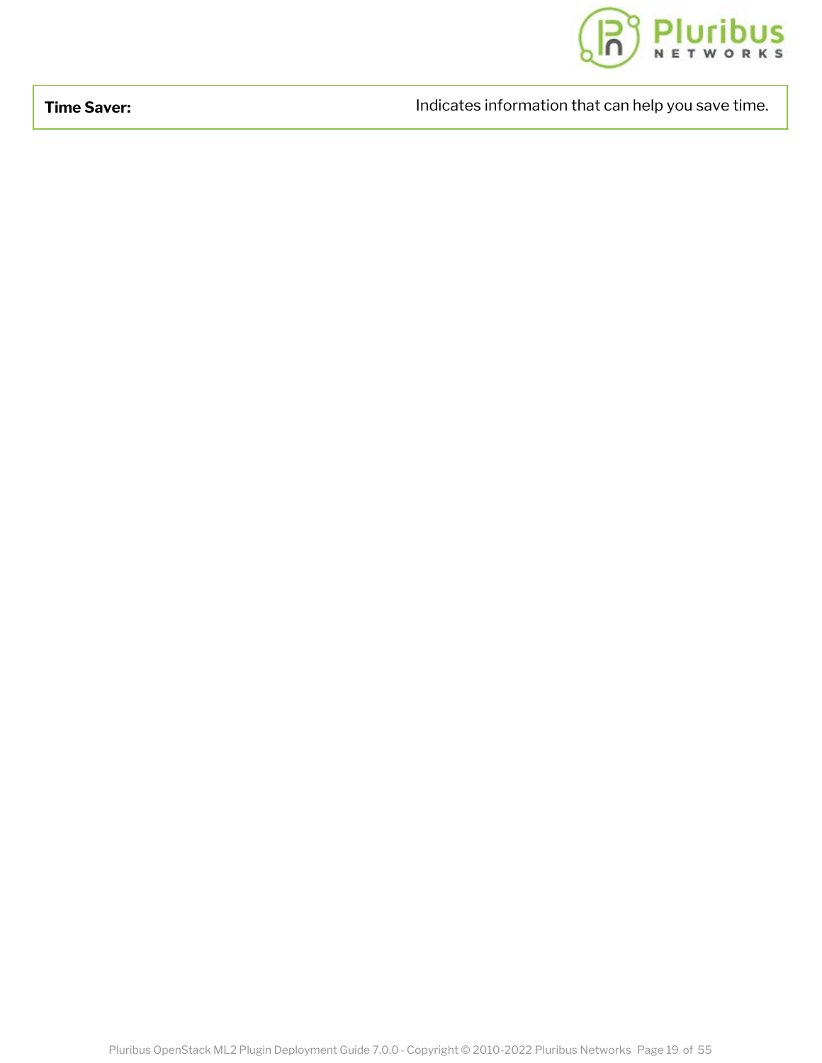| **Time Saver:** | Indicates information that can help you save time. |
|---|---|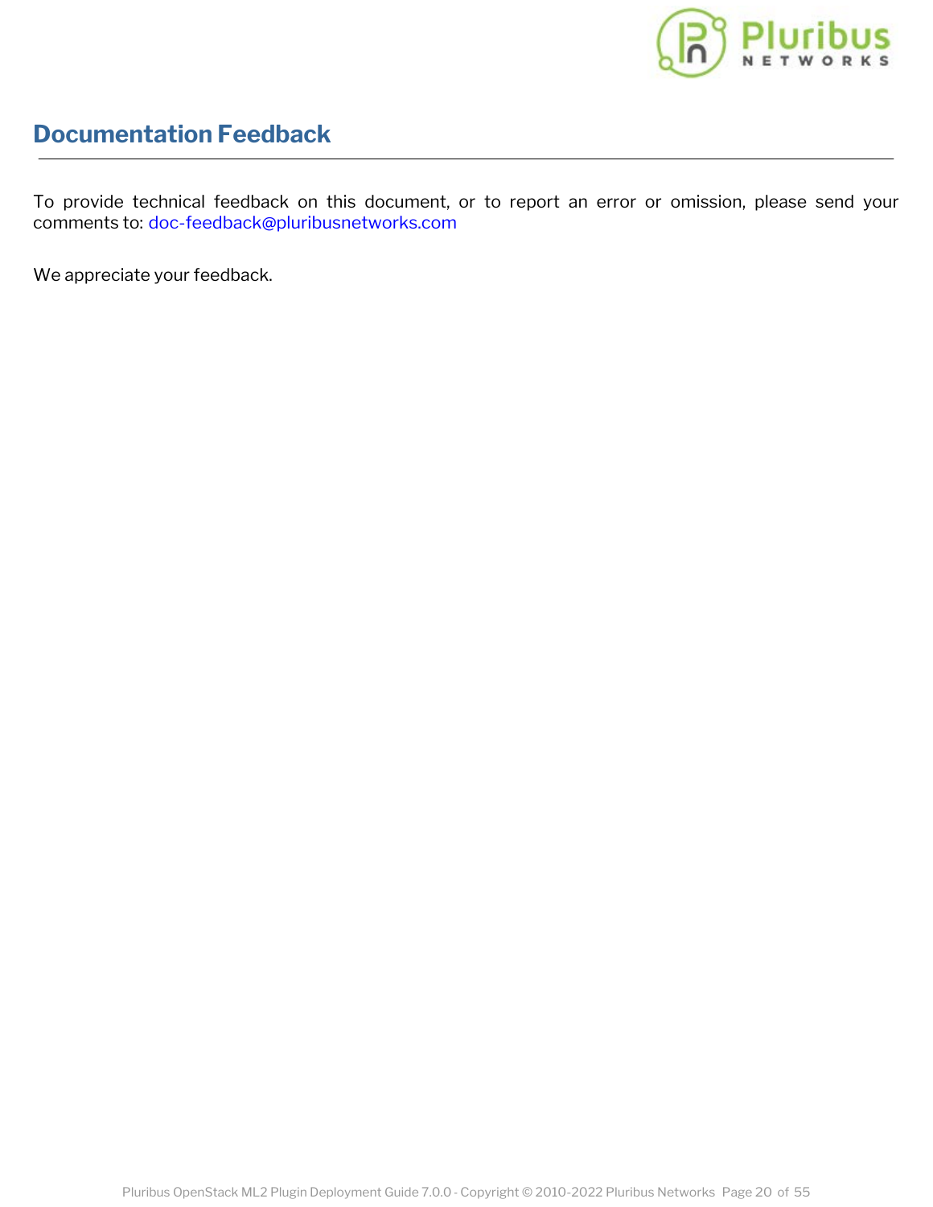## Documentation Feedback

To provide technical feedback on this document, or to report an error or omission, please send your comments to: doc-feedback@pluribusnetworks.com

We appreciate your feedback.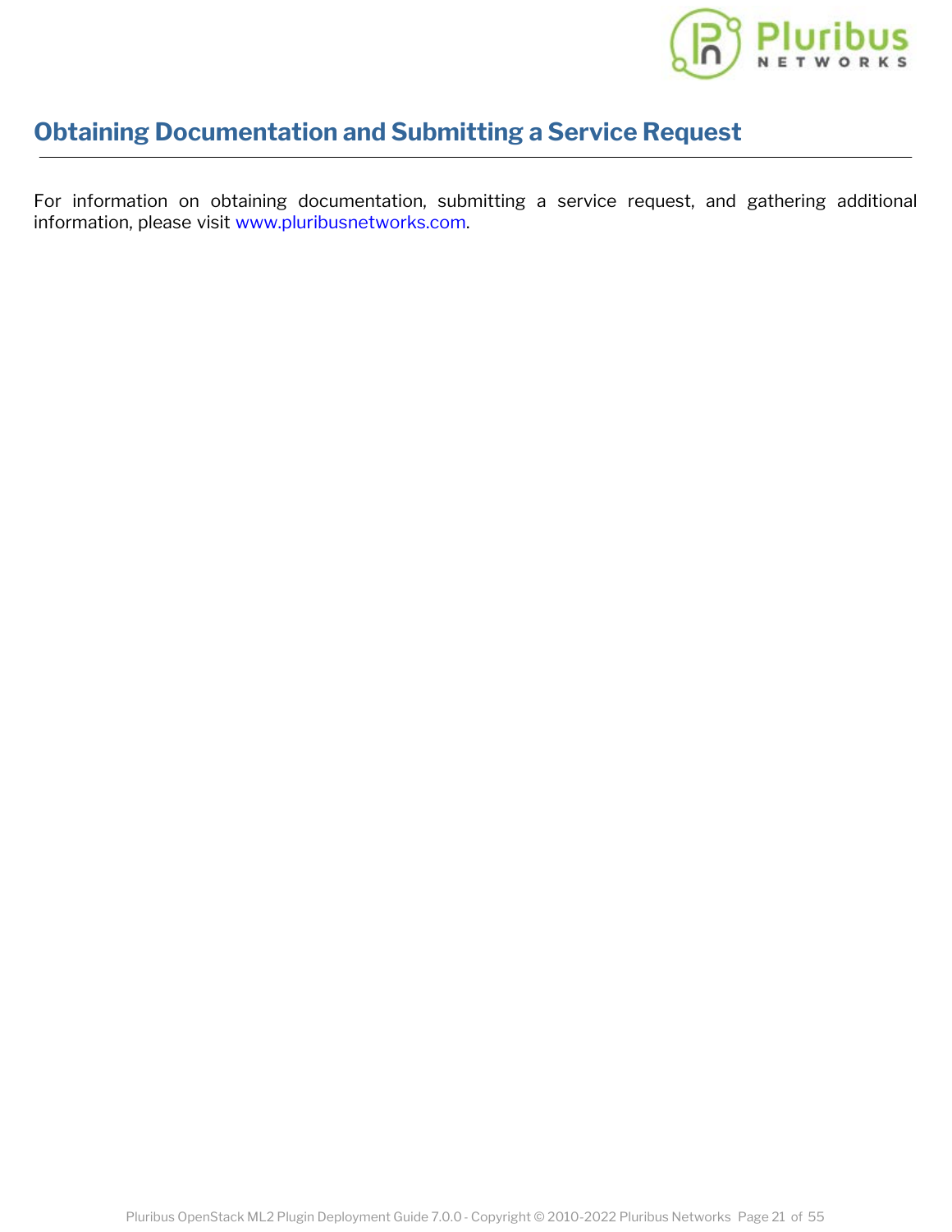# Obtaining Documentation and Submitting a Service Request

For information on obtaining documentation, submitting a service request, and gathering additional information, please visit www.pluribusnetworks.com.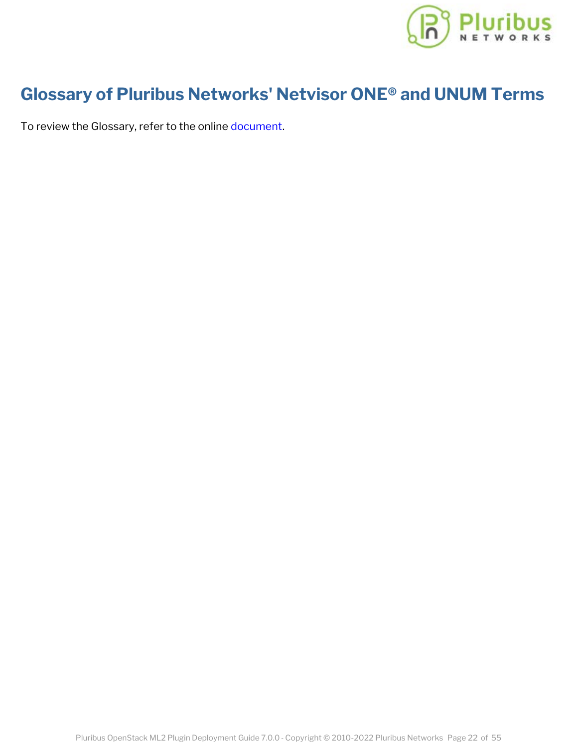# Glossary of Pluribus Networks' Netvisor ONE® and UNUM Terms

To review the Glossary, refer to the online document.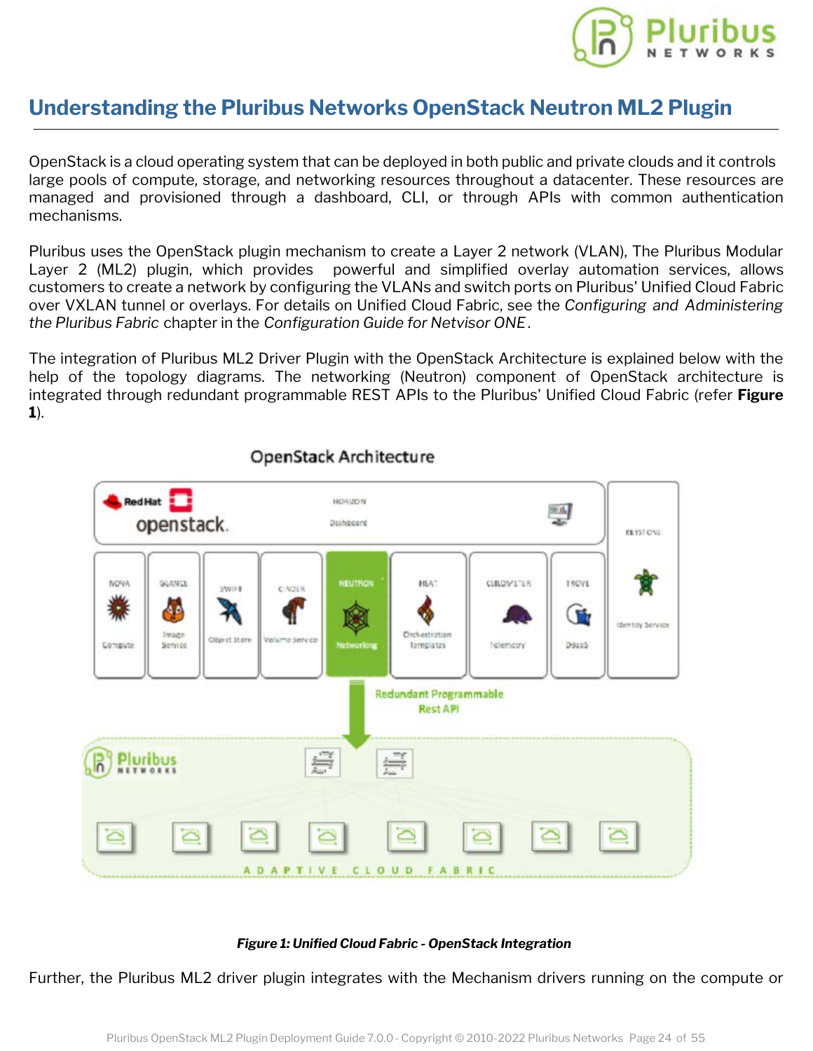# Understanding the Pluribus Networks OpenStack Neutron ML2 Plugin

OpenStack is a cloud operating system that can be deployed in both public and private clouds and it controls large pools of compute, storage, and networking resources throughout a datacenter. These resources are managed and provisioned through a dashboard, CLI, or through APIs with common authentication mechanisms.

Pluribus uses the OpenStack plugin mechanism to create a Layer 2 network (VLAN), The Pluribus Modular Layer 2 (ML2) plugin, which provides powerful and simplified overlay automation services, allows customers to create a network by configuring the VLANs and switch ports on Pluribus' Unified Cloud Fabric over VXLAN tunnel or overlays. For details on Unified Cloud Fabric, see the *Configuring and Administering the Pluribus Fabric* chapter in the *Configuration Guide for Netvisor ONE*.

The integration of Pluribus ML2 Driver Plugin with the OpenStack Architecture is explained below with the help of the topology diagrams. The networking (Neutron) component of OpenStack architecture is integrated through redundant programmable REST APIs to the Pluribus' Unified Cloud Fabric (refer **Figure 1**).

***Figure 1: Unified Cloud Fabric - OpenStack Integration***

Further, the Pluribus ML2 driver plugin integrates with the Mechanism drivers running on the compute or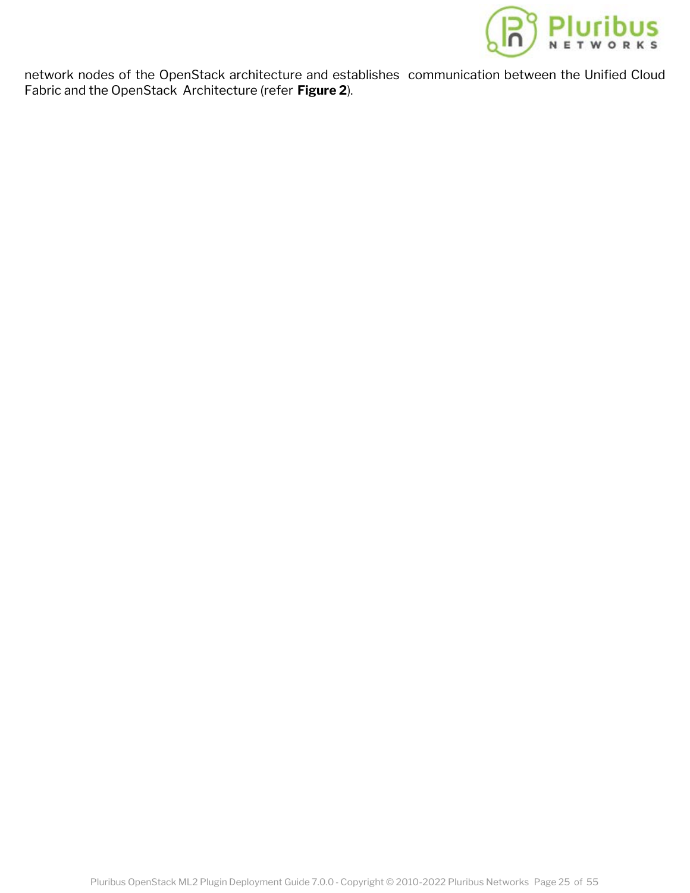network nodes of the OpenStack architecture and establishes communication between the Unified Cloud Fabric and the OpenStack Architecture (refer **Figure 2**).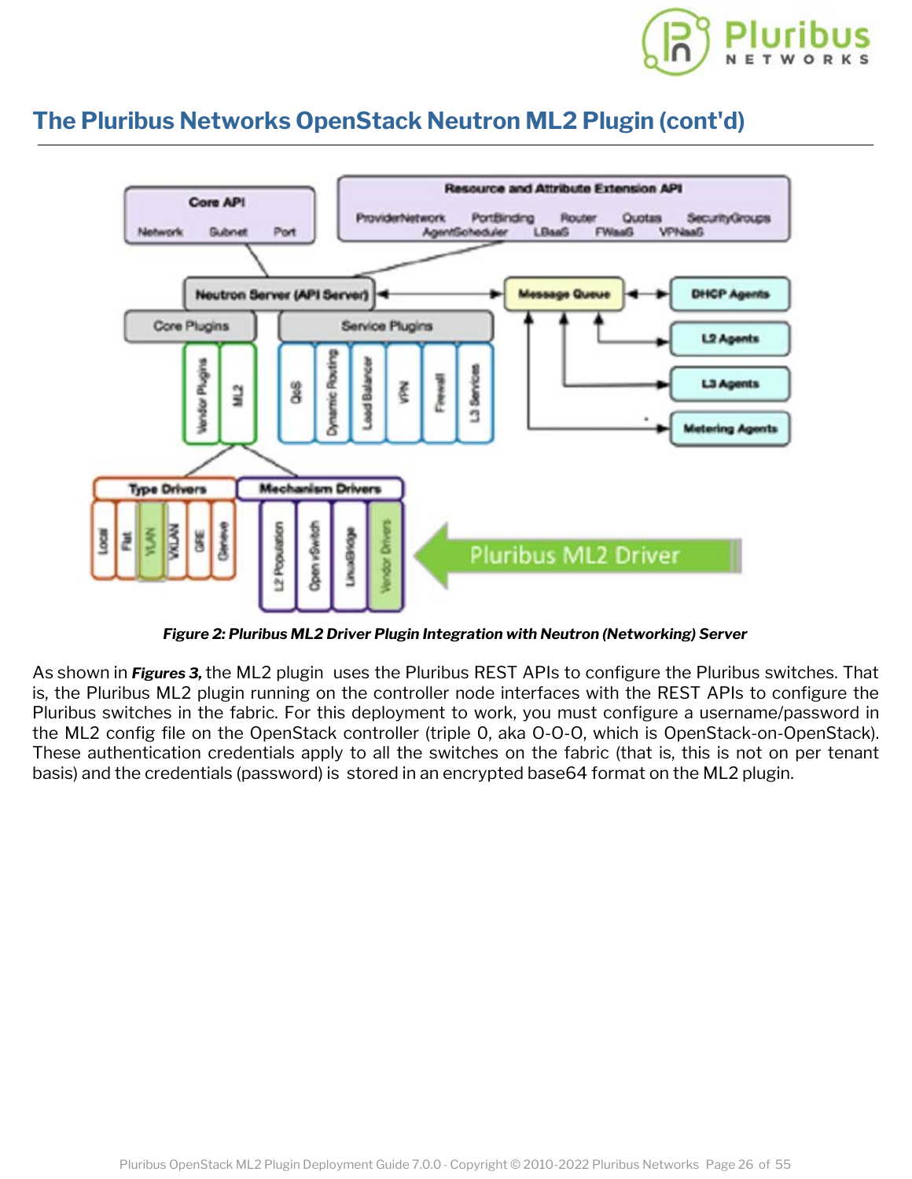## The Pluribus Networks OpenStack Neutron ML2 Plugin (cont'd)

***Figure 2: Pluribus ML2 Driver Plugin Integration with Neutron (Networking) Server***

As shown in ***Figures 3,*** the ML2 plugin uses the Pluribus REST APIs to configure the Pluribus switches. That is, the Pluribus ML2 plugin running on the controller node interfaces with the REST APIs to configure the Pluribus switches in the fabric. For this deployment to work, you must configure a username/password in the ML2 config file on the OpenStack controller (triple 0, aka 0-0-0, which is OpenStack-on-OpenStack). These authentication credentials apply to all the switches on the fabric (that is, this is not on per tenant basis) and the credentials (password) is stored in an encrypted base64 format on the ML2 plugin.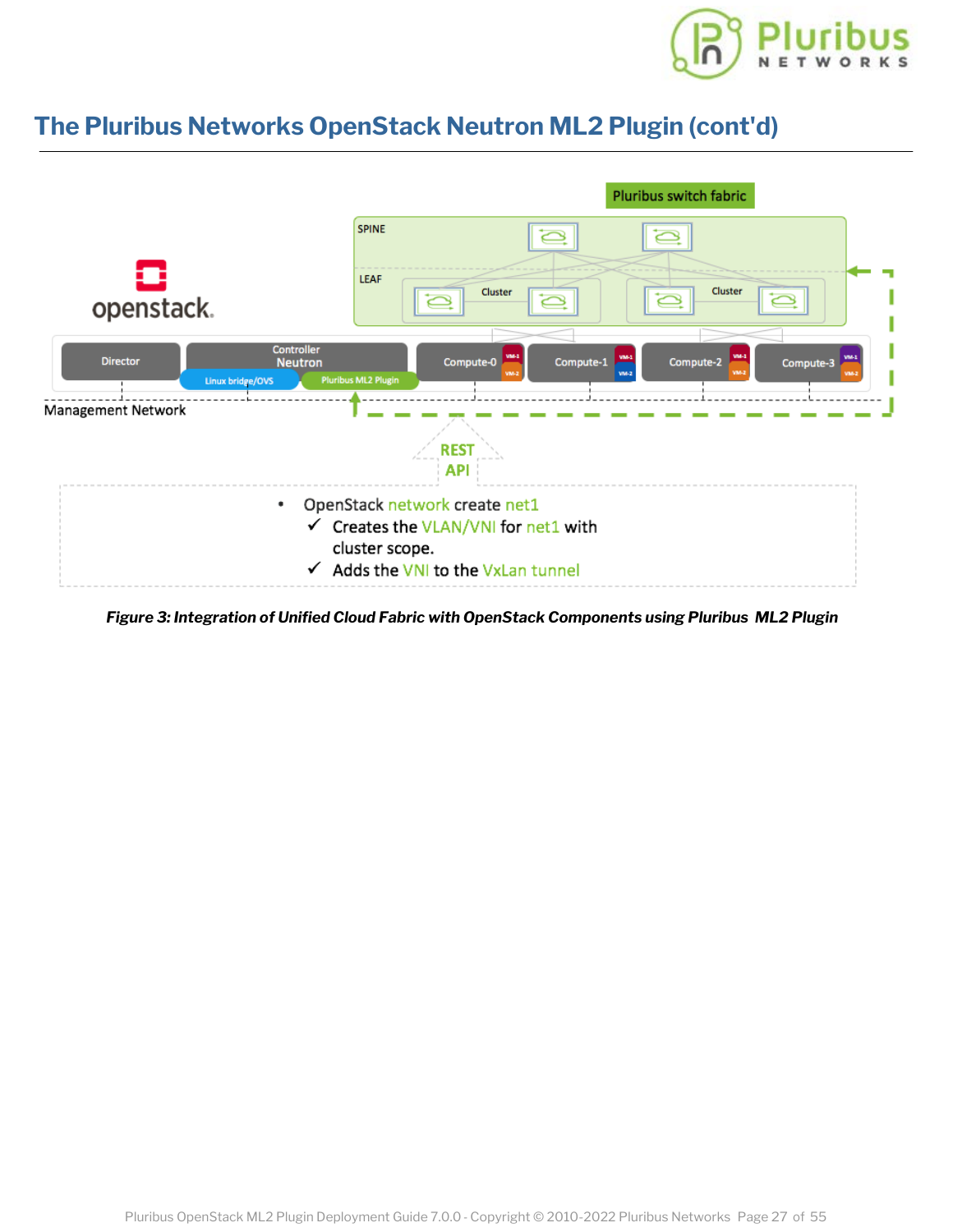## The Pluribus Networks OpenStack Neutron ML2 Plugin (cont'd)

- OpenStack network create net1
  - ✓ Creates the VLAN/VNI for net1 with cluster scope.
  - ✓ Adds the VNI to the VxLan tunnel

***Figure 3: Integration of Unified Cloud Fabric with OpenStack Components using Pluribus ML2 Plugin***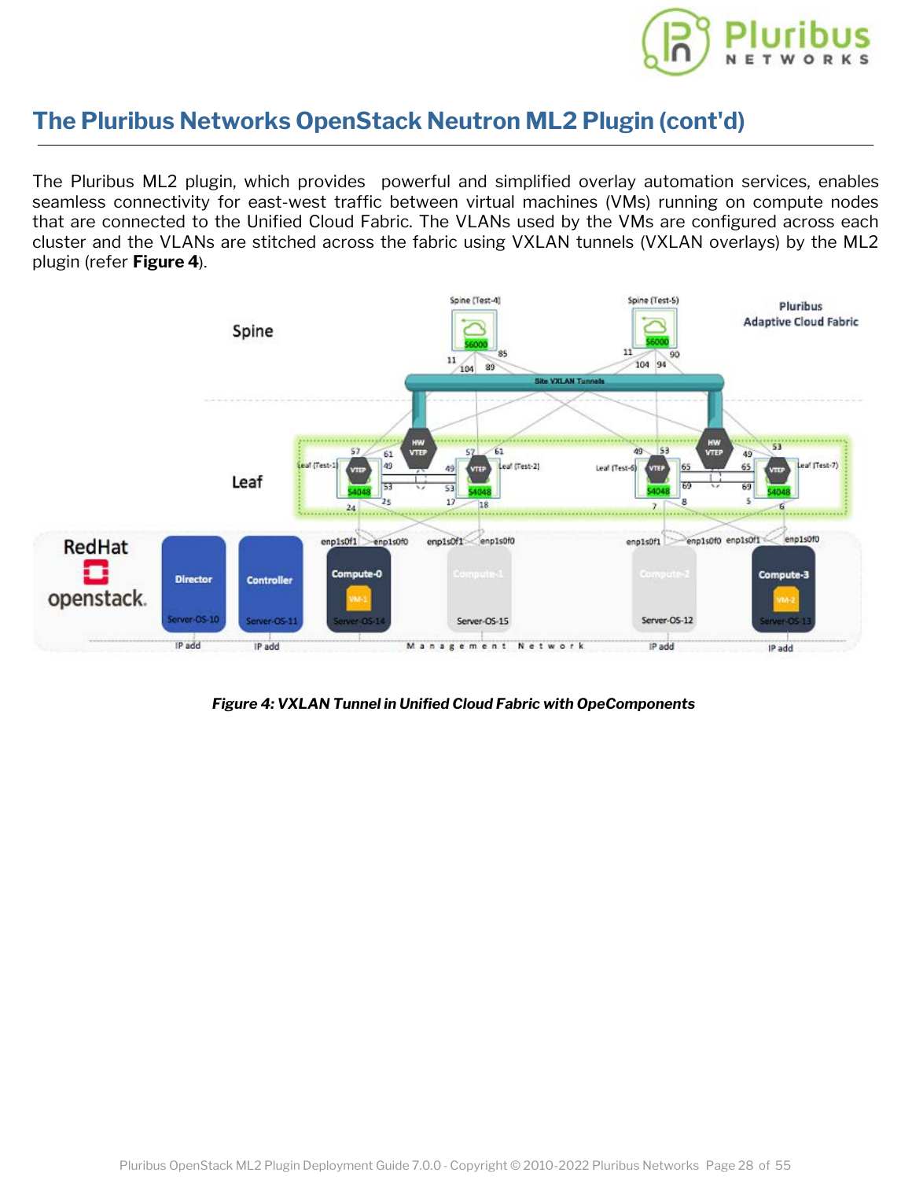## The Pluribus Networks OpenStack Neutron ML2 Plugin (cont'd)

The Pluribus ML2 plugin, which provides  powerful and simplified overlay automation services, enables seamless connectivity for east-west traffic between virtual machines (VMs) running on compute nodes that are connected to the Unified Cloud Fabric. The VLANs used by the VMs are configured across each cluster and the VLANs are stitched across the fabric using VXLAN tunnels (VXLAN overlays) by the ML2 plugin (refer **Figure 4**).

***Figure 4: VXLAN Tunnel in Unified Cloud Fabric with OpeComponents***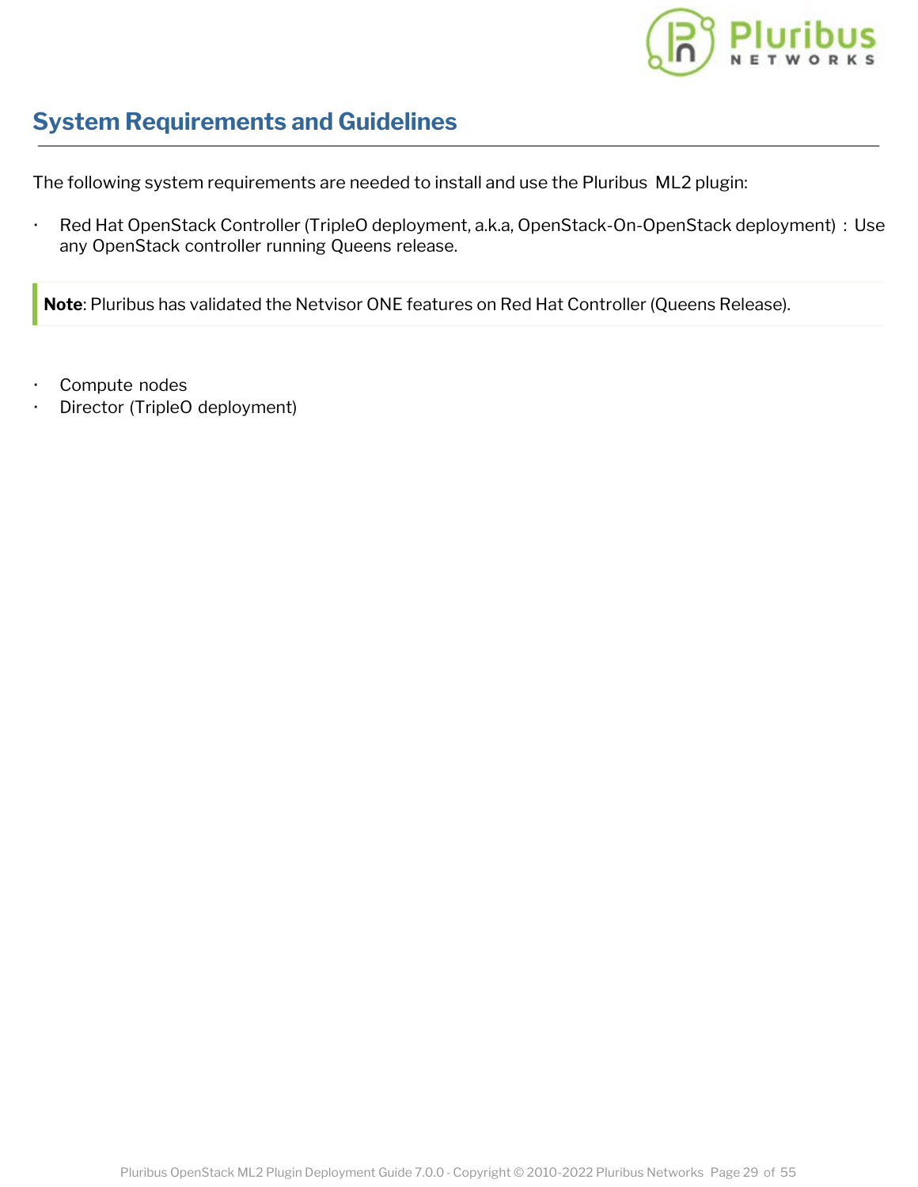## System Requirements and Guidelines

The following system requirements are needed to install and use the Pluribus ML2 plugin:

- Red Hat OpenStack Controller (TripleO deployment, a.k.a, OpenStack-On-OpenStack deployment) : Use any OpenStack controller running Queens release.

> **Note**: Pluribus has validated the Netvisor ONE features on Red Hat Controller (Queens Release).

- Compute nodes
- Director (TripleO deployment)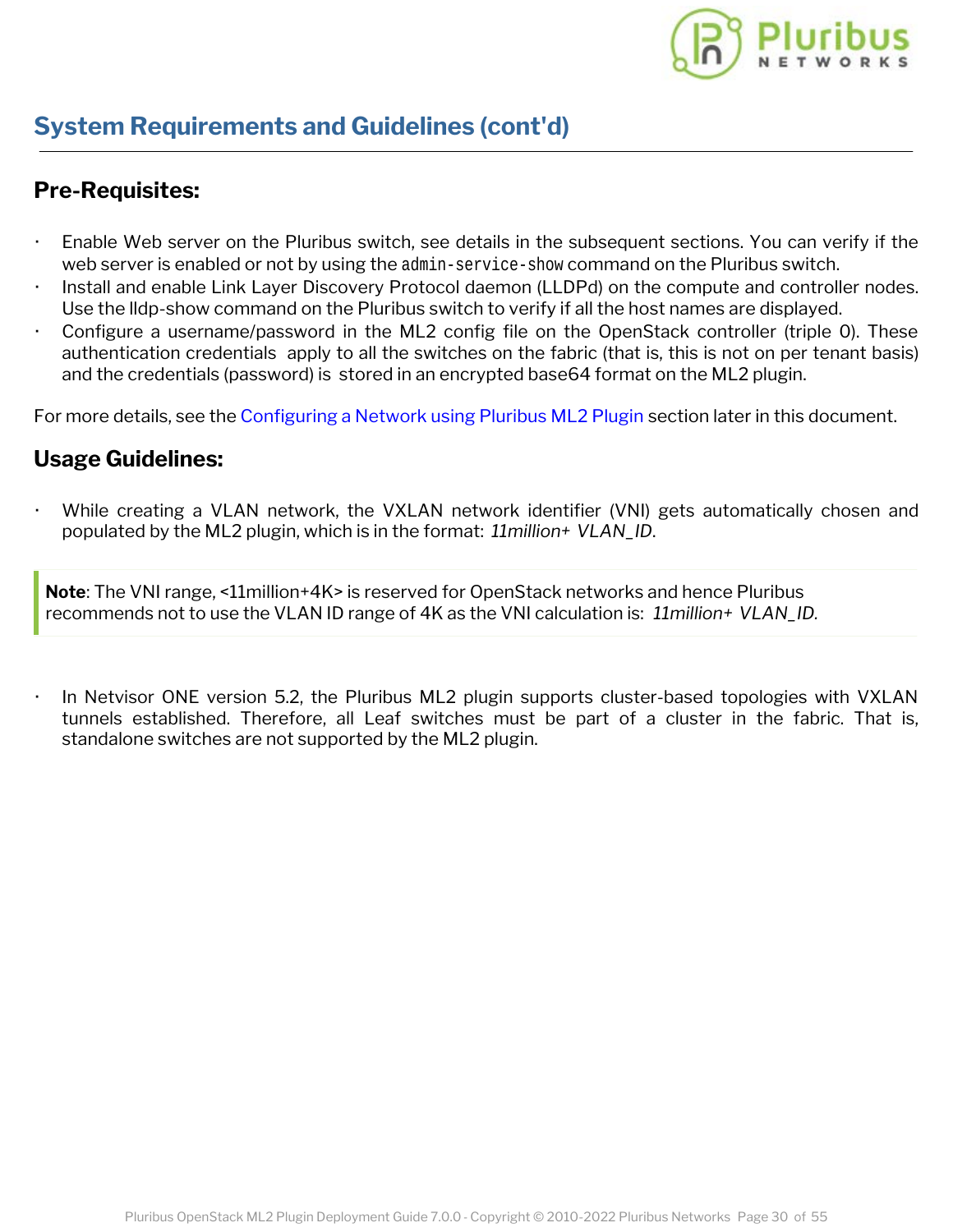## System Requirements and Guidelines (cont'd)

### Pre-Requisites:

- Enable Web server on the Pluribus switch, see details in the subsequent sections. You can verify if the web server is enabled or not by using the `admin-service-show` command on the Pluribus switch.
- Install and enable Link Layer Discovery Protocol daemon (LLDPd) on the compute and controller nodes. Use the lldp-show command on the Pluribus switch to verify if all the host names are displayed.
- Configure a username/password in the ML2 config file on the OpenStack controller (triple 0). These authentication credentials apply to all the switches on the fabric (that is, this is not on per tenant basis) and the credentials (password) is stored in an encrypted base64 format on the ML2 plugin.

For more details, see the Configuring a Network using Pluribus ML2 Plugin section later in this document.

### Usage Guidelines:

- While creating a VLAN network, the VXLAN network identifier (VNI) gets automatically chosen and populated by the ML2 plugin, which is in the format: *11million+ VLAN_ID*.

> **Note**: The VNI range, <11million+4K> is reserved for OpenStack networks and hence Pluribus recommends not to use the VLAN ID range of 4K as the VNI calculation is: *11million+ VLAN_ID.*

- In Netvisor ONE version 5.2, the Pluribus ML2 plugin supports cluster-based topologies with VXLAN tunnels established. Therefore, all Leaf switches must be part of a cluster in the fabric. That is, standalone switches are not supported by the ML2 plugin.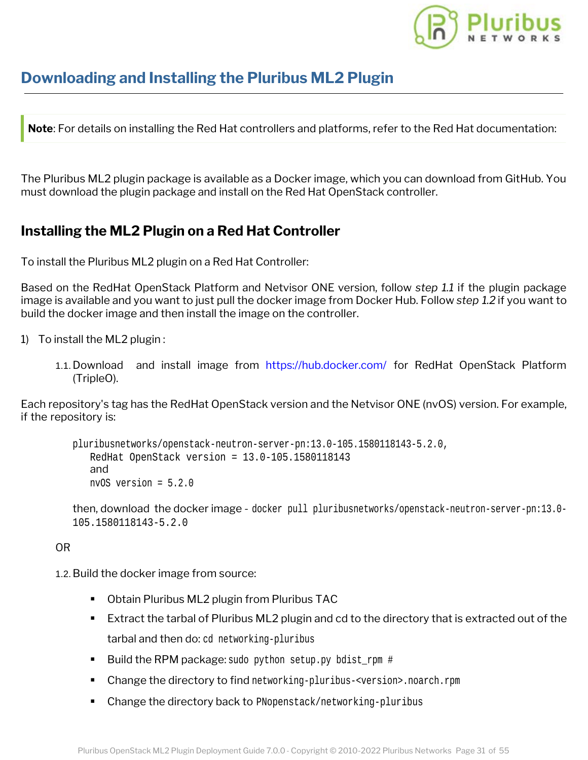## Downloading and Installing the Pluribus ML2 Plugin

> **Note**: For details on installing the Red Hat controllers and platforms, refer to the Red Hat documentation:

The Pluribus ML2 plugin package is available as a Docker image, which you can download from GitHub. You must download the plugin package and install on the Red Hat OpenStack controller.

### Installing the ML2 Plugin on a Red Hat Controller

To install the Pluribus ML2 plugin on a Red Hat Controller:

Based on the RedHat OpenStack Platform and Netvisor ONE version, follow *step 1.1* if the plugin package image is available and you want to just pull the docker image from Docker Hub. Follow *step 1.2* if you want to build the docker image and then install the image on the controller.

1) To install the ML2 plugin :

1.1. Download and install image from https://hub.docker.com/ for RedHat OpenStack Platform (TripleO).

Each repository's tag has the RedHat OpenStack version and the Netvisor ONE (nvOS) version. For example, if the repository is:

```
pluribusnetworks/openstack-neutron-server-pn:13.0-105.1580118143-5.2.0,
   RedHat OpenStack version = 13.0-105.1580118143
   and
   nvOS version = 5.2.0
```

then, download the docker image - `docker pull pluribusnetworks/openstack-neutron-server-pn:13.0-105.1580118143-5.2.0`

OR

1.2. Build the docker image from source:

- Obtain Pluribus ML2 plugin from Pluribus TAC
- Extract the tarbal of Pluribus ML2 plugin and cd to the directory that is extracted out of the tarbal and then do: `cd networking-pluribus`
- Build the RPM package: `sudo python setup.py bdist_rpm #`
- Change the directory to find `networking-pluribus-<version>.noarch.rpm`
- Change the directory back to `PNopenstack/networking-pluribus`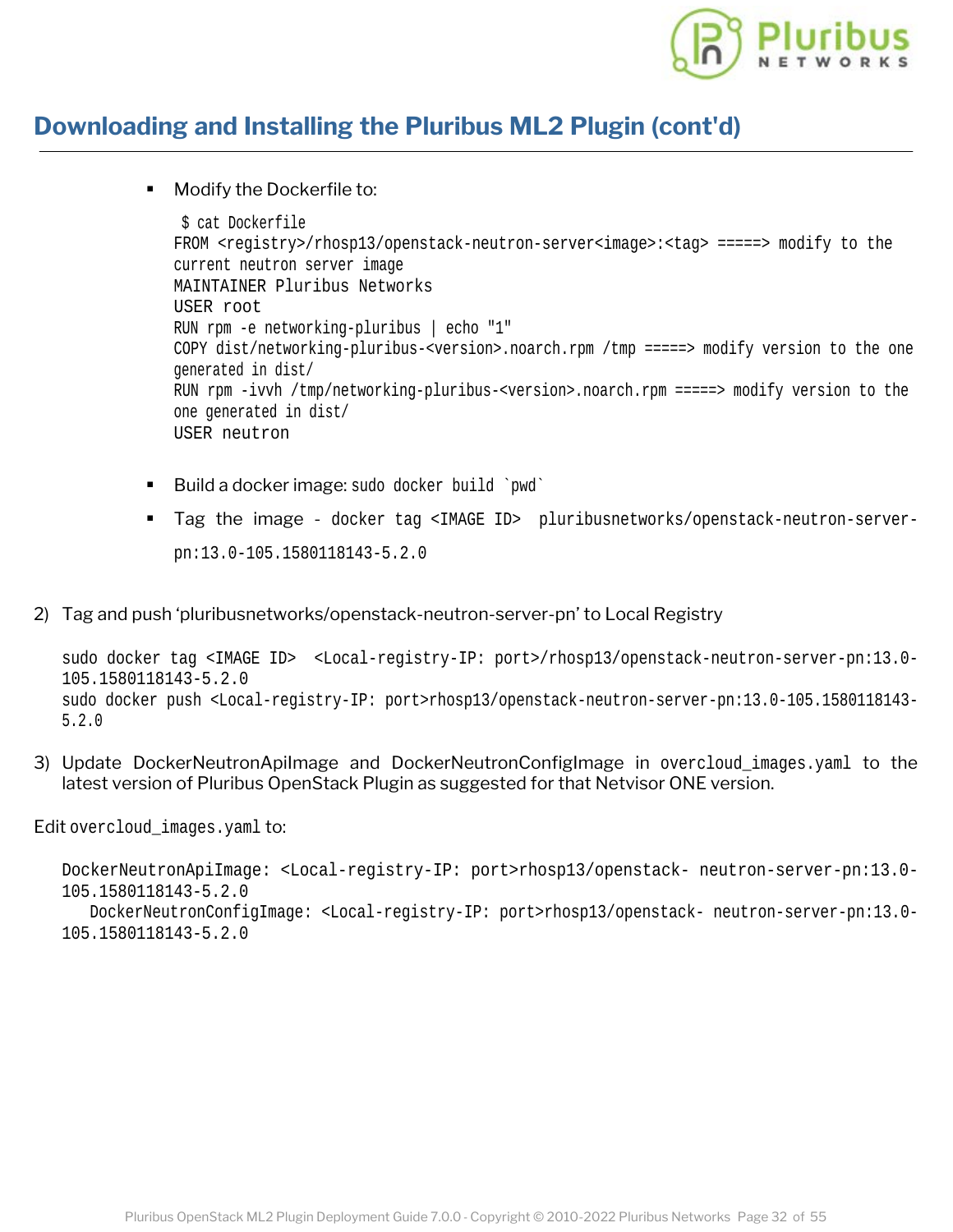## Downloading and Installing the Pluribus ML2 Plugin (cont'd)

- Modify the Dockerfile to:

```
 $ cat Dockerfile
FROM <registry>/rhosp13/openstack-neutron-server<image>:<tag> =====> modify to the
current neutron server image
MAINTAINER Pluribus Networks
USER root
RUN rpm -e networking-pluribus | echo "1"
COPY dist/networking-pluribus-<version>.noarch.rpm /tmp =====> modify version to the one
generated in dist/
RUN rpm -ivvh /tmp/networking-pluribus-<version>.noarch.rpm =====> modify version to the
one generated in dist/
USER neutron
```

- Build a docker image: `sudo docker build `pwd``
- Tag the image - `docker tag <IMAGE ID>  pluribusnetworks/openstack-neutron-server-pn:13.0-105.1580118143-5.2.0`

2) Tag and push 'pluribusnetworks/openstack-neutron-server-pn' to Local Registry

```
sudo docker tag <IMAGE ID>  <Local-registry-IP: port>/rhosp13/openstack-neutron-server-pn:13.0-
105.1580118143-5.2.0
sudo docker push <Local-registry-IP: port>rhosp13/openstack-neutron-server-pn:13.0-105.1580118143-
5.2.0
```

3) Update DockerNeutronApiImage and DockerNeutronConfigImage in `overcloud_images.yaml` to the latest version of Pluribus OpenStack Plugin as suggested for that Netvisor ONE version.

Edit `overcloud_images.yaml` to:

```
DockerNeutronApiImage: <Local-registry-IP: port>rhosp13/openstack- neutron-server-pn:13.0-
105.1580118143-5.2.0
   DockerNeutronConfigImage: <Local-registry-IP: port>rhosp13/openstack- neutron-server-pn:13.0-
105.1580118143-5.2.0
```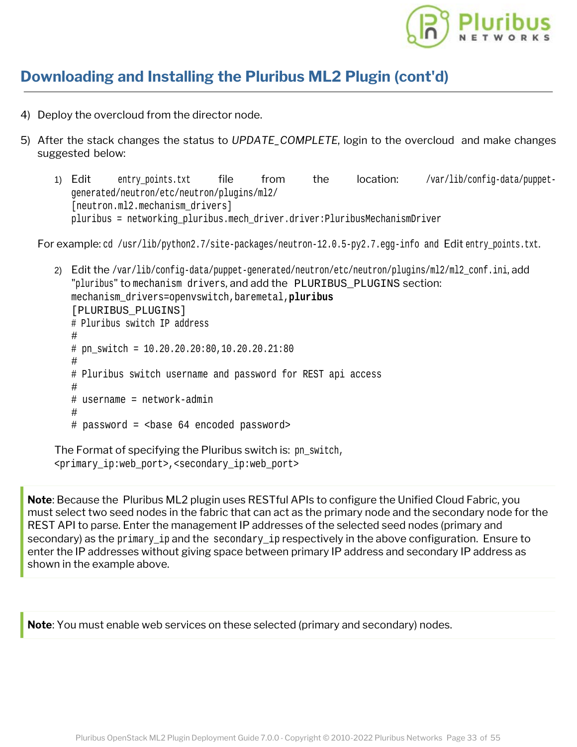## Downloading and Installing the Pluribus ML2 Plugin (cont'd)

4) Deploy the overcloud from the director node.

5) After the stack changes the status to *UPDATE_COMPLETE*, login to the overcloud and make changes suggested below:

   1) Edit `entry_points.txt` file from the location: `/var/lib/config-data/puppet-generated/neutron/etc/neutron/plugins/ml2/`

   ```
   [neutron.ml2.mechanism_drivers]
   pluribus = networking_pluribus.mech_driver.driver:PluribusMechanismDriver
   ```

   For example: `cd /usr/lib/python2.7/site-packages/neutron-12.0.5-py2.7.egg-info and` Edit `entry_points.txt`.

   2) Edit the `/var/lib/config-data/puppet-generated/neutron/etc/neutron/plugins/ml2/ml2_conf.ini`, add "`pluribus`" to `mechanism drivers`, and add the `PLURIBUS_PLUGINS` section:

   ```
   mechanism_drivers=openvswitch,baremetal,pluribus
   [PLURIBUS_PLUGINS]
   # Pluribus switch IP address
   #
   # pn_switch = 10.20.20.20:80,10.20.20.21:80
   #
   # Pluribus switch username and password for REST api access
   #
   # username = network-admin
   #
   # password = <base 64 encoded password>
   ```

   The Format of specifying the Pluribus switch is: `pn_switch`, `<primary_ip:web_port>,<secondary_ip:web_port>`

**Note**: Because the Pluribus ML2 plugin uses RESTful APIs to configure the Unified Cloud Fabric, you must select two seed nodes in the fabric that can act as the primary node and the secondary node for the REST API to parse. Enter the management IP addresses of the selected seed nodes (primary and secondary) as the `primary_ip` and the `secondary_ip` respectively in the above configuration. Ensure to enter the IP addresses without giving space between primary IP address and secondary IP address as shown in the example above.

**Note**: You must enable web services on these selected (primary and secondary) nodes.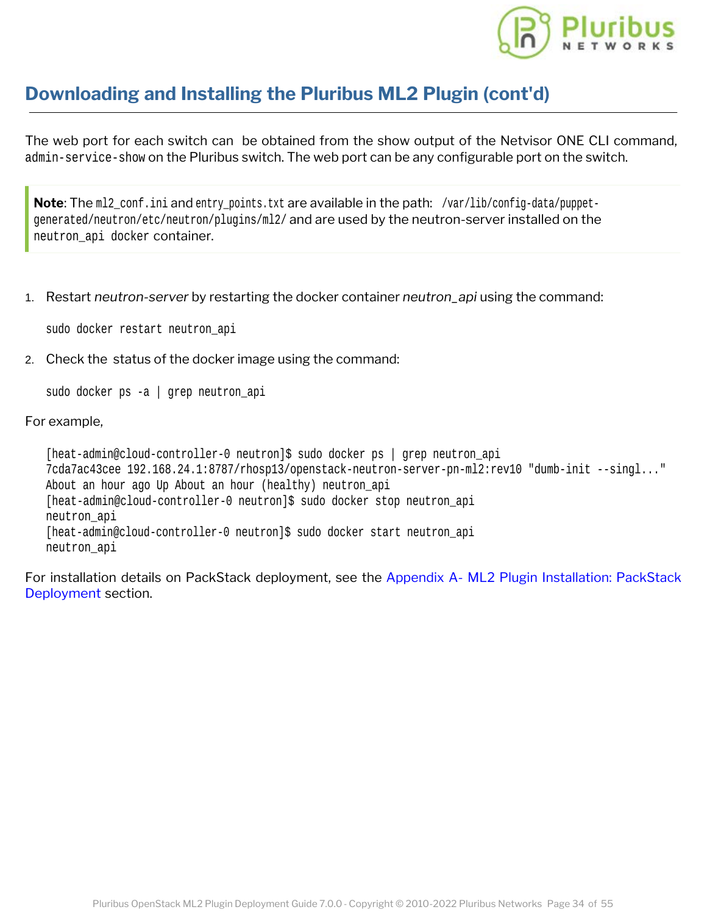## Downloading and Installing the Pluribus ML2 Plugin (cont'd)

The web port for each switch can  be obtained from the show output of the Netvisor ONE CLI command, `admin-service-show` on the Pluribus switch. The web port can be any configurable port on the switch.

> **Note**: The `ml2_conf.ini` and `entry_points.txt` are available in the path: `/var/lib/config-data/puppet-generated/neutron/etc/neutron/plugins/ml2/` and are used by the neutron-server installed on the `neutron_api docker` container.

1. Restart *neutron-server* by restarting the docker container *neutron_api* using the command:

   ```
   sudo docker restart neutron_api
   ```

2. Check the  status of the docker image using the command:

   ```
   sudo docker ps -a | grep neutron_api
   ```

For example,

```
[heat-admin@cloud-controller-0 neutron]$ sudo docker ps | grep neutron_api
7cda7ac43cee 192.168.24.1:8787/rhosp13/openstack-neutron-server-pn-ml2:rev10 "dumb-init --singl..."
About an hour ago Up About an hour (healthy) neutron_api
[heat-admin@cloud-controller-0 neutron]$ sudo docker stop neutron_api
neutron_api
[heat-admin@cloud-controller-0 neutron]$ sudo docker start neutron_api
neutron_api
```

For installation details on PackStack deployment, see the Appendix A- ML2 Plugin Installation: PackStack Deployment section.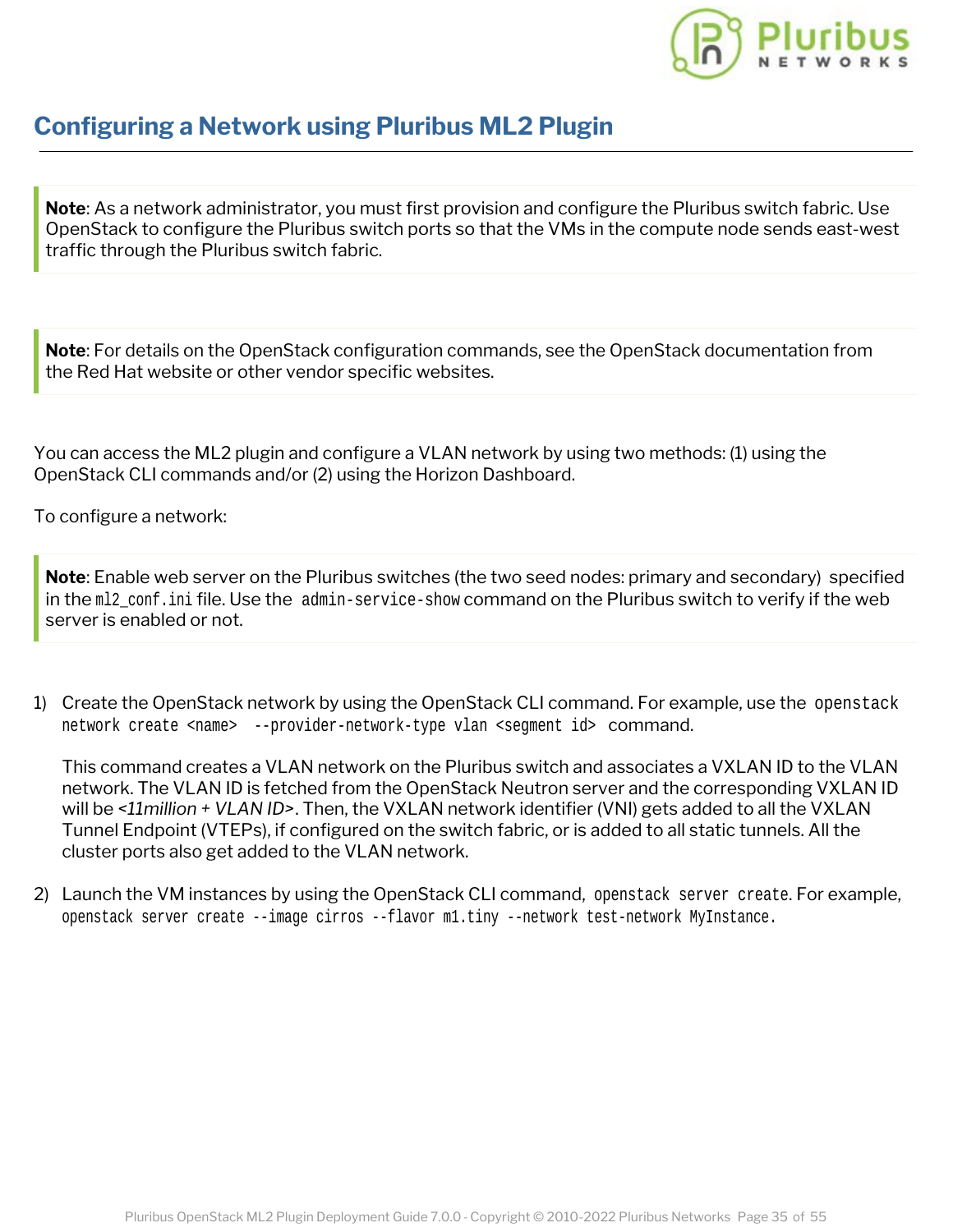## Configuring a Network using Pluribus ML2 Plugin

> **Note**: As a network administrator, you must first provision and configure the Pluribus switch fabric. Use OpenStack to configure the Pluribus switch ports so that the VMs in the compute node sends east-west traffic through the Pluribus switch fabric.

> **Note**: For details on the OpenStack configuration commands, see the OpenStack documentation from the Red Hat website or other vendor specific websites.

You can access the ML2 plugin and configure a VLAN network by using two methods: (1) using the OpenStack CLI commands and/or (2) using the Horizon Dashboard.

To configure a network:

> **Note**: Enable web server on the Pluribus switches (the two seed nodes: primary and secondary) specified in the `ml2_conf.ini` file. Use the `admin-service-show` command on the Pluribus switch to verify if the web server is enabled or not.

1) Create the OpenStack network by using the OpenStack CLI command. For example, use the `openstack network create <name> --provider-network-type vlan <segment id>` command.

   This command creates a VLAN network on the Pluribus switch and associates a VXLAN ID to the VLAN network. The VLAN ID is fetched from the OpenStack Neutron server and the corresponding VXLAN ID will be *<11million + VLAN ID>*. Then, the VXLAN network identifier (VNI) gets added to all the VXLAN Tunnel Endpoint (VTEPs), if configured on the switch fabric, or is added to all static tunnels. All the cluster ports also get added to the VLAN network.

2) Launch the VM instances by using the OpenStack CLI command, `openstack server create`. For example, `openstack server create --image cirros --flavor m1.tiny --network test-network MyInstance.`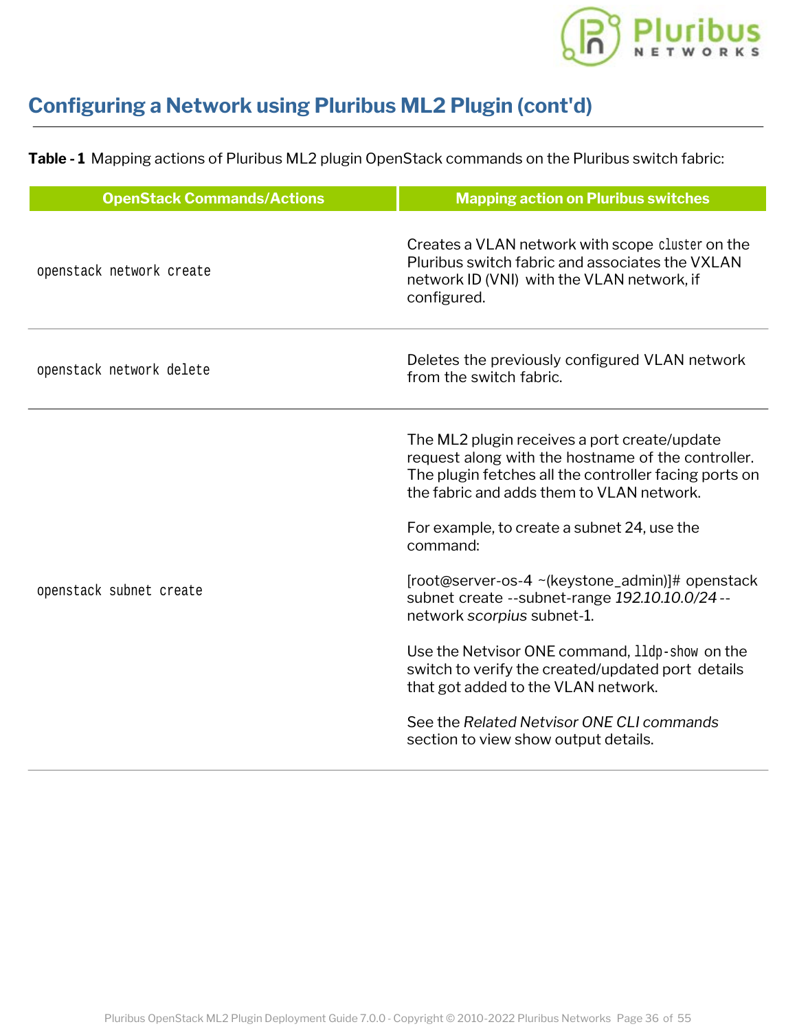## Configuring a Network using Pluribus ML2 Plugin (cont'd)

**Table - 1** Mapping actions of Pluribus ML2 plugin OpenStack commands on the Pluribus switch fabric:

| OpenStack Commands/Actions | Mapping action on Pluribus switches |
|---|---|
| `openstack network create` | Creates a VLAN network with scope `cluster` on the Pluribus switch fabric and associates the VXLAN network ID (VNI) with the VLAN network, if configured. |
| `openstack network delete` | Deletes the previously configured VLAN network from the switch fabric. |
| `openstack subnet create` | The ML2 plugin receives a port create/update request along with the hostname of the controller. The plugin fetches all the controller facing ports on the fabric and adds them to VLAN network.<br><br>For example, to create a subnet 24, use the command:<br><br>[root@server-os-4 ~(keystone_admin)]# openstack subnet create --subnet-range *192.10.10.0/24* --network *scorpius* subnet-1.<br><br>Use the Netvisor ONE command, `lldp-show` on the switch to verify the created/updated port details that got added to the VLAN network.<br><br>See the *Related Netvisor ONE CLI commands* section to view show output details. |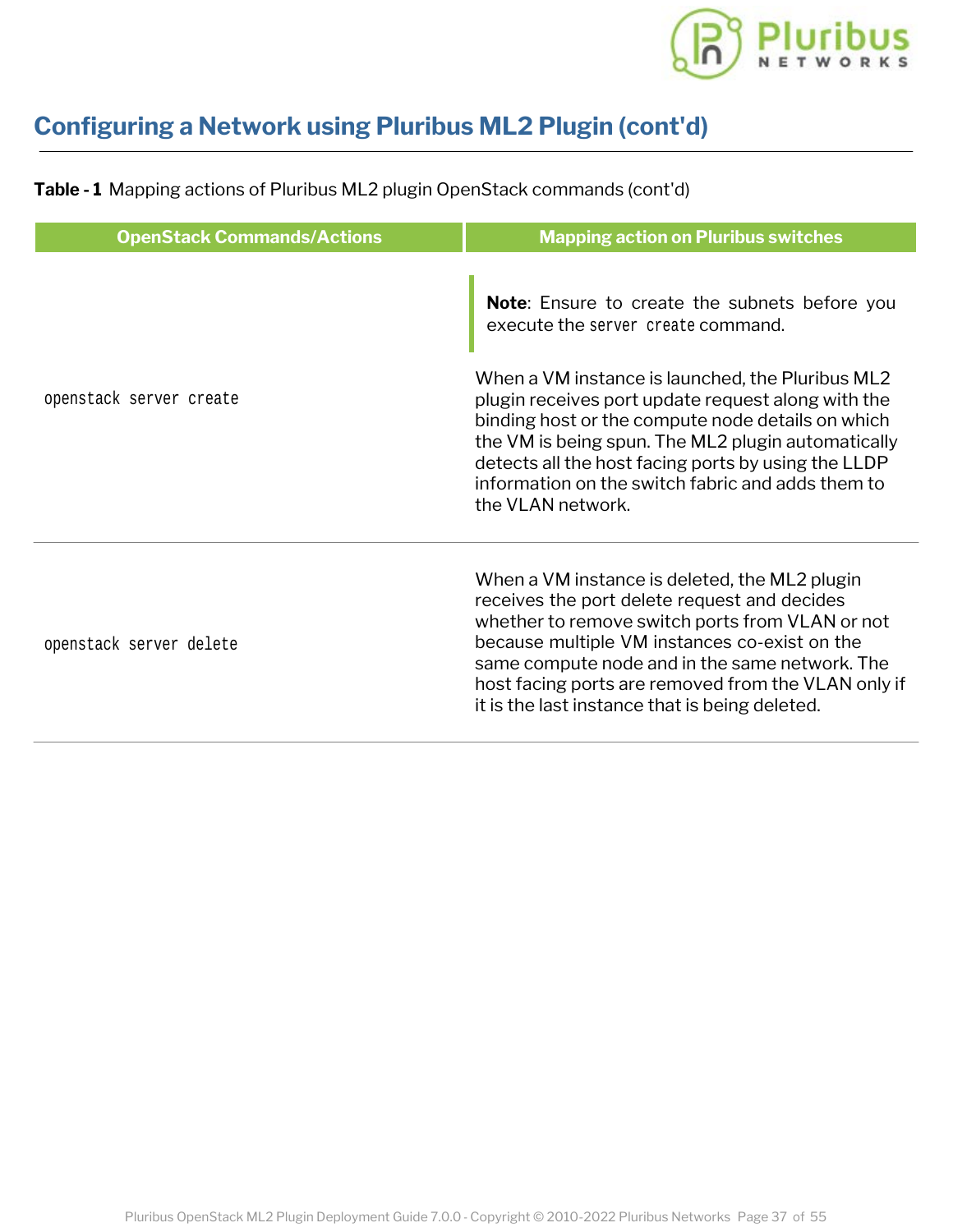## Configuring a Network using Pluribus ML2 Plugin (cont'd)

**Table - 1** Mapping actions of Pluribus ML2 plugin OpenStack commands (cont'd)

| OpenStack Commands/Actions | Mapping action on Pluribus switches |
|---|---|
| `openstack server create` | **Note**: Ensure to create the subnets before you execute the `server create` command.<br><br>When a VM instance is launched, the Pluribus ML2 plugin receives port update request along with the binding host or the compute node details on which the VM is being spun. The ML2 plugin automatically detects all the host facing ports by using the LLDP information on the switch fabric and adds them to the VLAN network. |
| `openstack server delete` | When a VM instance is deleted, the ML2 plugin receives the port delete request and decides whether to remove switch ports from VLAN or not because multiple VM instances co-exist on the same compute node and in the same network. The host facing ports are removed from the VLAN only if it is the last instance that is being deleted. |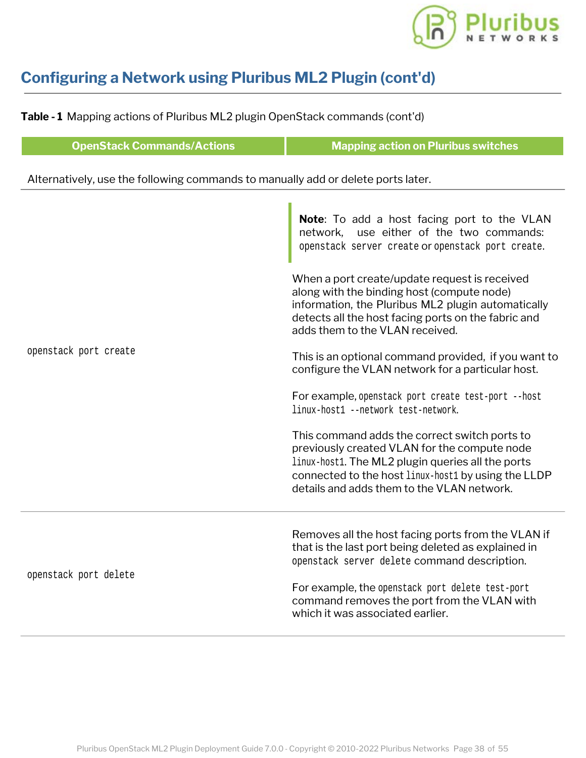## Configuring a Network using Pluribus ML2 Plugin (cont'd)

**Table - 1** Mapping actions of Pluribus ML2 plugin OpenStack commands (cont'd)

| OpenStack Commands/Actions | Mapping action on Pluribus switches |
|---|---|
| Alternatively, use the following commands to manually add or delete ports later. | |
| `openstack port create` | **Note**: To add a host facing port to the VLAN network, use either of the two commands: `openstack server create` or `openstack port create`.<br><br>When a port create/update request is received along with the binding host (compute node) information, the Pluribus ML2 plugin automatically detects all the host facing ports on the fabric and adds them to the VLAN received.<br><br>This is an optional command provided, if you want to configure the VLAN network for a particular host.<br><br>For example, `openstack port create test-port --host linux-host1 --network test-network`.<br><br>This command adds the correct switch ports to previously created VLAN for the compute node `linux-host1`. The ML2 plugin queries all the ports connected to the host `linux-host1` by using the LLDP details and adds them to the VLAN network. |
| `openstack port delete` | Removes all the host facing ports from the VLAN if that is the last port being deleted as explained in `openstack server delete` command description.<br><br>For example, the `openstack port delete test-port` command removes the port from the VLAN with which it was associated earlier. |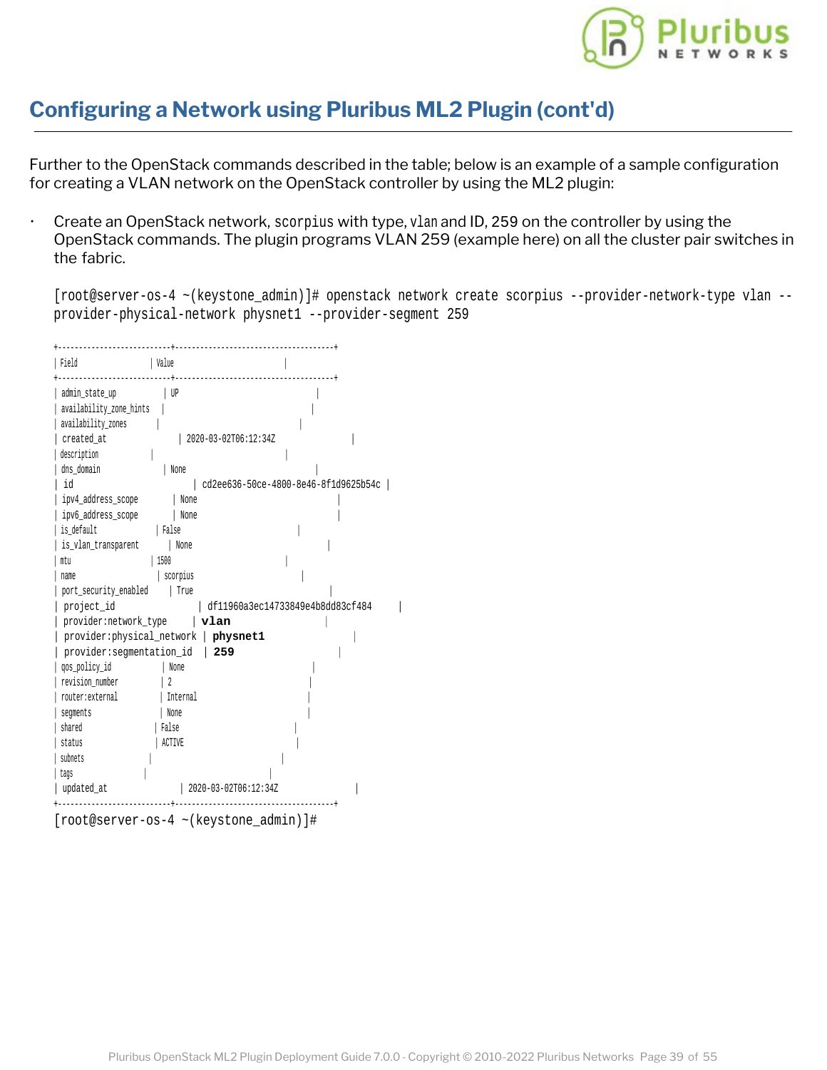## Configuring a Network using Pluribus ML2 Plugin (cont'd)

Further to the OpenStack commands described in the table; below is an example of a sample configuration for creating a VLAN network on the OpenStack controller by using the ML2 plugin:

- Create an OpenStack network, `scorpius` with type, `vlan` and ID, 259 on the controller by using the OpenStack commands. The plugin programs VLAN 259 (example here) on all the cluster pair switches in the fabric.

```
[root@server-os-4 ~(keystone_admin)]# openstack network create scorpius --provider-network-type vlan --provider-physical-network physnet1 --provider-segment 259

+---------------------------+--------------------------------------+
| Field                     | Value                                |
+---------------------------+--------------------------------------+
| admin_state_up            | UP                                   |
| availability_zone_hints   |                                      |
| availability_zones        |                                      |
| created_at                | 2020-03-02T06:12:34Z                 |
| description               |                                      |
| dns_domain                | None                                 |
| id                        | cd2ee636-50ce-4800-8e46-8f1d9625b54c |
| ipv4_address_scope        | None                                 |
| ipv6_address_scope        | None                                 |
| is_default                | False                                |
| is_vlan_transparent       | None                                 |
| mtu                       | 1500                                 |
| name                      | scorpius                             |
| port_security_enabled     | True                                 |
| project_id                | df11960a3ec14733849e4b8dd83cf484     |
| provider:network_type     | vlan                                 |
| provider:physical_network | physnet1                             |
| provider:segmentation_id  | 259                                  |
| qos_policy_id             | None                                 |
| revision_number           | 2                                    |
| router:external           | Internal                             |
| segments                  | None                                 |
| shared                    | False                                |
| status                    | ACTIVE                               |
| subnets                   |                                      |
| tags                      |                                      |
| updated_at                | 2020-03-02T06:12:34Z                 |
+---------------------------+--------------------------------------+
[root@server-os-4 ~(keystone_admin)]#
```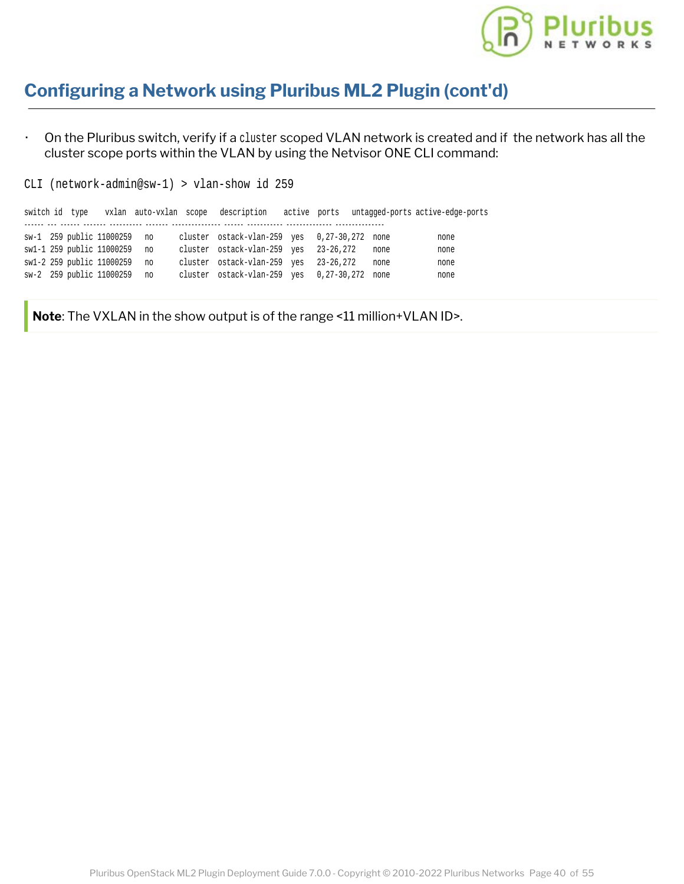## Configuring a Network using Pluribus ML2 Plugin (cont'd)

- On the Pluribus switch, verify if a `cluster` scoped VLAN network is created and if the network has all the cluster scope ports within the VLAN by using the Netvisor ONE CLI command:

```
CLI (network-admin@sw-1) > vlan-show id 259

switch id  type    vxlan  auto-vxlan  scope   description    active  ports   untagged-ports active-edge-ports
------ --- ------ ------- ---------- ------- -------------- ------ ---------- ------------- --------------
sw-1  259 public 11000259   no      cluster  ostack-vlan-259  yes   0,27-30,272  none          none
sw1-1 259 public 11000259   no      cluster  ostack-vlan-259  yes   23-26,272    none          none
sw1-2 259 public 11000259   no      cluster  ostack-vlan-259  yes   23-26,272    none          none
sw-2  259 public 11000259   no      cluster  ostack-vlan-259  yes   0,27-30,272  none          none
```

**Note**: The VXLAN in the show output is of the range <11 million+VLAN ID>.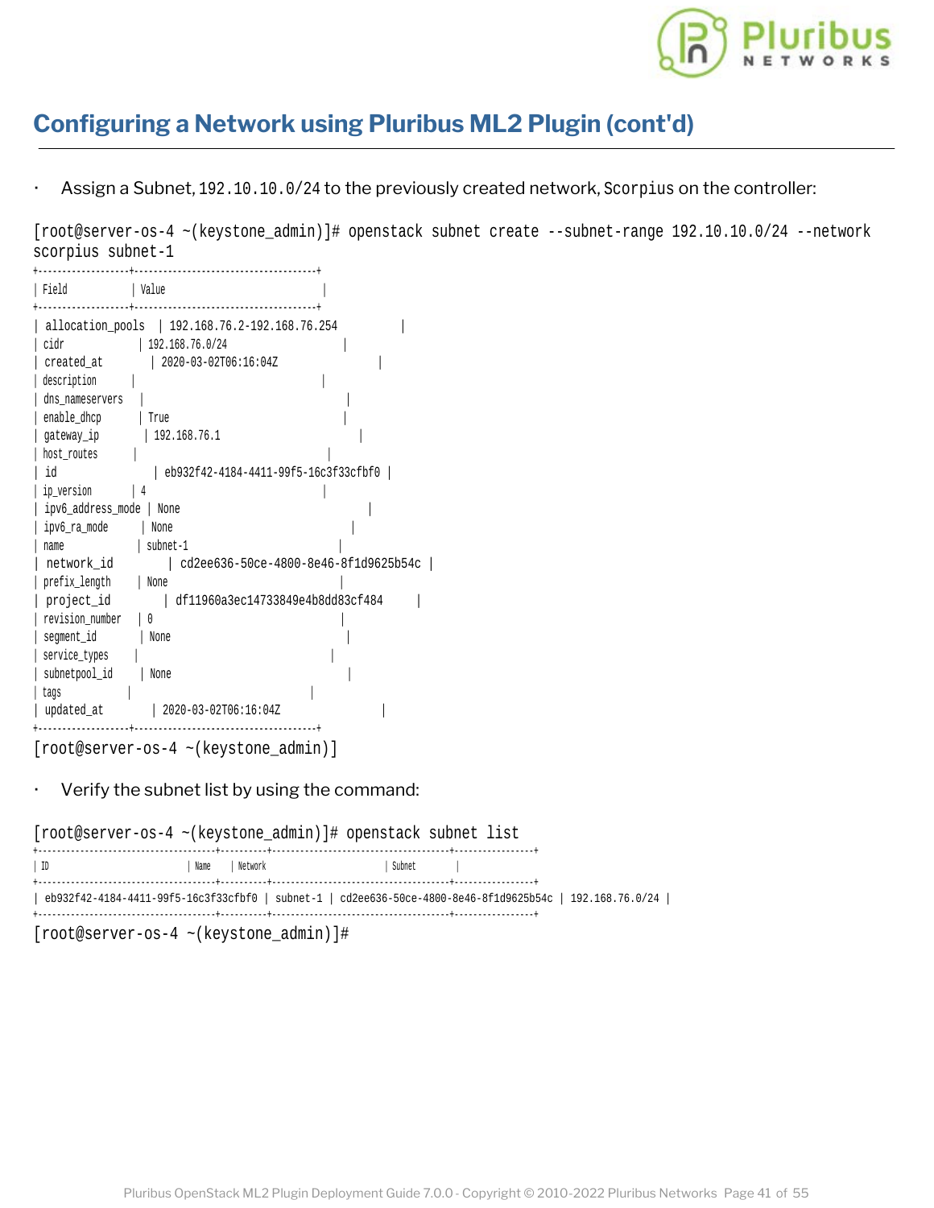## Configuring a Network using Pluribus ML2 Plugin (cont'd)

- Assign a Subnet, `192.10.10.0/24` to the previously created network, `Scorpius` on the controller:

```
[root@server-os-4 ~(keystone_admin)]# openstack subnet create --subnet-range 192.10.10.0/24 --network
scorpius subnet-1
+-------------------+--------------------------------------+
| Field             | Value                                |
+-------------------+--------------------------------------+
| allocation_pools  | 192.168.76.2-192.168.76.254          |
| cidr              | 192.168.76.0/24                      |
| created_at        | 2020-03-02T06:16:04Z                 |
| description       |                                      |
| dns_nameservers   |                                      |
| enable_dhcp       | True                                 |
| gateway_ip        | 192.168.76.1                         |
| host_routes       |                                      |
| id                | eb932f42-4184-4411-99f5-16c3f33cfbf0 |
| ip_version        | 4                                    |
| ipv6_address_mode | None                                 |
| ipv6_ra_mode      | None                                 |
| name              | subnet-1                             |
| network_id        | cd2ee636-50ce-4800-8e46-8f1d9625b54c |
| prefix_length     | None                                 |
| project_id        | df11960a3ec14733849e4b8dd83cf484     |
| revision_number   | 0                                    |
| segment_id        | None                                 |
| service_types     |                                      |
| subnetpool_id     | None                                 |
| tags              |                                      |
| updated_at        | 2020-03-02T06:16:04Z                 |
+-------------------+--------------------------------------+
[root@server-os-4 ~(keystone_admin)]
```

- Verify the subnet list by using the command:

```
[root@server-os-4 ~(keystone_admin)]# openstack subnet list
+--------------------------------------+----------+--------------------------------------+-----------------+
| ID                                   | Name     | Network                              | Subnet          |
+--------------------------------------+----------+--------------------------------------+-----------------+
| eb932f42-4184-4411-99f5-16c3f33cfbf0 | subnet-1 | cd2ee636-50ce-4800-8e46-8f1d9625b54c | 192.168.76.0/24 |
+--------------------------------------+----------+--------------------------------------+-----------------+
[root@server-os-4 ~(keystone_admin)]#
```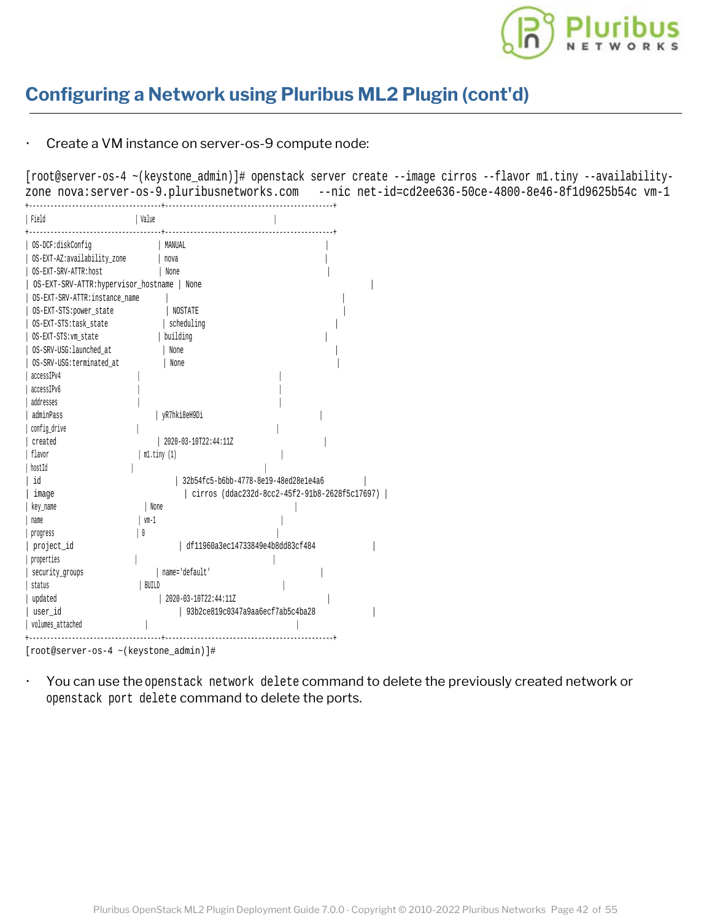## Configuring a Network using Pluribus ML2 Plugin (cont'd)

- Create a VM instance on server-os-9 compute node:

```
[root@server-os-4 ~(keystone_admin)]# openstack server create --image cirros --flavor m1.tiny --availability-zone nova:server-os-9.pluribusnetworks.com   --nic net-id=cd2ee636-50ce-4800-8e46-8f1d9625b54c vm-1
+-------------------------------------+-----------------------------------------------+
| Field                               | Value                                         |
+-------------------------------------+-----------------------------------------------+
| OS-DCF:diskConfig                   | MANUAL                                        |
| OS-EXT-AZ:availability_zone         | nova                                          |
| OS-EXT-SRV-ATTR:host                | None                                          |
| OS-EXT-SRV-ATTR:hypervisor_hostname | None                                          |
| OS-EXT-SRV-ATTR:instance_name       |                                               |
| OS-EXT-STS:power_state              | NOSTATE                                       |
| OS-EXT-STS:task_state               | scheduling                                    |
| OS-EXT-STS:vm_state                 | building                                      |
| OS-SRV-USG:launched_at              | None                                          |
| OS-SRV-USG:terminated_at            | None                                          |
| accessIPv4                          |                                               |
| accessIPv6                          |                                               |
| addresses                           |                                               |
| adminPass                           | yR7hki8eH9Di                                  |
| config_drive                        |                                               |
| created                             | 2020-03-10T22:44:11Z                          |
| flavor                              | m1.tiny (1)                                   |
| hostId                              |                                               |
| id                                  | 32b54fc5-b6bb-4778-8e19-48ed28e1e4a6          |
| image                               | cirros (ddac232d-8cc2-45f2-91b8-2628f5c17697) |
| key_name                            | None                                          |
| name                                | vm-1                                          |
| progress                            | 0                                             |
| project_id                          | df11960a3ec14733849e4b8dd83cf484              |
| properties                          |                                               |
| security_groups                     | name='default'                                |
| status                              | BUILD                                         |
| updated                             | 2020-03-10T22:44:11Z                          |
| user_id                             | 93b2ce819c0347a9aa6ecf7ab5c4ba28              |
| volumes_attached                    |                                               |
+-------------------------------------+-----------------------------------------------+
[root@server-os-4 ~(keystone_admin)]#
```

- You can use the `openstack network delete` command to delete the previously created network or `openstack port delete` command to delete the ports.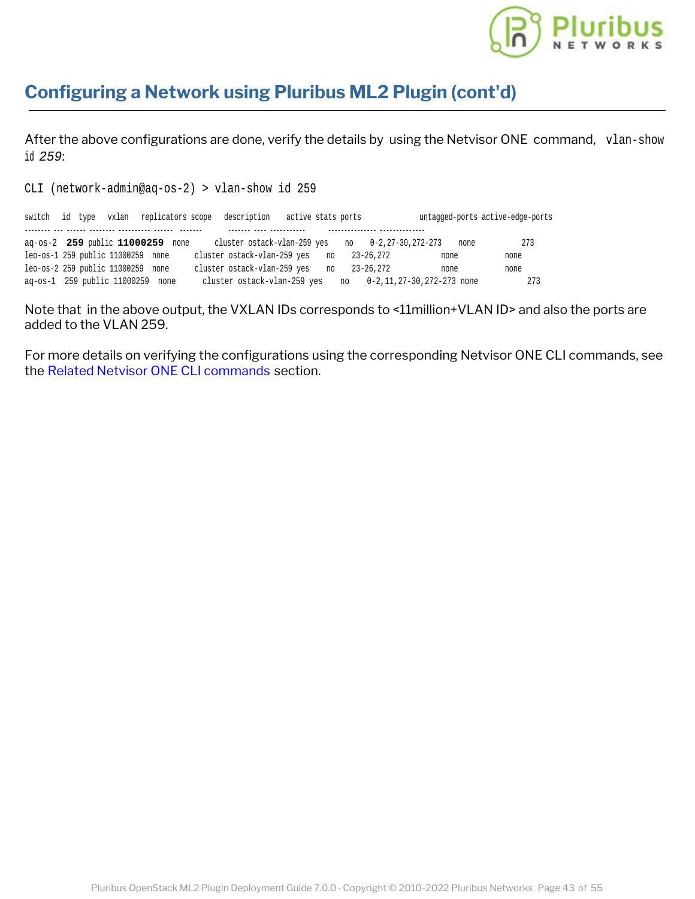## Configuring a Network using Pluribus ML2 Plugin (cont'd)

After the above configurations are done, verify the details by using the Netvisor ONE command, `vlan-show id 259`:

```
CLI (network-admin@aq-os-2) > vlan-show id 259

switch   id  type   vxlan   replicators scope   description    active stats ports            untagged-ports active-edge-ports
-------- --- ------ -------- ---------- ------  -------       ------- ---- -----------       --------------- --------------
aq-os-2  259 public 11000259  none      cluster ostack-vlan-259 yes    no    0-2,27-30,272-273    none           273
leo-os-1 259 public 11000259  none      cluster ostack-vlan-259 yes    no    23-26,272           none           none
leo-os-2 259 public 11000259  none      cluster ostack-vlan-259 yes    no    23-26,272           none           none
aq-os-1  259 public 11000259  none      cluster ostack-vlan-259 yes    no    0-2,11,27-30,272-273 none           273
```

Note that in the above output, the VXLAN IDs corresponds to <11million+VLAN ID> and also the ports are added to the VLAN 259.

For more details on verifying the configurations using the corresponding Netvisor ONE CLI commands, see the Related Netvisor ONE CLI commands section.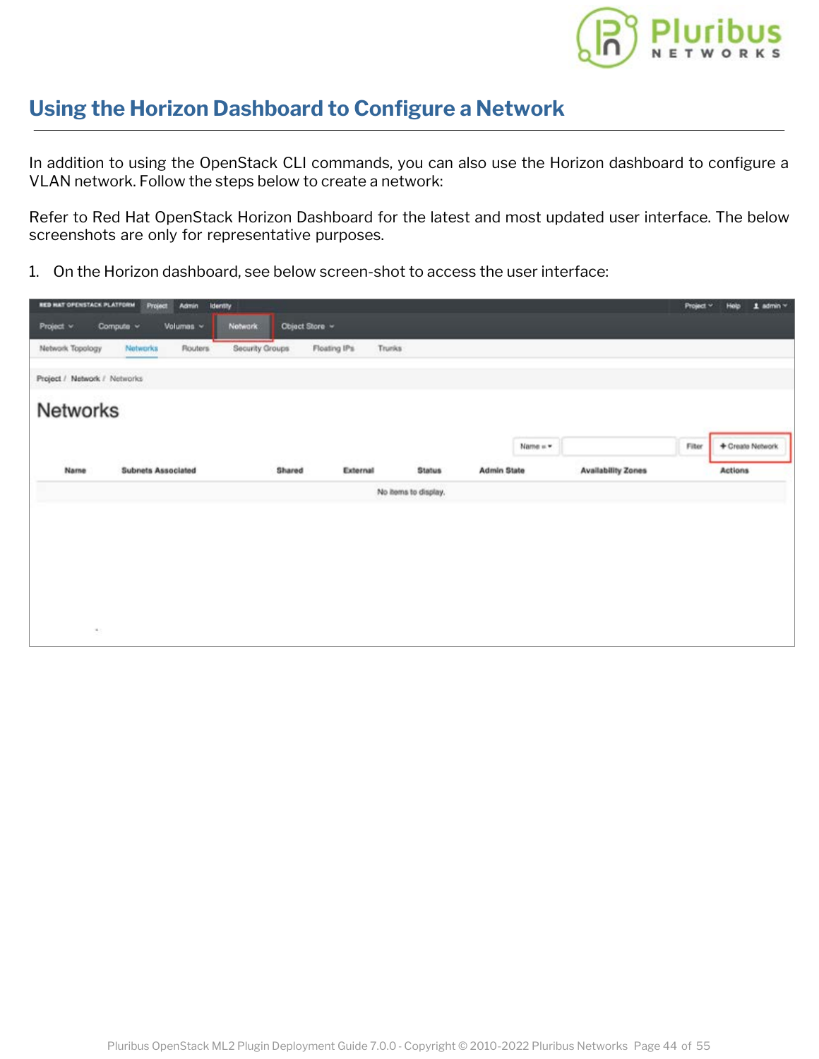## Using the Horizon Dashboard to Configure a Network

In addition to using the OpenStack CLI commands, you can also use the Horizon dashboard to configure a VLAN network. Follow the steps below to create a network:

Refer to Red Hat OpenStack Horizon Dashboard for the latest and most updated user interface. The below screenshots are only for representative purposes.

1. On the Horizon dashboard, see below screen-shot to access the user interface: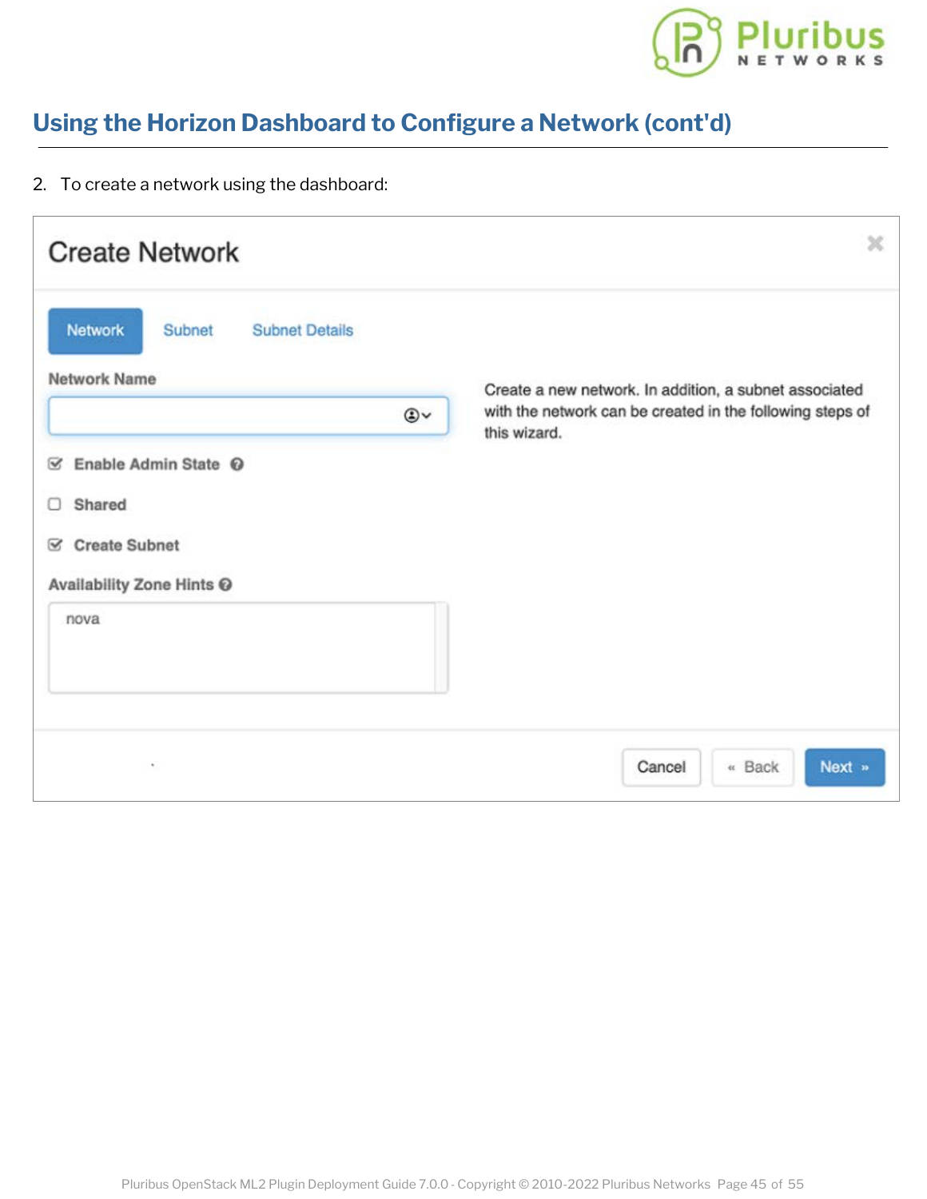## Using the Horizon Dashboard to Configure a Network (cont'd)

2. To create a network using the dashboard:

**Create Network**

Network | Subnet | Subnet Details

Network Name

- [x] Enable Admin State
- [ ] Shared
- [x] Create Subnet

Availability Zone Hints

nova

Create a new network. In addition, a subnet associated with the network can be created in the following steps of this wizard.

Cancel | « Back | Next »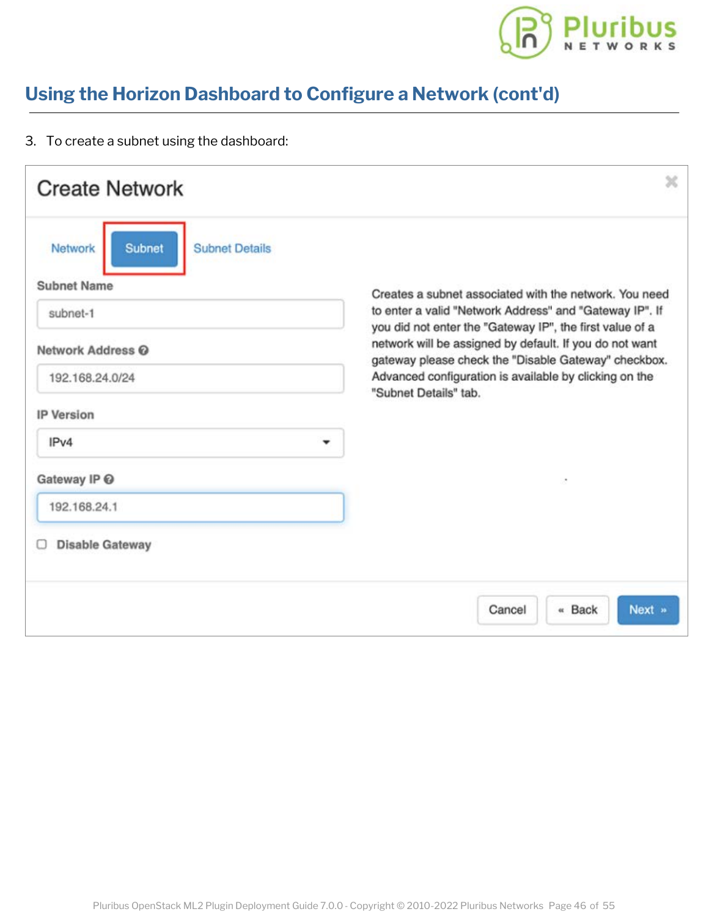## Using the Horizon Dashboard to Configure a Network (cont'd)

3. To create a subnet using the dashboard:

**Create Network**

Network | Subnet | Subnet Details

Subnet Name

subnet-1

Network Address

192.168.24.0/24

IP Version

IPv4

Gateway IP

192.168.24.1

Disable Gateway

Creates a subnet associated with the network. You need to enter a valid "Network Address" and "Gateway IP". If you did not enter the "Gateway IP", the first value of a network will be assigned by default. If you do not want gateway please check the "Disable Gateway" checkbox. Advanced configuration is available by clicking on the "Subnet Details" tab.

Cancel | « Back | Next »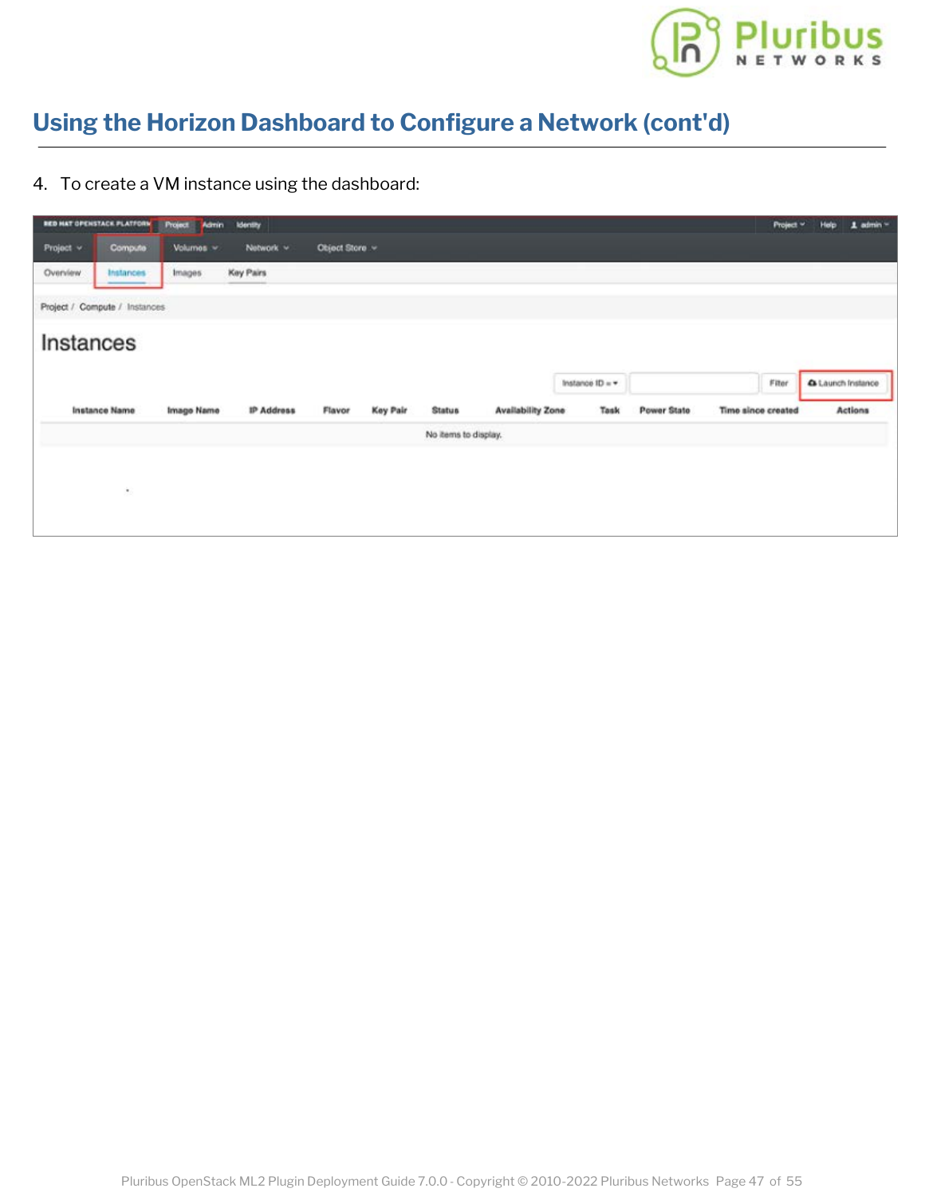## Using the Horizon Dashboard to Configure a Network (cont'd)

4. To create a VM instance using the dashboard: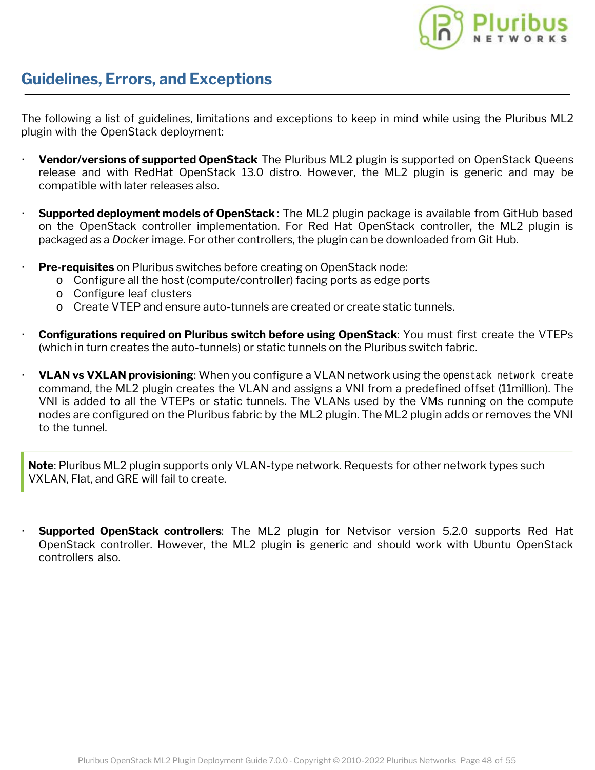## Guidelines, Errors, and Exceptions

The following a list of guidelines, limitations and exceptions to keep in mind while using the Pluribus ML2 plugin with the OpenStack deployment:

- **Vendor/versions of supported OpenStack** The Pluribus ML2 plugin is supported on OpenStack Queens release and with RedHat OpenStack 13.0 distro. However, the ML2 plugin is generic and may be compatible with later releases also.

- **Supported deployment models of OpenStack** : The ML2 plugin package is available from GitHub based on the OpenStack controller implementation. For Red Hat OpenStack controller, the ML2 plugin is packaged as a *Docker* image. For other controllers, the plugin can be downloaded from Git Hub.

- **Pre-requisites** on Pluribus switches before creating on OpenStack node:
  - Configure all the host (compute/controller) facing ports as edge ports
  - Configure leaf clusters
  - Create VTEP and ensure auto-tunnels are created or create static tunnels.

- **Configurations required on Pluribus switch before using OpenStack**: You must first create the VTEPs (which in turn creates the auto-tunnels) or static tunnels on the Pluribus switch fabric.

- **VLAN vs VXLAN provisioning**: When you configure a VLAN network using the `openstack network create` command, the ML2 plugin creates the VLAN and assigns a VNI from a predefined offset (11million). The VNI is added to all the VTEPs or static tunnels. The VLANs used by the VMs running on the compute nodes are configured on the Pluribus fabric by the ML2 plugin. The ML2 plugin adds or removes the VNI to the tunnel.

> **Note**: Pluribus ML2 plugin supports only VLAN-type network. Requests for other network types such VXLAN, Flat, and GRE will fail to create.

- **Supported OpenStack controllers**: The ML2 plugin for Netvisor version 5.2.0 supports Red Hat OpenStack controller. However, the ML2 plugin is generic and should work with Ubuntu OpenStack controllers also.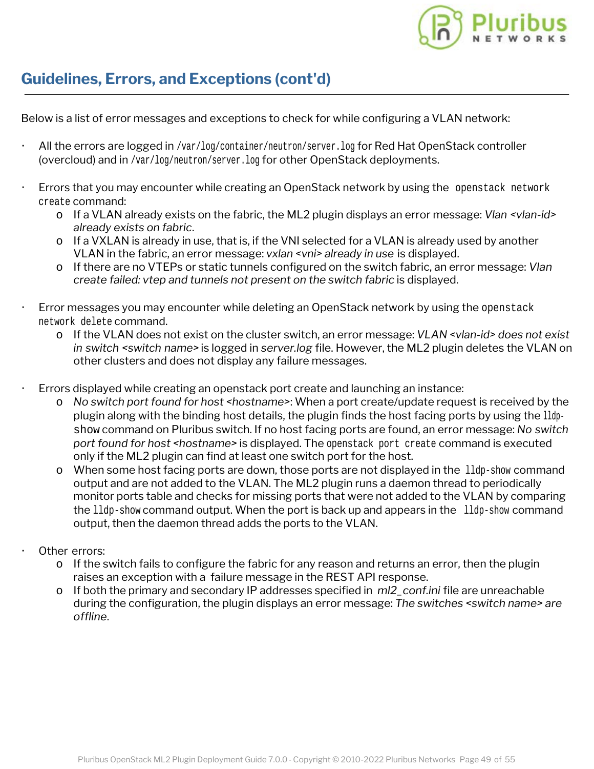## Guidelines, Errors, and Exceptions (cont'd)

Below is a list of error messages and exceptions to check for while configuring a VLAN network:

- All the errors are logged in `/var/log/container/neutron/server.log` for Red Hat OpenStack controller (overcloud) and in `/var/log/neutron/server.log` for other OpenStack deployments.

- Errors that you may encounter while creating an OpenStack network by using the `openstack network create` command:
  - If a VLAN already exists on the fabric, the ML2 plugin displays an error message: *Vlan <vlan-id> already exists on fabric*.
  - If a VXLAN is already in use, that is, if the VNI selected for a VLAN is already used by another VLAN in the fabric, an error message: *vxlan <vni> already in use* is displayed.
  - If there are no VTEPs or static tunnels configured on the switch fabric, an error message: *Vlan create failed: vtep and tunnels not present on the switch fabric* is displayed.

- Error messages you may encounter while deleting an OpenStack network by using the `openstack network delete` command.
  - If the VLAN does not exist on the cluster switch, an error message: *VLAN <vlan-id> does not exist in switch <switch name>* is logged in *server.log* file. However, the ML2 plugin deletes the VLAN on other clusters and does not display any failure messages.

- Errors displayed while creating an openstack port create and launching an instance:
  - *No switch port found for host <hostname>*: When a port create/update request is received by the plugin along with the binding host details, the plugin finds the host facing ports by using the `lldp-show` command on Pluribus switch. If no host facing ports are found, an error message: *No switch port found for host <hostname>* is displayed. The `openstack port create` command is executed only if the ML2 plugin can find at least one switch port for the host.
  - When some host facing ports are down, those ports are not displayed in the `lldp-show` command output and are not added to the VLAN. The ML2 plugin runs a daemon thread to periodically monitor ports table and checks for missing ports that were not added to the VLAN by comparing the `lldp-show` command output. When the port is back up and appears in the `lldp-show` command output, then the daemon thread adds the ports to the VLAN.

- Other errors:
  - If the switch fails to configure the fabric for any reason and returns an error, then the plugin raises an exception with a failure message in the REST API response.
  - If both the primary and secondary IP addresses specified in *ml2_conf.ini* file are unreachable during the configuration, the plugin displays an error message: *The switches <switch name> are offline*.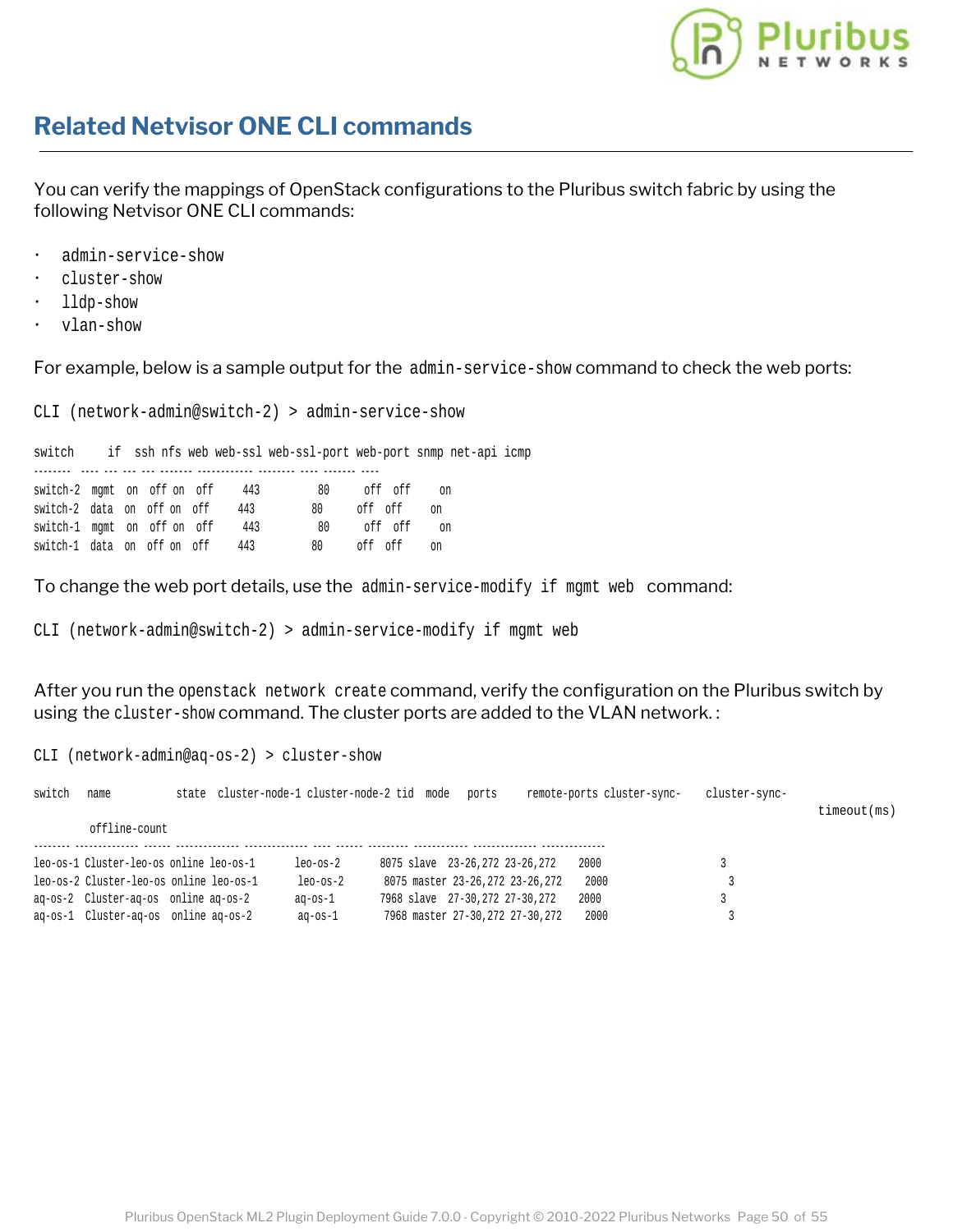## Related Netvisor ONE CLI commands

You can verify the mappings of OpenStack configurations to the Pluribus switch fabric by using the following Netvisor ONE CLI commands:

- `admin-service-show`
- `cluster-show`
- `lldp-show`
- `vlan-show`

For example, below is a sample output for the `admin-service-show` command to check the web ports:

```
CLI (network-admin@switch-2) > admin-service-show

switch     if   ssh nfs web web-ssl web-ssl-port web-port snmp net-api icmp
-------- ---- --- --- --- ------- ------------ -------- ---- ------- ----
switch-2  mgmt  on  off on  off     443         80      off  off     on
switch-2  data  on  off on  off     443         80      off  off     on
switch-1  mgmt  on  off on  off     443         80      off  off     on
switch-1  data  on  off on  off     443         80      off  off     on
```

To change the web port details, use the `admin-service-modify if mgmt web` command:

```
CLI (network-admin@switch-2) > admin-service-modify if mgmt web
```

After you run the `openstack network create` command, verify the configuration on the Pluribus switch by using the `cluster-show` command. The cluster ports are added to the VLAN network. :

```
CLI (network-admin@aq-os-2) > cluster-show

switch   name          state  cluster-node-1 cluster-node-2 tid  mode   ports     remote-ports cluster-sync-    cluster-sync-
                                                                                               timeout(ms)
         offline-count
-------- -------------- ------ -------------- -------------- ---- ------ --------- ------------ ------------- -------------
leo-os-1 Cluster-leo-os online leo-os-1       leo-os-2       8075 slave  23-26,272 23-26,272    2000          3
leo-os-2 Cluster-leo-os online leo-os-1       leo-os-2       8075 master 23-26,272 23-26,272    2000          3
aq-os-2  Cluster-aq-os  online aq-os-2        aq-os-1        7968 slave  27-30,272 27-30,272    2000          3
aq-os-1  Cluster-aq-os  online aq-os-2        aq-os-1        7968 master 27-30,272 27-30,272    2000          3
```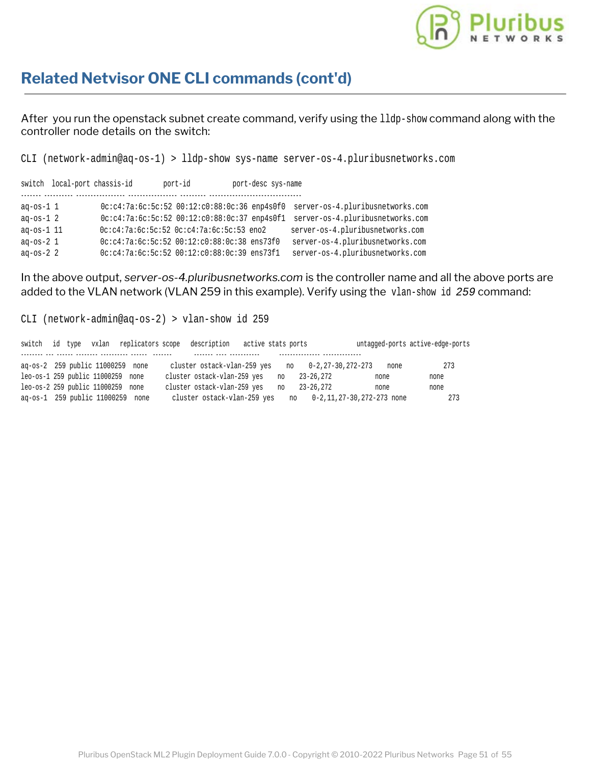## Related Netvisor ONE CLI commands (cont'd)

After you run the openstack subnet create command, verify using the `lldp-show` command along with the controller node details on the switch:

```
CLI (network-admin@aq-os-1) > lldp-show sys-name server-os-4.pluribusnetworks.com

switch  local-port chassis-id        port-id           port-desc sys-name
------- ---------- ----------------- ----------------- --------- -------------------------------
aq-os-1 1          0c:c4:7a:6c:5c:52 00:12:c0:88:0c:36 enp4s0f0  server-os-4.pluribusnetworks.com
aq-os-1 2          0c:c4:7a:6c:5c:52 00:12:c0:88:0c:37 enp4s0f1  server-os-4.pluribusnetworks.com
aq-os-1 11         0c:c4:7a:6c:5c:52 0c:c4:7a:6c:5c:53 eno2      server-os-4.pluribusnetworks.com
aq-os-2 1          0c:c4:7a:6c:5c:52 00:12:c0:88:0c:38 ens73f0   server-os-4.pluribusnetworks.com
aq-os-2 2          0c:c4:7a:6c:5c:52 00:12:c0:88:0c:39 ens73f1   server-os-4.pluribusnetworks.com
```

In the above output, *server-os-4.pluribusnetworks.com* is the controller name and all the above ports are added to the VLAN network (VLAN 259 in this example). Verify using the `vlan-show id` *259* command:

```
CLI (network-admin@aq-os-2) > vlan-show id 259

switch   id  type   vxlan    replicators scope   description      active stats ports             untagged-ports active-edge-ports
-------- --- ------ -------- ---------- ------  -------          ------- ---- -----------        -------------- --------------
aq-os-2  259 public 11000259  none      cluster ostack-vlan-259 yes    no    0-2,27-30,272-273    none           273
leo-os-1 259 public 11000259  none      cluster ostack-vlan-259 yes    no    23-26,272            none           none
leo-os-2 259 public 11000259  none      cluster ostack-vlan-259 yes    no    23-26,272            none           none
aq-os-1  259 public 11000259  none      cluster ostack-vlan-259 yes    no    0-2,11,27-30,272-273 none           273
```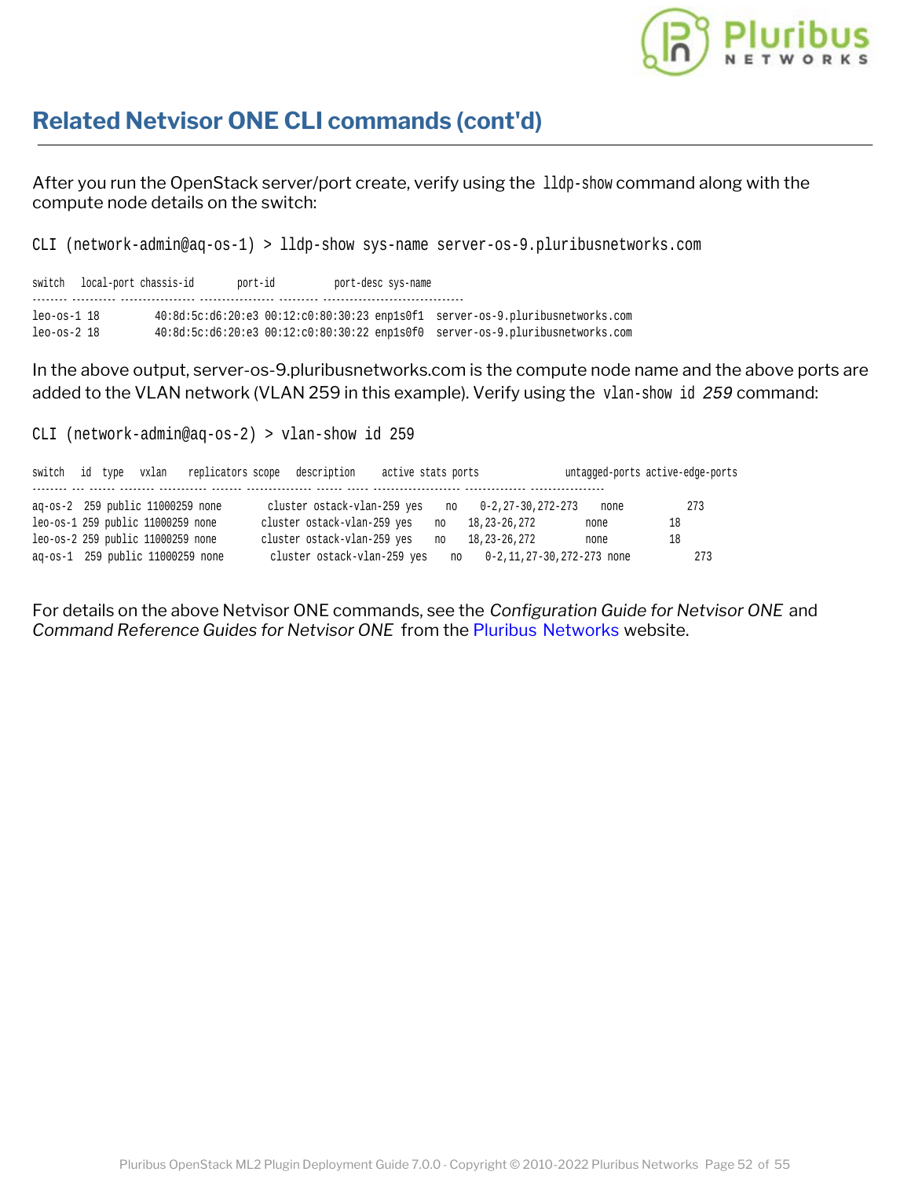## Related Netvisor ONE CLI commands (cont'd)

After you run the OpenStack server/port create, verify using the `lldp-show` command along with the compute node details on the switch:

```
CLI (network-admin@aq-os-1) > lldp-show sys-name server-os-9.pluribusnetworks.com

switch   local-port chassis-id        port-id           port-desc sys-name
-------- ---------- ----------------- ----------------- --------- ------------------------------
leo-os-1 18         40:8d:5c:d6:20:e3 00:12:c0:80:30:23 enp1s0f1  server-os-9.pluribusnetworks.com
leo-os-2 18         40:8d:5c:d6:20:e3 00:12:c0:80:30:22 enp1s0f0  server-os-9.pluribusnetworks.com
```

In the above output, server-os-9.pluribusnetworks.com is the compute node name and the above ports are added to the VLAN network (VLAN 259 in this example). Verify using the `vlan-show id` *259* command:

```
CLI (network-admin@aq-os-2) > vlan-show id 259

switch   id  type   vxlan    replicators scope   description     active stats ports               untagged-ports active-edge-ports
-------- --- ------ -------- ----------- ------- --------------- ------ ----- -------------------- -------------- -----------------
aq-os-2  259 public 11000259 none        cluster ostack-vlan-259 yes    no    0-2,27-30,272-273    none           273
leo-os-1 259 public 11000259 none        cluster ostack-vlan-259 yes    no    18,23-26,272         none           18
leo-os-2 259 public 11000259 none        cluster ostack-vlan-259 yes    no    18,23-26,272         none           18
aq-os-1  259 public 11000259 none        cluster ostack-vlan-259 yes    no    0-2,11,27-30,272-273 none           273
```

For details on the above Netvisor ONE commands, see the *Configuration Guide for Netvisor ONE* and *Command Reference Guides for Netvisor ONE* from the Pluribus Networks website.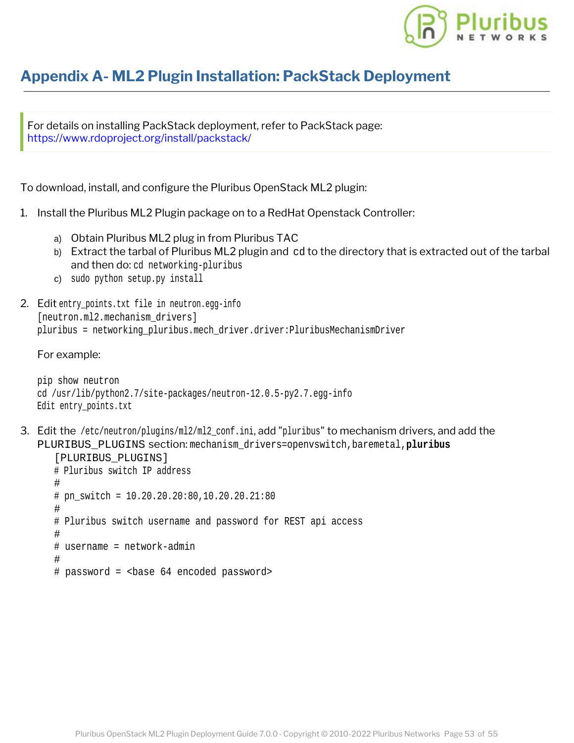# Appendix A- ML2 Plugin Installation: PackStack Deployment

> For details on installing PackStack deployment, refer to PackStack page: https://www.rdoproject.org/install/packstack/

To download, install, and configure the Pluribus OpenStack ML2 plugin:

1. Install the Pluribus ML2 Plugin package on to a RedHat Openstack Controller:

   a) Obtain Pluribus ML2 plug in from Pluribus TAC
   
   b) Extract the tarbal of Pluribus ML2 plugin and `cd` to the directory that is extracted out of the tarbal and then do: `cd networking-pluribus`
   
   c) `sudo python setup.py install`

2. Edit `entry_points.txt file in neutron.egg-info`

   ```
   [neutron.ml2.mechanism_drivers]
   pluribus = networking_pluribus.mech_driver.driver:PluribusMechanismDriver
   ```

   For example:

   ```
   pip show neutron
   cd /usr/lib/python2.7/site-packages/neutron-12.0.5-py2.7.egg-info
   Edit entry_points.txt
   ```

3. Edit the `/etc/neutron/plugins/ml2/ml2_conf.ini`, add "`pluribus`" to mechanism drivers, and add the `PLURIBUS_PLUGINS` section: `mechanism_drivers=openvswitch,baremetal,`**`pluribus`**

   ```
   [PLURIBUS_PLUGINS]
   # Pluribus switch IP address
   #
   # pn_switch = 10.20.20.20:80,10.20.20.21:80
   #
   # Pluribus switch username and password for REST api access
   #
   # username = network-admin
   #
   # password = <base 64 encoded password>
   ```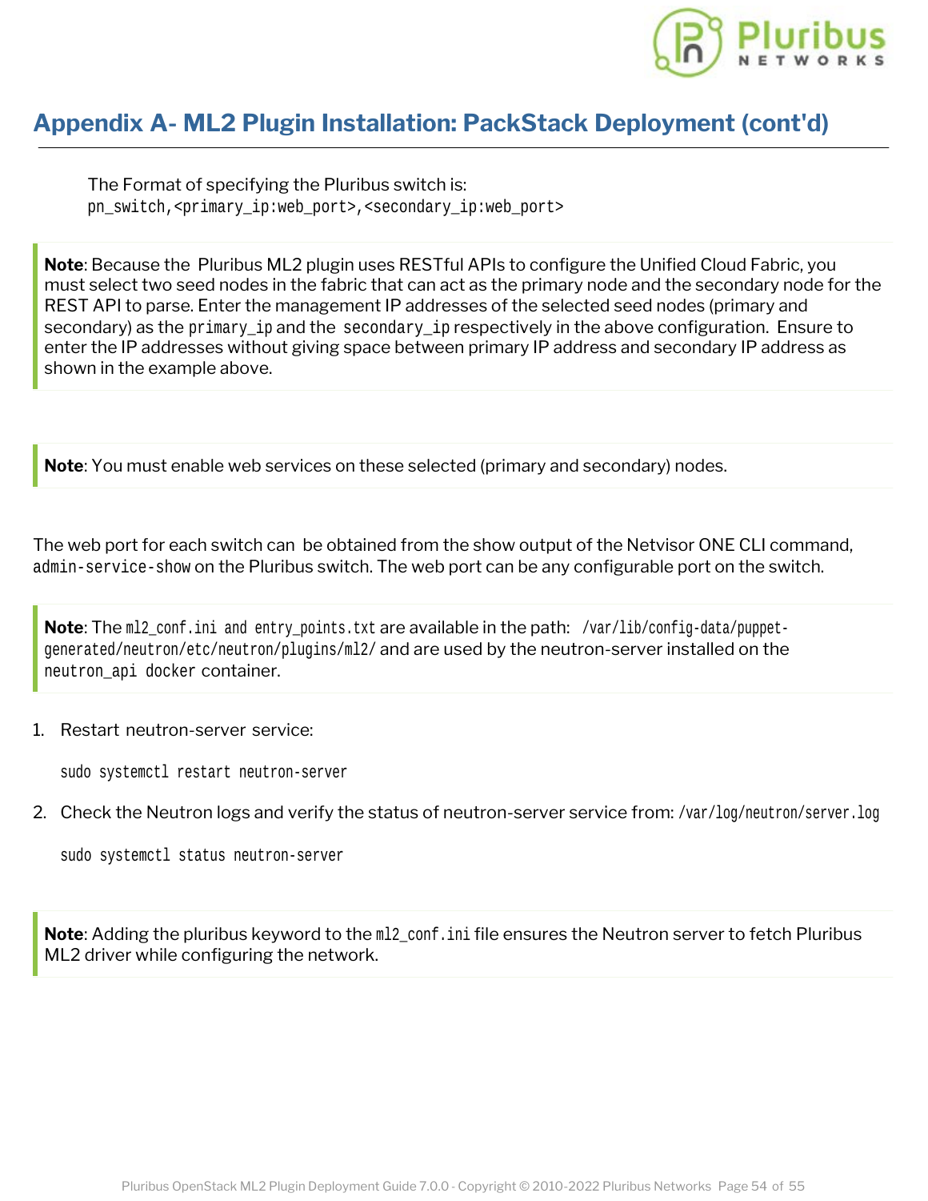## Appendix A- ML2 Plugin Installation: PackStack Deployment (cont'd)

The Format of specifying the Pluribus switch is:
`pn_switch,<primary_ip:web_port>,<secondary_ip:web_port>`

**Note**: Because the Pluribus ML2 plugin uses RESTful APIs to configure the Unified Cloud Fabric, you must select two seed nodes in the fabric that can act as the primary node and the secondary node for the REST API to parse. Enter the management IP addresses of the selected seed nodes (primary and secondary) as the `primary_ip` and the `secondary_ip` respectively in the above configuration. Ensure to enter the IP addresses without giving space between primary IP address and secondary IP address as shown in the example above.

**Note**: You must enable web services on these selected (primary and secondary) nodes.

The web port for each switch can be obtained from the show output of the Netvisor ONE CLI command, `admin-service-show` on the Pluribus switch. The web port can be any configurable port on the switch.

**Note**: The `ml2_conf.ini and entry_points.txt` are available in the path: `/var/lib/config-data/puppet-generated/neutron/etc/neutron/plugins/ml2/` and are used by the neutron-server installed on the `neutron_api docker` container.

1. Restart neutron-server service:

```
sudo systemctl restart neutron-server
```

2. Check the Neutron logs and verify the status of neutron-server service from: `/var/log/neutron/server.log`

```
sudo systemctl status neutron-server
```

**Note**: Adding the pluribus keyword to the `ml2_conf.ini` file ensures the Neutron server to fetch Pluribus ML2 driver while configuring the network.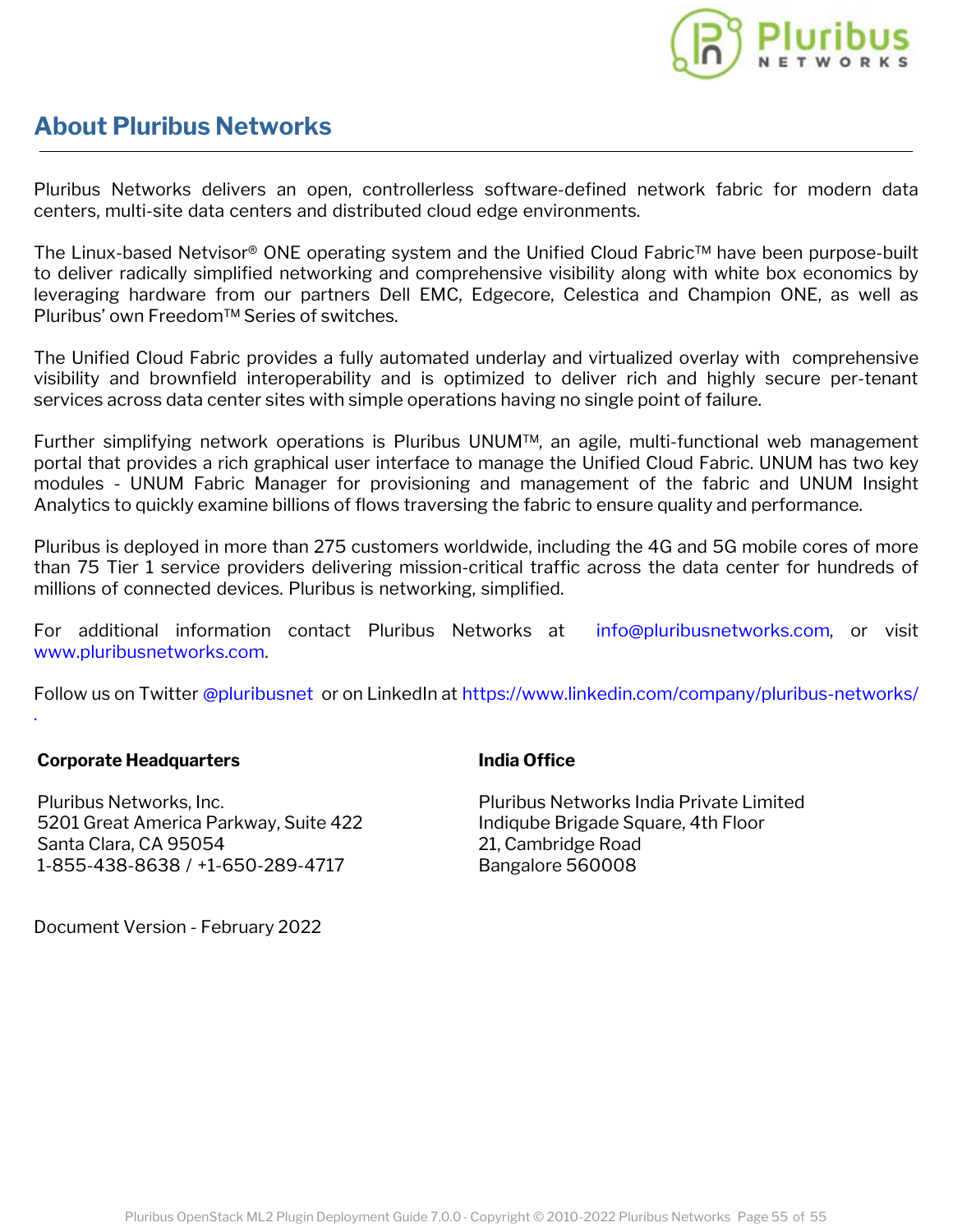## About Pluribus Networks

Pluribus Networks delivers an open, controllerless software-defined network fabric for modern data centers, multi-site data centers and distributed cloud edge environments.

The Linux-based Netvisor® ONE operating system and the Unified Cloud Fabric™ have been purpose-built to deliver radically simplified networking and comprehensive visibility along with white box economics by leveraging hardware from our partners Dell EMC, Edgecore, Celestica and Champion ONE, as well as Pluribus' own Freedom™ Series of switches.

The Unified Cloud Fabric provides a fully automated underlay and virtualized overlay with comprehensive visibility and brownfield interoperability and is optimized to deliver rich and highly secure per-tenant services across data center sites with simple operations having no single point of failure.

Further simplifying network operations is Pluribus UNUM™, an agile, multi-functional web management portal that provides a rich graphical user interface to manage the Unified Cloud Fabric. UNUM has two key modules - UNUM Fabric Manager for provisioning and management of the fabric and UNUM Insight Analytics to quickly examine billions of flows traversing the fabric to ensure quality and performance.

Pluribus is deployed in more than 275 customers worldwide, including the 4G and 5G mobile cores of more than 75 Tier 1 service providers delivering mission-critical traffic across the data center for hundreds of millions of connected devices. Pluribus is networking, simplified.

For additional information contact Pluribus Networks at info@pluribusnetworks.com, or visit www.pluribusnetworks.com.

Follow us on Twitter @pluribusnet or on LinkedIn at https://www.linkedin.com/company/pluribus-networks/.

**Corporate Headquarters**

Pluribus Networks, Inc.
5201 Great America Parkway, Suite 422
Santa Clara, CA 95054
1-855-438-8638 / +1-650-289-4717

**India Office**

Pluribus Networks India Private Limited
Indiqube Brigade Square, 4th Floor
21, Cambridge Road
Bangalore 560008

Document Version - February 2022